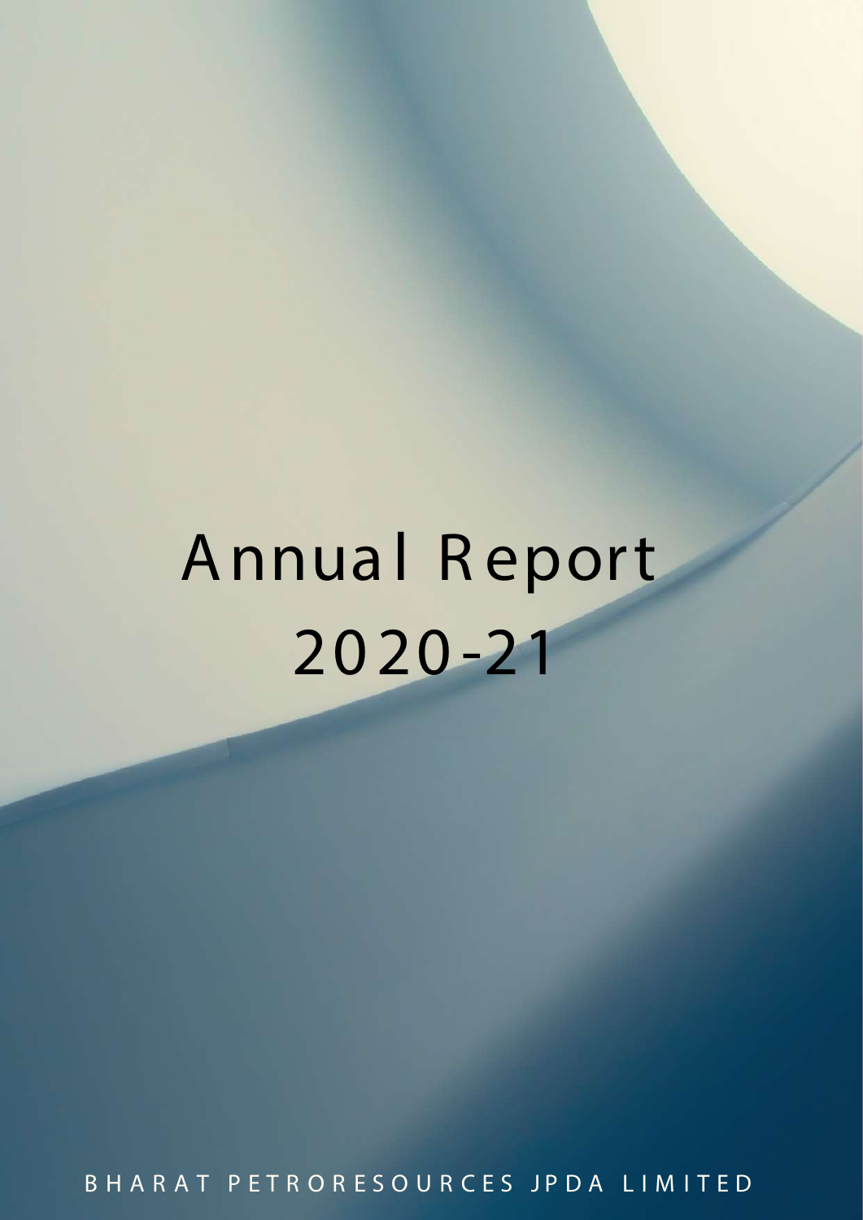# Annual Report 2020-21

BHARAT PETRORESOURCES JPDA LIMITED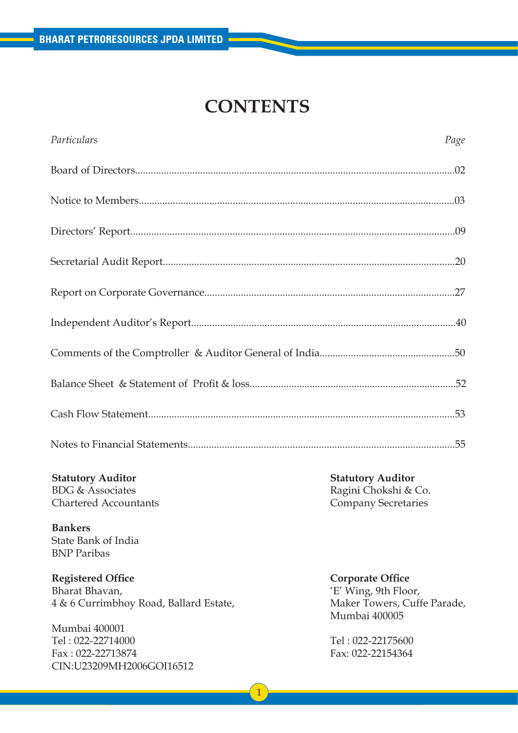# CONTENTS

| *Particulars* | *Page* |
|---|---|
| Board of Directors | 02 |
| Notice to Members | 03 |
| Directors' Report | 09 |
| Secretarial Audit Report | 20 |
| Report on Corporate Governance | 27 |
| Independent Auditor's Report | 40 |
| Comments of the Comptroller & Auditor General of India | 50 |
| Balance Sheet & Statement of Profit & loss | 52 |
| Cash Flow Statement | 53 |
| Notes to Financial Statements | 55 |

**Statutory Auditor**
BDG & Associates
Chartered Accountants

**Statutory Auditor**
Ragini Chokshi & Co.
Company Secretaries

**Bankers**
State Bank of India
BNP Paribas

**Registered Office**
Bharat Bhavan,
4 & 6 Currimbhoy Road, Ballard Estate,

Mumbai 400001
Tel : 022-22714000
Fax : 022-22713874
CIN:U23209MH2006GOI16512

**Corporate Office**
'E' Wing, 9th Floor,
Maker Towers, Cuffe Parade,
Mumbai 400005

Tel : 022-22175600
Fax: 022-22154364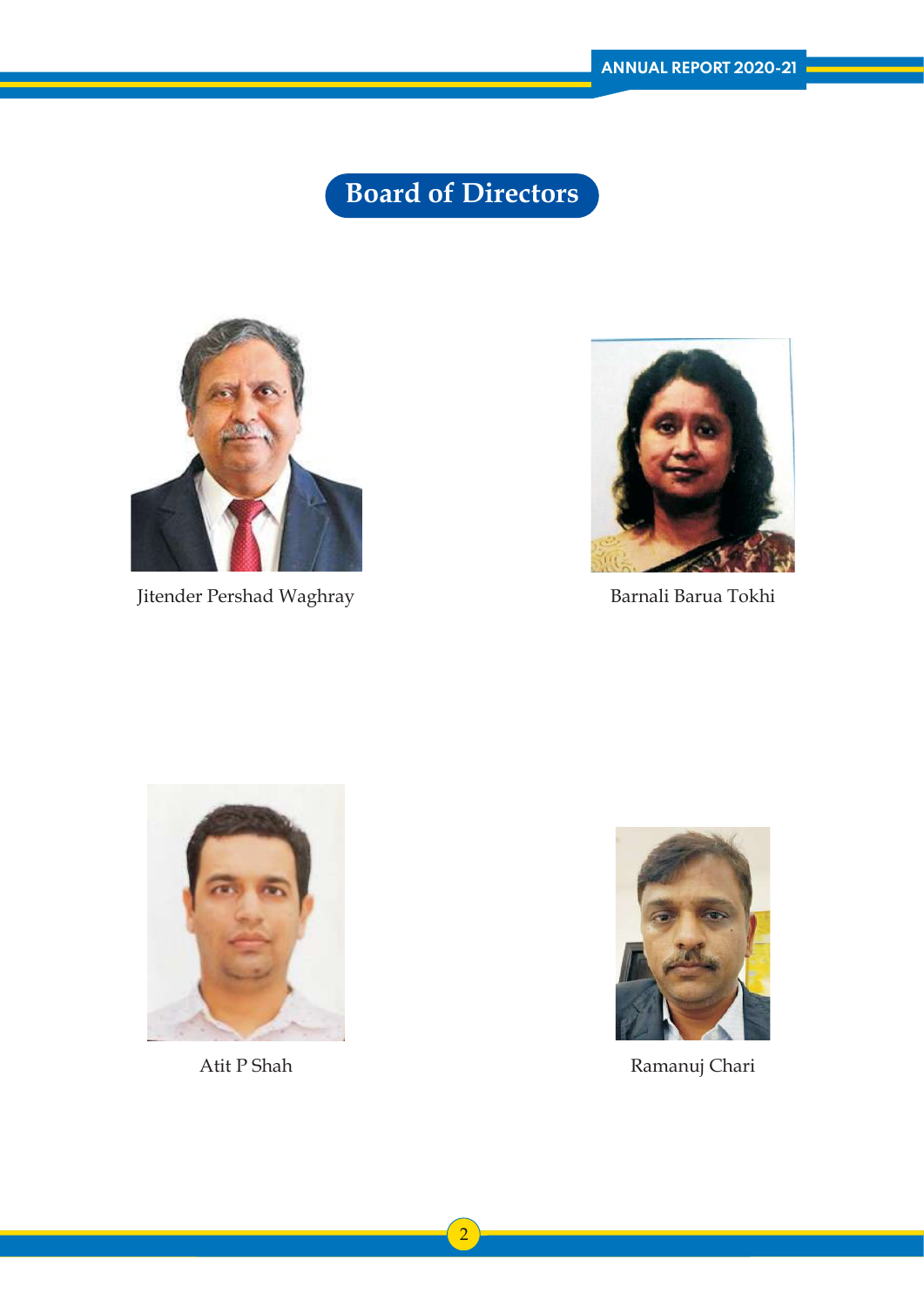# Board of Directors

Jitender Pershad Waghray

Barnali Barua Tokhi

Atit P Shah

Ramanuj Chari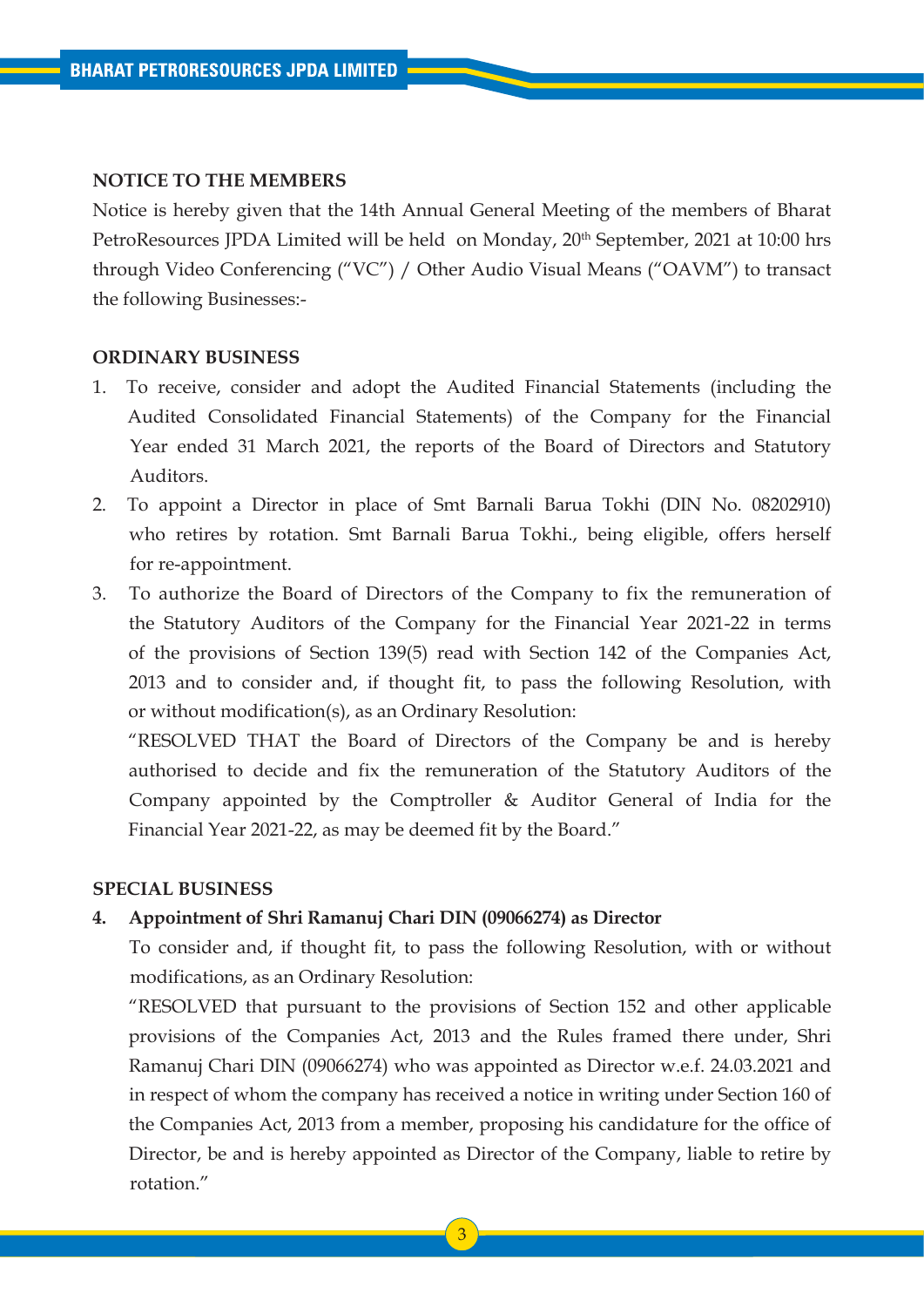## NOTICE TO THE MEMBERS

Notice is hereby given that the 14th Annual General Meeting of the members of Bharat PetroResources JPDA Limited will be held on Monday, 20th September, 2021 at 10:00 hrs through Video Conferencing ("VC") / Other Audio Visual Means ("OAVM") to transact the following Businesses:-

## ORDINARY BUSINESS

1. To receive, consider and adopt the Audited Financial Statements (including the Audited Consolidated Financial Statements) of the Company for the Financial Year ended 31 March 2021, the reports of the Board of Directors and Statutory Auditors.
2. To appoint a Director in place of Smt Barnali Barua Tokhi (DIN No. 08202910) who retires by rotation. Smt Barnali Barua Tokhi., being eligible, offers herself for re-appointment.
3. To authorize the Board of Directors of the Company to fix the remuneration of the Statutory Auditors of the Company for the Financial Year 2021-22 in terms of the provisions of Section 139(5) read with Section 142 of the Companies Act, 2013 and to consider and, if thought fit, to pass the following Resolution, with or without modification(s), as an Ordinary Resolution:

   "RESOLVED THAT the Board of Directors of the Company be and is hereby authorised to decide and fix the remuneration of the Statutory Auditors of the Company appointed by the Comptroller & Auditor General of India for the Financial Year 2021-22, as may be deemed fit by the Board."

## SPECIAL BUSINESS

4. **Appointment of Shri Ramanuj Chari DIN (09066274) as Director**

   To consider and, if thought fit, to pass the following Resolution, with or without modifications, as an Ordinary Resolution:

   "RESOLVED that pursuant to the provisions of Section 152 and other applicable provisions of the Companies Act, 2013 and the Rules framed there under, Shri Ramanuj Chari DIN (09066274) who was appointed as Director w.e.f. 24.03.2021 and in respect of whom the company has received a notice in writing under Section 160 of the Companies Act, 2013 from a member, proposing his candidature for the office of Director, be and is hereby appointed as Director of the Company, liable to retire by rotation."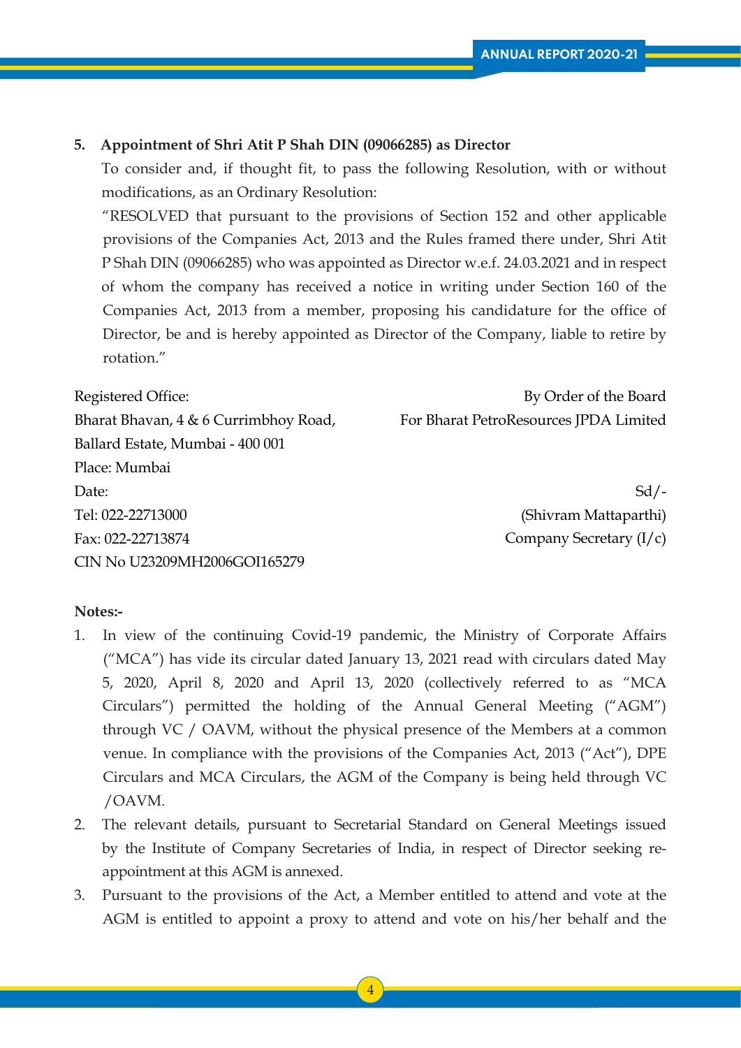5. **Appointment of Shri Atit P Shah DIN (09066285) as Director**

   To consider and, if thought fit, to pass the following Resolution, with or without modifications, as an Ordinary Resolution:

   "RESOLVED that pursuant to the provisions of Section 152 and other applicable provisions of the Companies Act, 2013 and the Rules framed there under, Shri Atit P Shah DIN (09066285) who was appointed as Director w.e.f. 24.03.2021 and in respect of whom the company has received a notice in writing under Section 160 of the Companies Act, 2013 from a member, proposing his candidature for the office of Director, be and is hereby appointed as Director of the Company, liable to retire by rotation."

Registered Office:
Bharat Bhavan, 4 & 6 Currimbhoy Road,
Ballard Estate, Mumbai - 400 001
Place: Mumbai
Date:
Tel: 022-22713000
Fax: 022-22713874
CIN No U23209MH2006GOI165279

By Order of the Board
For Bharat PetroResources JPDA Limited

Sd/-
(Shivram Mattaparthi)
Company Secretary (I/c)

**Notes:-**

1. In view of the continuing Covid-19 pandemic, the Ministry of Corporate Affairs ("MCA") has vide its circular dated January 13, 2021 read with circulars dated May 5, 2020, April 8, 2020 and April 13, 2020 (collectively referred to as "MCA Circulars") permitted the holding of the Annual General Meeting ("AGM") through VC / OAVM, without the physical presence of the Members at a common venue. In compliance with the provisions of the Companies Act, 2013 ("Act"), DPE Circulars and MCA Circulars, the AGM of the Company is being held through VC /OAVM.
2. The relevant details, pursuant to Secretarial Standard on General Meetings issued by the Institute of Company Secretaries of India, in respect of Director seeking re-appointment at this AGM is annexed.
3. Pursuant to the provisions of the Act, a Member entitled to attend and vote at the AGM is entitled to appoint a proxy to attend and vote on his/her behalf and the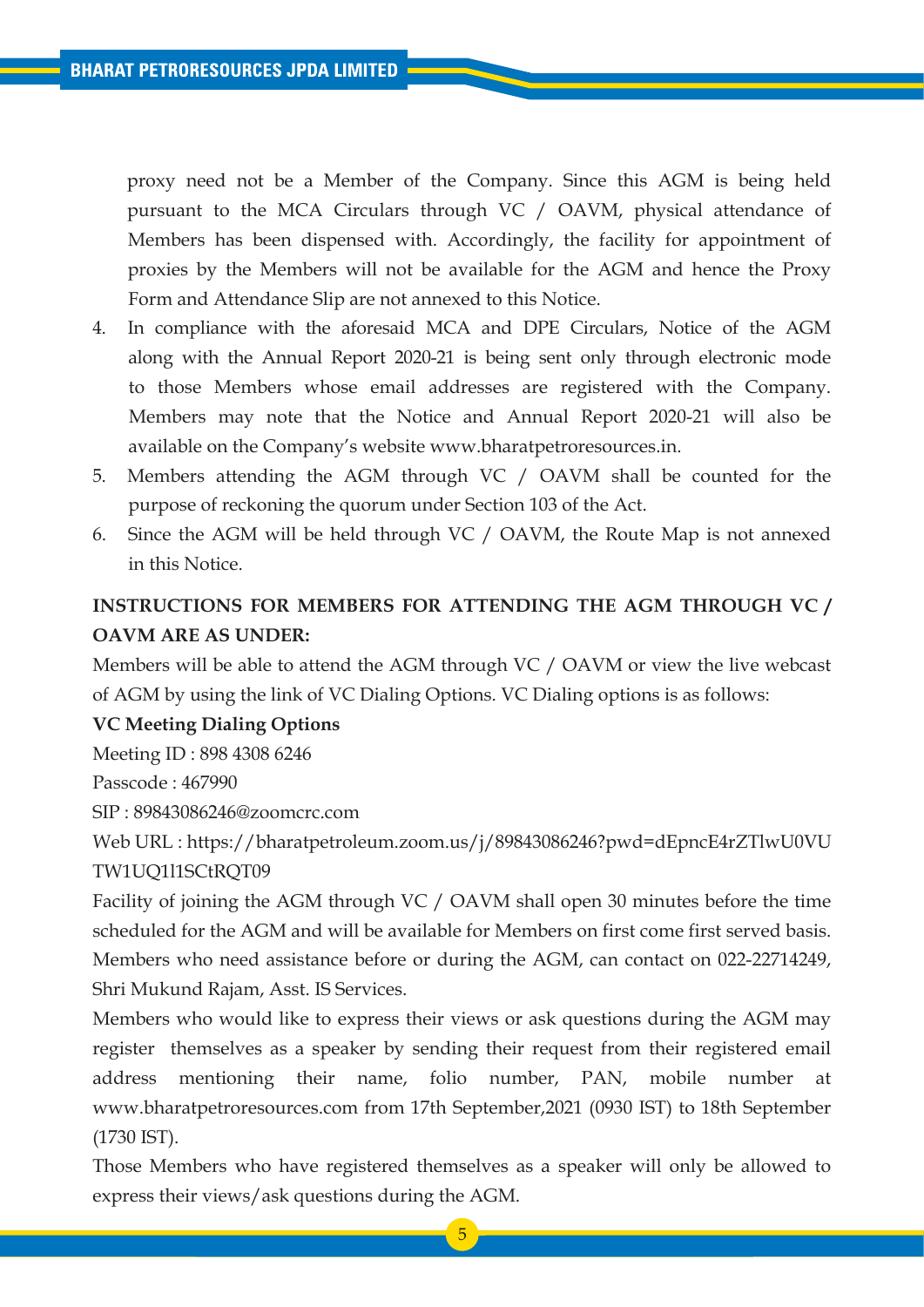proxy need not be a Member of the Company. Since this AGM is being held pursuant to the MCA Circulars through VC / OAVM, physical attendance of Members has been dispensed with. Accordingly, the facility for appointment of proxies by the Members will not be available for the AGM and hence the Proxy Form and Attendance Slip are not annexed to this Notice.

4. In compliance with the aforesaid MCA and DPE Circulars, Notice of the AGM along with the Annual Report 2020-21 is being sent only through electronic mode to those Members whose email addresses are registered with the Company. Members may note that the Notice and Annual Report 2020-21 will also be available on the Company's website www.bharatpetroresources.in.
5. Members attending the AGM through VC / OAVM shall be counted for the purpose of reckoning the quorum under Section 103 of the Act.
6. Since the AGM will be held through VC / OAVM, the Route Map is not annexed in this Notice.

**INSTRUCTIONS FOR MEMBERS FOR ATTENDING THE AGM THROUGH VC / OAVM ARE AS UNDER:**

Members will be able to attend the AGM through VC / OAVM or view the live webcast of AGM by using the link of VC Dialing Options. VC Dialing options is as follows:

**VC Meeting Dialing Options**

Meeting ID : 898 4308 6246

Passcode : 467990

SIP : 89843086246@zoomcrc.com

Web URL : https://bharatpetroleum.zoom.us/j/89843086246?pwd=dEpncE4rZTlwU0VUTW1UQ1l1SCtRQT09

Facility of joining the AGM through VC / OAVM shall open 30 minutes before the time scheduled for the AGM and will be available for Members on first come first served basis. Members who need assistance before or during the AGM, can contact on 022-22714249, Shri Mukund Rajam, Asst. IS Services.

Members who would like to express their views or ask questions during the AGM may register themselves as a speaker by sending their request from their registered email address mentioning their name, folio number, PAN, mobile number at www.bharatpetroresources.com from 17th September,2021 (0930 IST) to 18th September (1730 IST).

Those Members who have registered themselves as a speaker will only be allowed to express their views/ask questions during the AGM.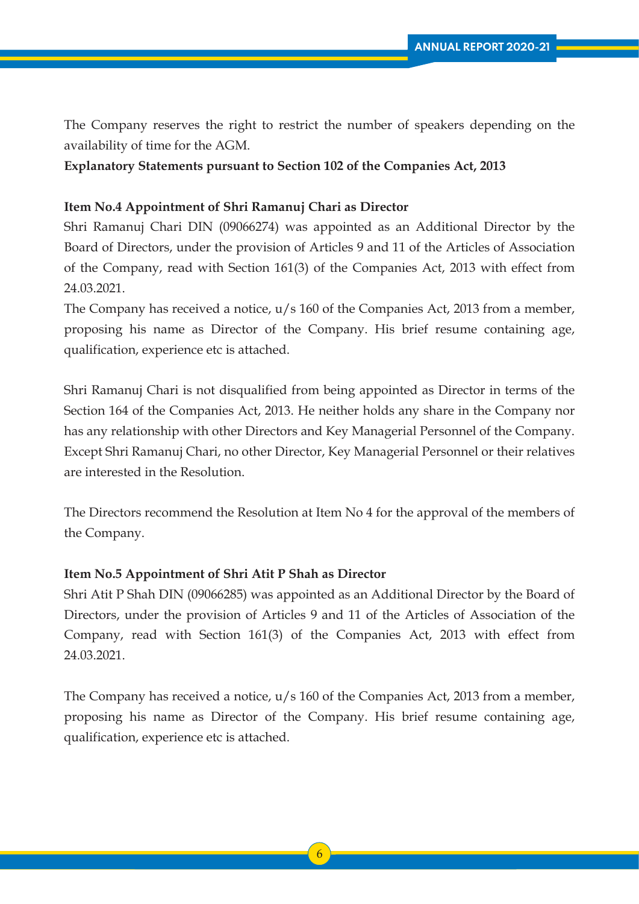The Company reserves the right to restrict the number of speakers depending on the availability of time for the AGM.

**Explanatory Statements pursuant to Section 102 of the Companies Act, 2013**

**Item No.4 Appointment of Shri Ramanuj Chari as Director**

Shri Ramanuj Chari DIN (09066274) was appointed as an Additional Director by the Board of Directors, under the provision of Articles 9 and 11 of the Articles of Association of the Company, read with Section 161(3) of the Companies Act, 2013 with effect from 24.03.2021.

The Company has received a notice, u/s 160 of the Companies Act, 2013 from a member, proposing his name as Director of the Company. His brief resume containing age, qualification, experience etc is attached.

Shri Ramanuj Chari is not disqualified from being appointed as Director in terms of the Section 164 of the Companies Act, 2013. He neither holds any share in the Company nor has any relationship with other Directors and Key Managerial Personnel of the Company. Except Shri Ramanuj Chari, no other Director, Key Managerial Personnel or their relatives are interested in the Resolution.

The Directors recommend the Resolution at Item No 4 for the approval of the members of the Company.

**Item No.5 Appointment of Shri Atit P Shah as Director**

Shri Atit P Shah DIN (09066285) was appointed as an Additional Director by the Board of Directors, under the provision of Articles 9 and 11 of the Articles of Association of the Company, read with Section 161(3) of the Companies Act, 2013 with effect from 24.03.2021.

The Company has received a notice, u/s 160 of the Companies Act, 2013 from a member, proposing his name as Director of the Company. His brief resume containing age, qualification, experience etc is attached.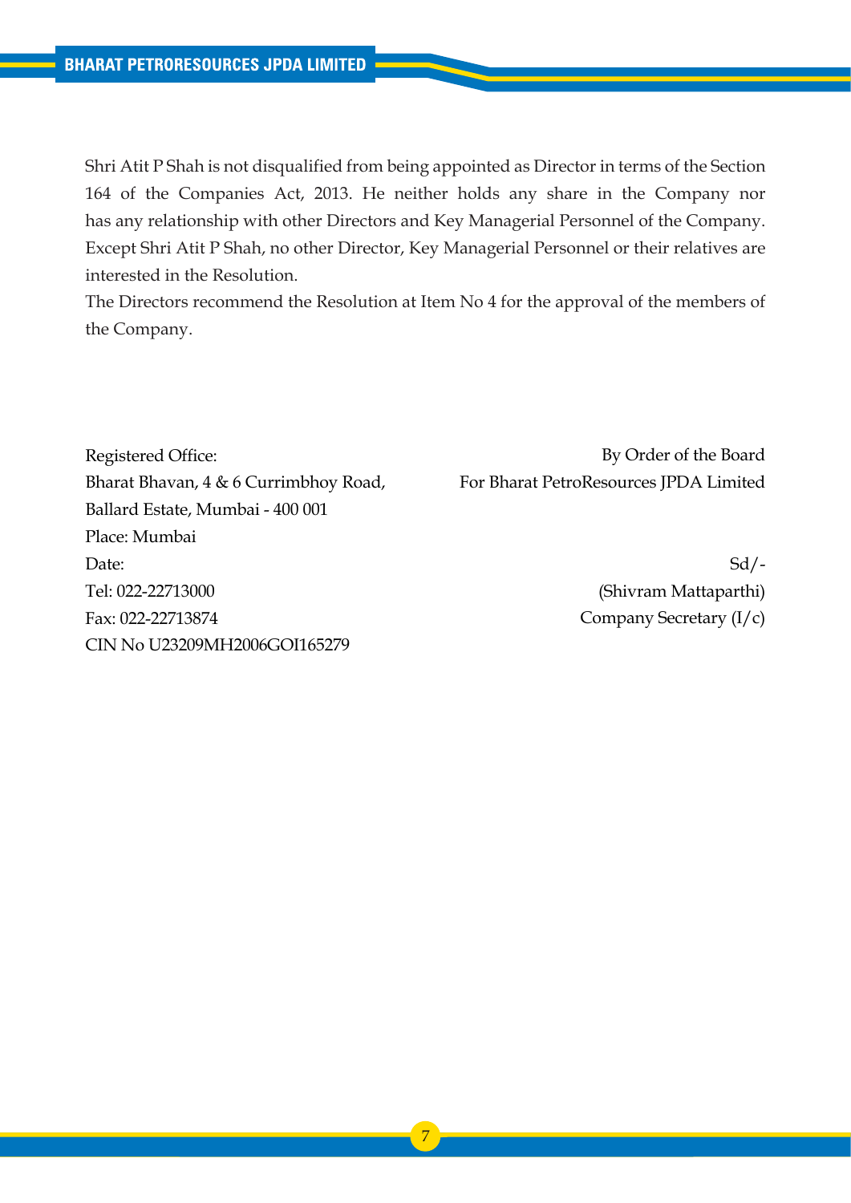Shri Atit P Shah is not disqualified from being appointed as Director in terms of the Section 164 of the Companies Act, 2013. He neither holds any share in the Company nor has any relationship with other Directors and Key Managerial Personnel of the Company. Except Shri Atit P Shah, no other Director, Key Managerial Personnel or their relatives are interested in the Resolution.

The Directors recommend the Resolution at Item No 4 for the approval of the members of the Company.

By Order of the Board
For Bharat PetroResources JPDA Limited

Sd/-
(Shivram Mattaparthi)
Company Secretary (I/c)

Registered Office:
Bharat Bhavan, 4 & 6 Currimbhoy Road,
Ballard Estate, Mumbai - 400 001
Place: Mumbai
Date:
Tel: 022-22713000
Fax: 022-22713874
CIN No U23209MH2006GOI165279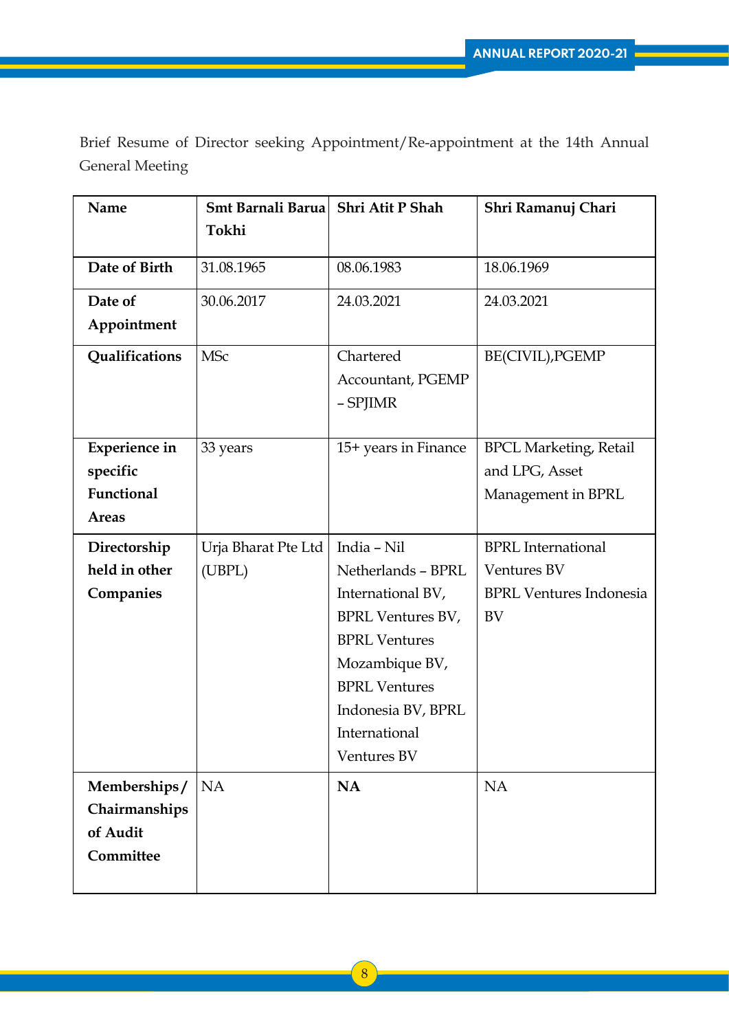Brief Resume of Director seeking Appointment/Re-appointment at the 14th Annual General Meeting

| **Name** | **Smt Barnali Barua Tokhi** | **Shri Atit P Shah** | **Shri Ramanuj Chari** |
|---|---|---|---|
| **Date of Birth** | 31.08.1965 | 08.06.1983 | 18.06.1969 |
| **Date of Appointment** | 30.06.2017 | 24.03.2021 | 24.03.2021 |
| **Qualifications** | MSc | Chartered Accountant, PGEMP – SPJIMR | BE(CIVIL),PGEMP |
| **Experience in specific Functional Areas** | 33 years | 15+ years in Finance | BPCL Marketing, Retail and LPG, Asset Management in BPRL |
| **Directorship held in other Companies** | Urja Bharat Pte Ltd (UBPL) | India – Nil<br>Netherlands – BPRL International BV, BPRL Ventures BV, BPRL Ventures Mozambique BV, BPRL Ventures Indonesia BV, BPRL International Ventures BV | BPRL International Ventures BV<br>BPRL Ventures Indonesia BV |
| **Memberships / Chairmanships of Audit Committee** | NA | **NA** | NA |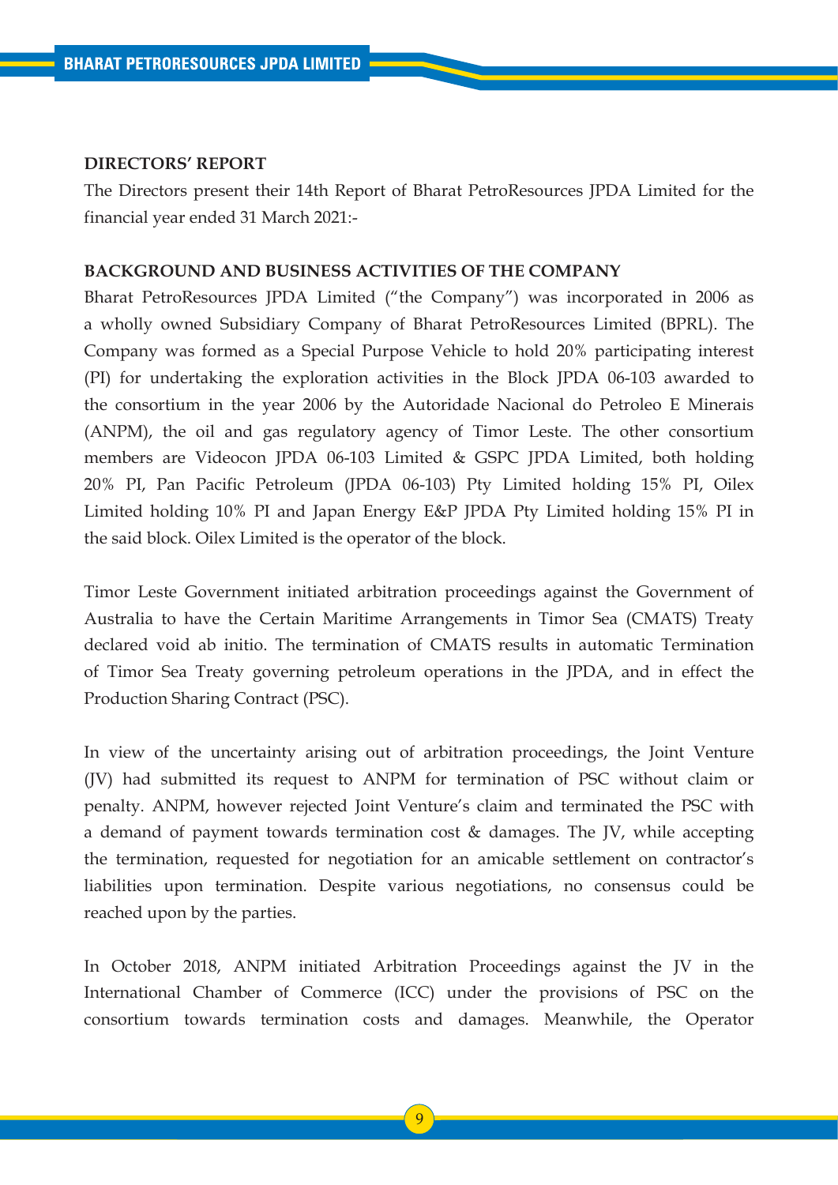## DIRECTORS' REPORT

The Directors present their 14th Report of Bharat PetroResources JPDA Limited for the financial year ended 31 March 2021:-

## BACKGROUND AND BUSINESS ACTIVITIES OF THE COMPANY

Bharat PetroResources JPDA Limited ("the Company") was incorporated in 2006 as a wholly owned Subsidiary Company of Bharat PetroResources Limited (BPRL). The Company was formed as a Special Purpose Vehicle to hold 20% participating interest (PI) for undertaking the exploration activities in the Block JPDA 06-103 awarded to the consortium in the year 2006 by the Autoridade Nacional do Petroleo E Minerais (ANPM), the oil and gas regulatory agency of Timor Leste. The other consortium members are Videocon JPDA 06-103 Limited & GSPC JPDA Limited, both holding 20% PI, Pan Pacific Petroleum (JPDA 06-103) Pty Limited holding 15% PI, Oilex Limited holding 10% PI and Japan Energy E&P JPDA Pty Limited holding 15% PI in the said block. Oilex Limited is the operator of the block.

Timor Leste Government initiated arbitration proceedings against the Government of Australia to have the Certain Maritime Arrangements in Timor Sea (CMATS) Treaty declared void ab initio. The termination of CMATS results in automatic Termination of Timor Sea Treaty governing petroleum operations in the JPDA, and in effect the Production Sharing Contract (PSC).

In view of the uncertainty arising out of arbitration proceedings, the Joint Venture (JV) had submitted its request to ANPM for termination of PSC without claim or penalty. ANPM, however rejected Joint Venture's claim and terminated the PSC with a demand of payment towards termination cost & damages. The JV, while accepting the termination, requested for negotiation for an amicable settlement on contractor's liabilities upon termination. Despite various negotiations, no consensus could be reached upon by the parties.

In October 2018, ANPM initiated Arbitration Proceedings against the JV in the International Chamber of Commerce (ICC) under the provisions of PSC on the consortium towards termination costs and damages. Meanwhile, the Operator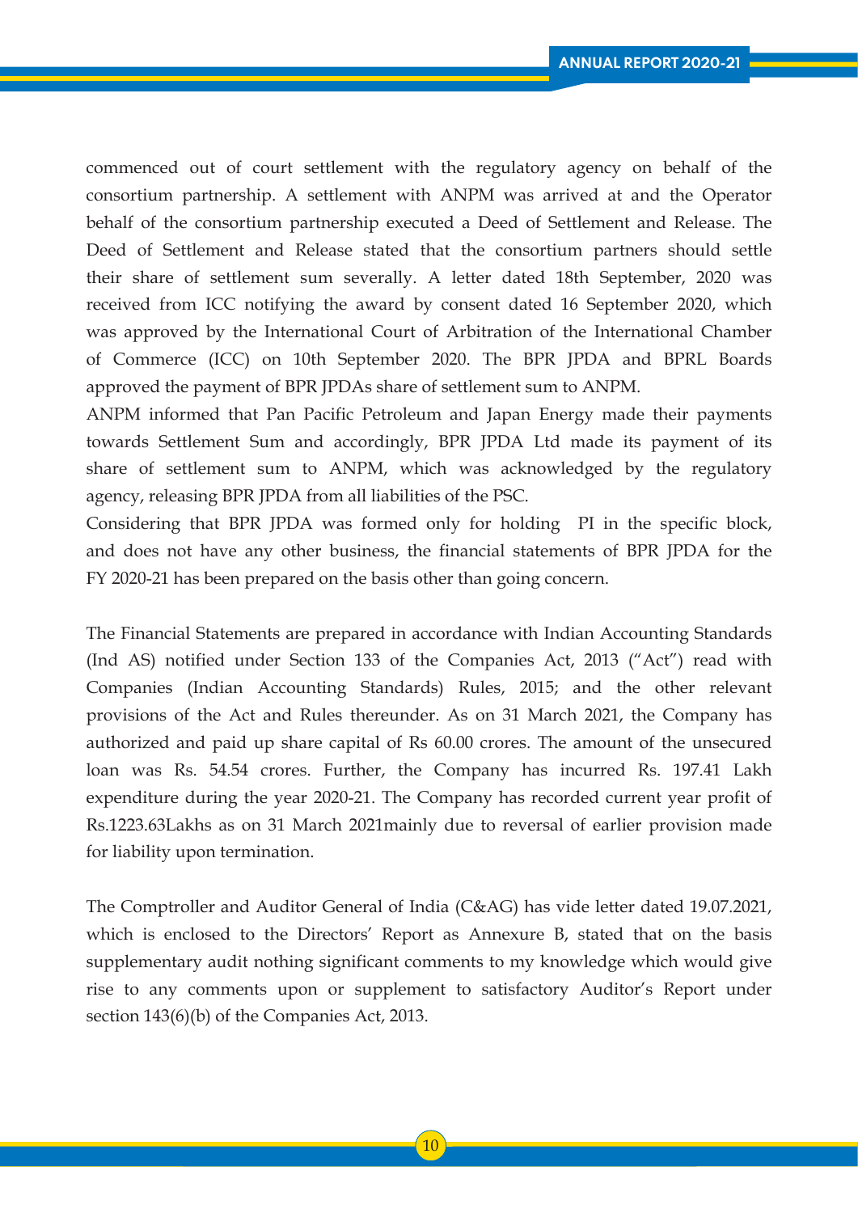commenced out of court settlement with the regulatory agency on behalf of the consortium partnership. A settlement with ANPM was arrived at and the Operator behalf of the consortium partnership executed a Deed of Settlement and Release. The Deed of Settlement and Release stated that the consortium partners should settle their share of settlement sum severally. A letter dated 18th September, 2020 was received from ICC notifying the award by consent dated 16 September 2020, which was approved by the International Court of Arbitration of the International Chamber of Commerce (ICC) on 10th September 2020. The BPR JPDA and BPRL Boards approved the payment of BPR JPDAs share of settlement sum to ANPM.

ANPM informed that Pan Pacific Petroleum and Japan Energy made their payments towards Settlement Sum and accordingly, BPR JPDA Ltd made its payment of its share of settlement sum to ANPM, which was acknowledged by the regulatory agency, releasing BPR JPDA from all liabilities of the PSC.

Considering that BPR JPDA was formed only for holding PI in the specific block, and does not have any other business, the financial statements of BPR JPDA for the FY 2020-21 has been prepared on the basis other than going concern.

The Financial Statements are prepared in accordance with Indian Accounting Standards (Ind AS) notified under Section 133 of the Companies Act, 2013 ("Act") read with Companies (Indian Accounting Standards) Rules, 2015; and the other relevant provisions of the Act and Rules thereunder. As on 31 March 2021, the Company has authorized and paid up share capital of Rs 60.00 crores. The amount of the unsecured loan was Rs. 54.54 crores. Further, the Company has incurred Rs. 197.41 Lakh expenditure during the year 2020-21. The Company has recorded current year profit of Rs.1223.63Lakhs as on 31 March 2021mainly due to reversal of earlier provision made for liability upon termination.

The Comptroller and Auditor General of India (C&AG) has vide letter dated 19.07.2021, which is enclosed to the Directors' Report as Annexure B, stated that on the basis supplementary audit nothing significant comments to my knowledge which would give rise to any comments upon or supplement to satisfactory Auditor's Report under section 143(6)(b) of the Companies Act, 2013.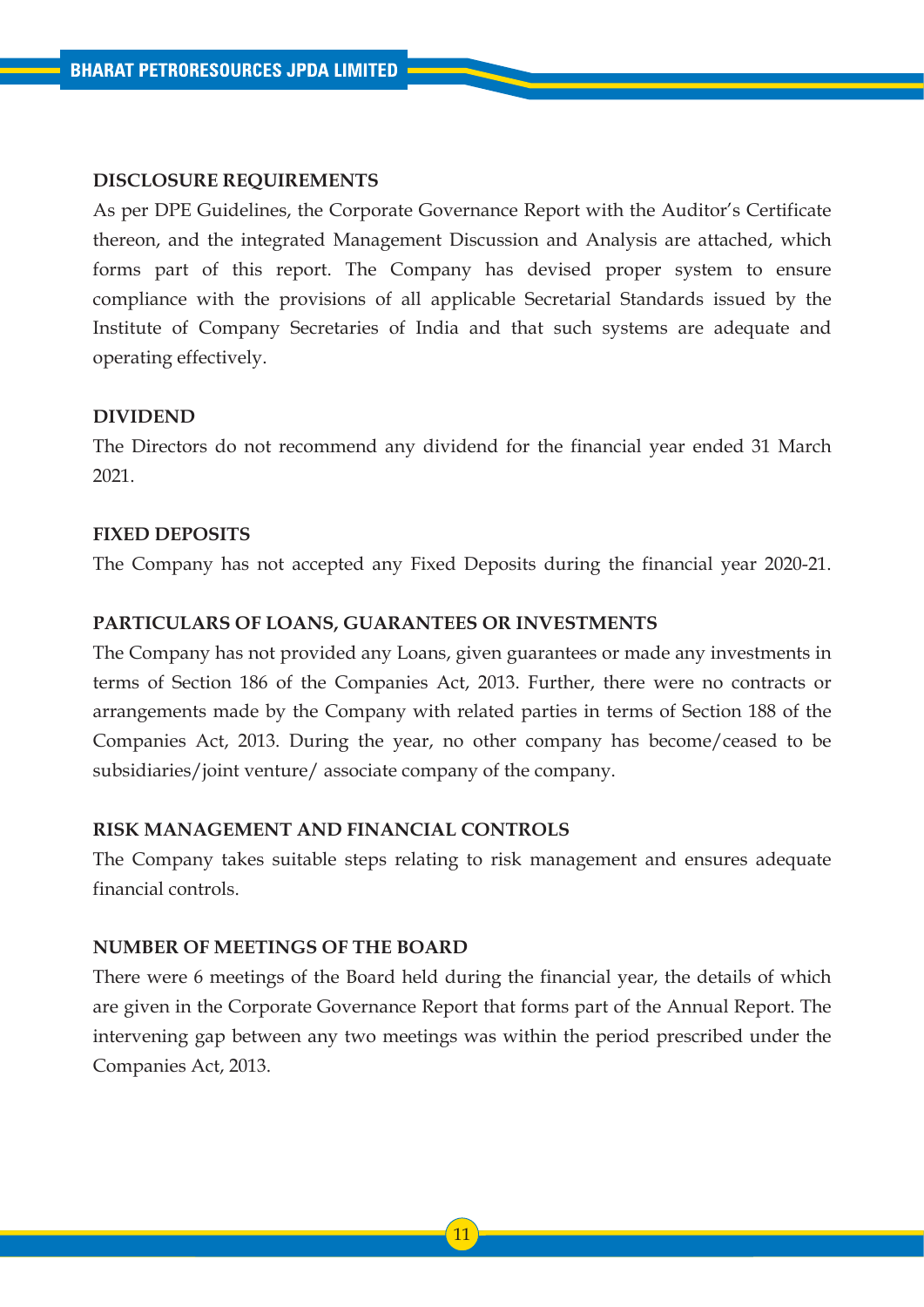## DISCLOSURE REQUIREMENTS

As per DPE Guidelines, the Corporate Governance Report with the Auditor's Certificate thereon, and the integrated Management Discussion and Analysis are attached, which forms part of this report. The Company has devised proper system to ensure compliance with the provisions of all applicable Secretarial Standards issued by the Institute of Company Secretaries of India and that such systems are adequate and operating effectively.

## DIVIDEND

The Directors do not recommend any dividend for the financial year ended 31 March 2021.

## FIXED DEPOSITS

The Company has not accepted any Fixed Deposits during the financial year 2020-21.

## PARTICULARS OF LOANS, GUARANTEES OR INVESTMENTS

The Company has not provided any Loans, given guarantees or made any investments in terms of Section 186 of the Companies Act, 2013. Further, there were no contracts or arrangements made by the Company with related parties in terms of Section 188 of the Companies Act, 2013. During the year, no other company has become/ceased to be subsidiaries/joint venture/ associate company of the company.

## RISK MANAGEMENT AND FINANCIAL CONTROLS

The Company takes suitable steps relating to risk management and ensures adequate financial controls.

## NUMBER OF MEETINGS OF THE BOARD

There were 6 meetings of the Board held during the financial year, the details of which are given in the Corporate Governance Report that forms part of the Annual Report. The intervening gap between any two meetings was within the period prescribed under the Companies Act, 2013.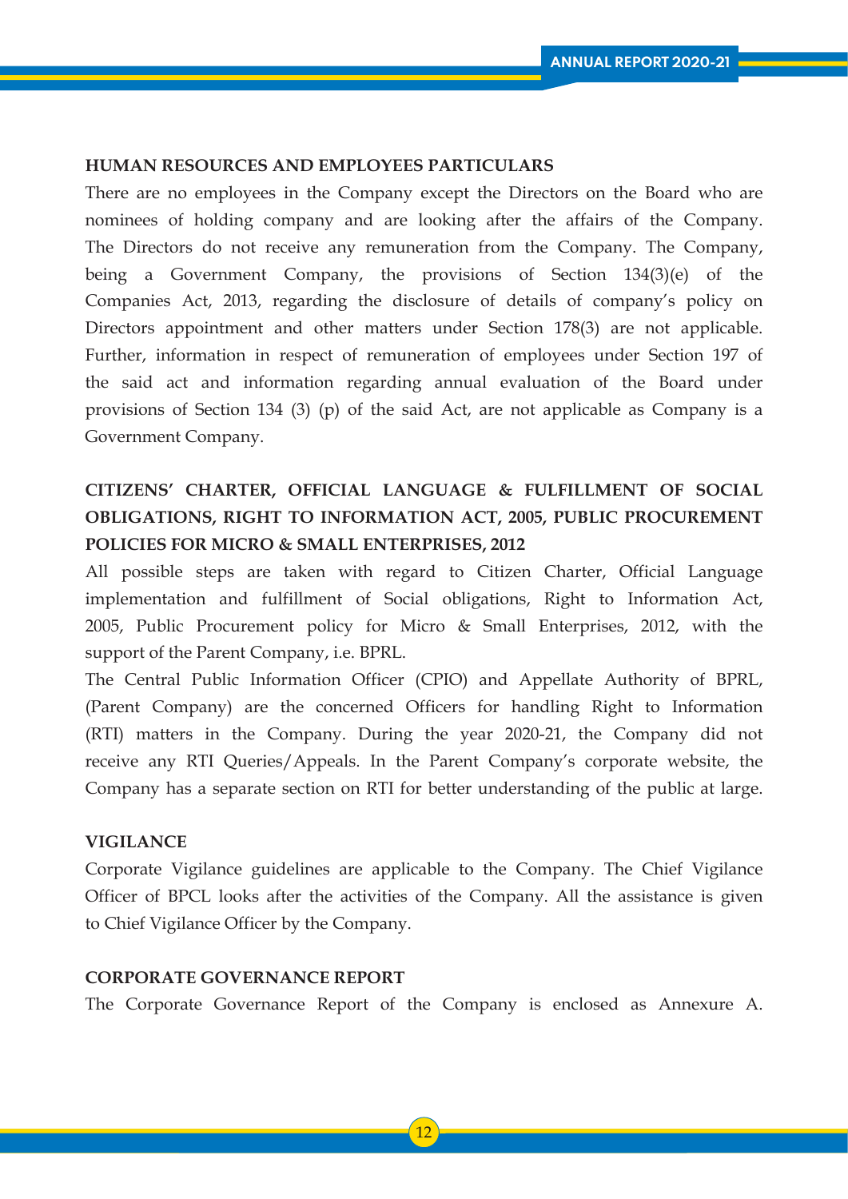### HUMAN RESOURCES AND EMPLOYEES PARTICULARS

There are no employees in the Company except the Directors on the Board who are nominees of holding company and are looking after the affairs of the Company. The Directors do not receive any remuneration from the Company. The Company, being a Government Company, the provisions of Section 134(3)(e) of the Companies Act, 2013, regarding the disclosure of details of company's policy on Directors appointment and other matters under Section 178(3) are not applicable. Further, information in respect of remuneration of employees under Section 197 of the said act and information regarding annual evaluation of the Board under provisions of Section 134 (3) (p) of the said Act, are not applicable as Company is a Government Company.

### CITIZENS' CHARTER, OFFICIAL LANGUAGE & FULFILLMENT OF SOCIAL OBLIGATIONS, RIGHT TO INFORMATION ACT, 2005, PUBLIC PROCUREMENT POLICIES FOR MICRO & SMALL ENTERPRISES, 2012

All possible steps are taken with regard to Citizen Charter, Official Language implementation and fulfillment of Social obligations, Right to Information Act, 2005, Public Procurement policy for Micro & Small Enterprises, 2012, with the support of the Parent Company, i.e. BPRL.

The Central Public Information Officer (CPIO) and Appellate Authority of BPRL, (Parent Company) are the concerned Officers for handling Right to Information (RTI) matters in the Company. During the year 2020-21, the Company did not receive any RTI Queries/Appeals. In the Parent Company's corporate website, the Company has a separate section on RTI for better understanding of the public at large.

### VIGILANCE

Corporate Vigilance guidelines are applicable to the Company. The Chief Vigilance Officer of BPCL looks after the activities of the Company. All the assistance is given to Chief Vigilance Officer by the Company.

### CORPORATE GOVERNANCE REPORT

The Corporate Governance Report of the Company is enclosed as Annexure A.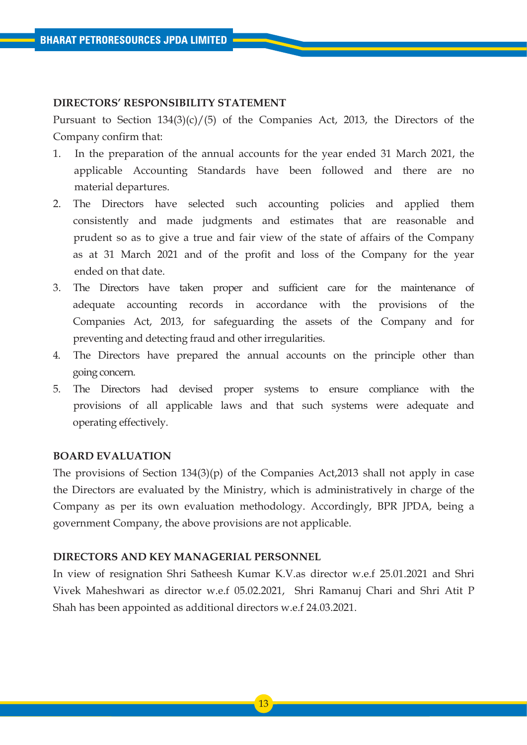## DIRECTORS' RESPONSIBILITY STATEMENT

Pursuant to Section 134(3)(c)/(5) of the Companies Act, 2013, the Directors of the Company confirm that:

1. In the preparation of the annual accounts for the year ended 31 March 2021, the applicable Accounting Standards have been followed and there are no material departures.
2. The Directors have selected such accounting policies and applied them consistently and made judgments and estimates that are reasonable and prudent so as to give a true and fair view of the state of affairs of the Company as at 31 March 2021 and of the profit and loss of the Company for the year ended on that date.
3. The Directors have taken proper and sufficient care for the maintenance of adequate accounting records in accordance with the provisions of the Companies Act, 2013, for safeguarding the assets of the Company and for preventing and detecting fraud and other irregularities.
4. The Directors have prepared the annual accounts on the principle other than going concern.
5. The Directors had devised proper systems to ensure compliance with the provisions of all applicable laws and that such systems were adequate and operating effectively.

## BOARD EVALUATION

The provisions of Section 134(3)(p) of the Companies Act,2013 shall not apply in case the Directors are evaluated by the Ministry, which is administratively in charge of the Company as per its own evaluation methodology. Accordingly, BPR JPDA, being a government Company, the above provisions are not applicable.

## DIRECTORS AND KEY MANAGERIAL PERSONNEL

In view of resignation Shri Satheesh Kumar K.V.as director w.e.f 25.01.2021 and Shri Vivek Maheshwari as director w.e.f 05.02.2021, Shri Ramanuj Chari and Shri Atit P Shah has been appointed as additional directors w.e.f 24.03.2021.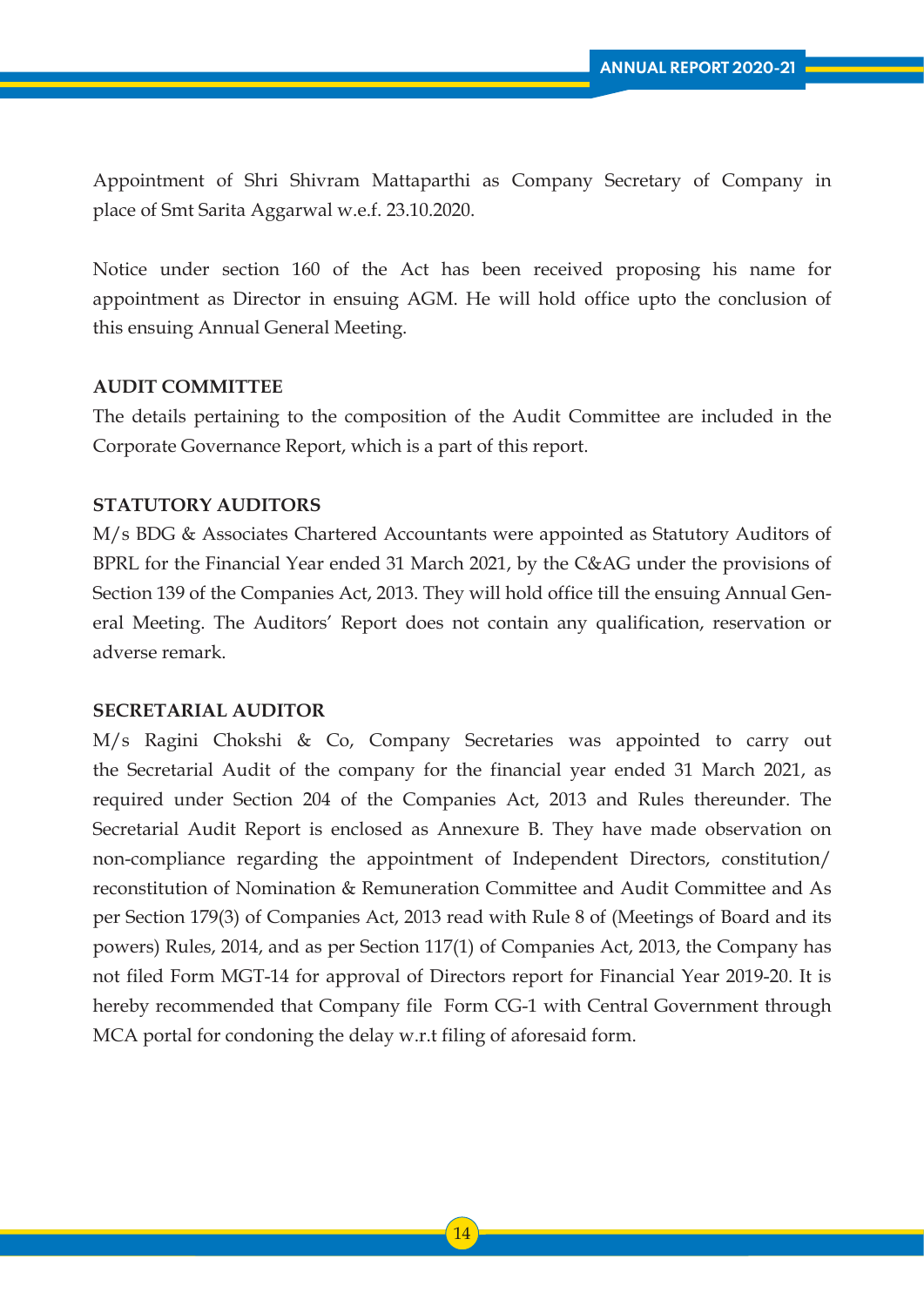Appointment of Shri Shivram Mattaparthi as Company Secretary of Company in place of Smt Sarita Aggarwal w.e.f. 23.10.2020.

Notice under section 160 of the Act has been received proposing his name for appointment as Director in ensuing AGM. He will hold office upto the conclusion of this ensuing Annual General Meeting.

**AUDIT COMMITTEE**

The details pertaining to the composition of the Audit Committee are included in the Corporate Governance Report, which is a part of this report.

**STATUTORY AUDITORS**

M/s BDG & Associates Chartered Accountants were appointed as Statutory Auditors of BPRL for the Financial Year ended 31 March 2021, by the C&AG under the provisions of Section 139 of the Companies Act, 2013. They will hold office till the ensuing Annual General Meeting. The Auditors' Report does not contain any qualification, reservation or adverse remark.

**SECRETARIAL AUDITOR**

M/s Ragini Chokshi & Co, Company Secretaries was appointed to carry out the Secretarial Audit of the company for the financial year ended 31 March 2021, as required under Section 204 of the Companies Act, 2013 and Rules thereunder. The Secretarial Audit Report is enclosed as Annexure B. They have made observation on non-compliance regarding the appointment of Independent Directors, constitution/ reconstitution of Nomination & Remuneration Committee and Audit Committee and As per Section 179(3) of Companies Act, 2013 read with Rule 8 of (Meetings of Board and its powers) Rules, 2014, and as per Section 117(1) of Companies Act, 2013, the Company has not filed Form MGT-14 for approval of Directors report for Financial Year 2019-20. It is hereby recommended that Company file Form CG-1 with Central Government through MCA portal for condoning the delay w.r.t filing of aforesaid form.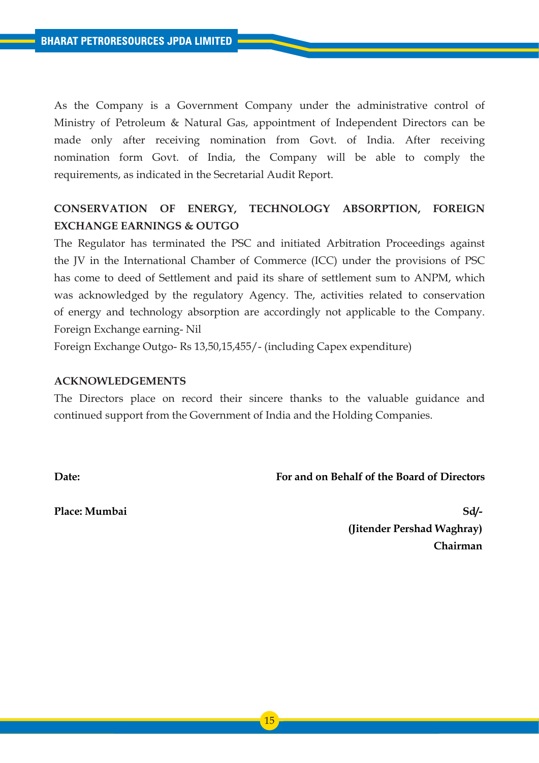As the Company is a Government Company under the administrative control of Ministry of Petroleum & Natural Gas, appointment of Independent Directors can be made only after receiving nomination from Govt. of India. After receiving nomination form Govt. of India, the Company will be able to comply the requirements, as indicated in the Secretarial Audit Report.

**CONSERVATION OF ENERGY, TECHNOLOGY ABSORPTION, FOREIGN EXCHANGE EARNINGS & OUTGO**

The Regulator has terminated the PSC and initiated Arbitration Proceedings against the JV in the International Chamber of Commerce (ICC) under the provisions of PSC has come to deed of Settlement and paid its share of settlement sum to ANPM, which was acknowledged by the regulatory Agency. The, activities related to conservation of energy and technology absorption are accordingly not applicable to the Company.
Foreign Exchange earning- Nil
Foreign Exchange Outgo- Rs 13,50,15,455/- (including Capex expenditure)

**ACKNOWLEDGEMENTS**

The Directors place on record their sincere thanks to the valuable guidance and continued support from the Government of India and the Holding Companies.

**Date:** **For and on Behalf of the Board of Directors**

**Place: Mumbai**

**Sd/-**
**(Jitender Pershad Waghray)**
**Chairman**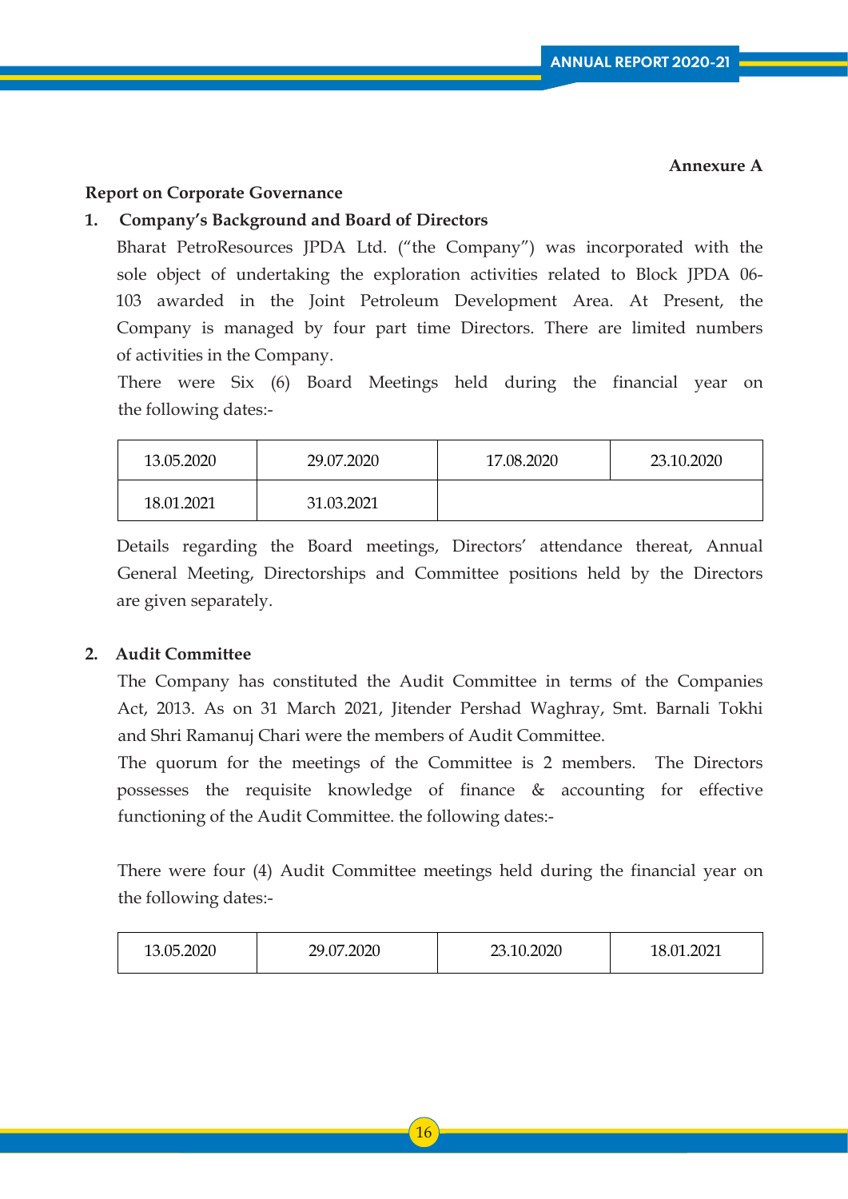**Annexure A**

**Report on Corporate Governance**

**1. Company's Background and Board of Directors**

Bharat PetroResources JPDA Ltd. ("the Company") was incorporated with the sole object of undertaking the exploration activities related to Block JPDA 06-103 awarded in the Joint Petroleum Development Area. At Present, the Company is managed by four part time Directors. There are limited numbers of activities in the Company.

There were Six (6) Board Meetings held during the financial year on the following dates:-

| 13.05.2020 | 29.07.2020 | 17.08.2020 | 23.10.2020 |
|---|---|---|---|
| 18.01.2021 | 31.03.2021 | | |

Details regarding the Board meetings, Directors' attendance thereat, Annual General Meeting, Directorships and Committee positions held by the Directors are given separately.

**2. Audit Committee**

The Company has constituted the Audit Committee in terms of the Companies Act, 2013. As on 31 March 2021, Jitender Pershad Waghray, Smt. Barnali Tokhi and Shri Ramanuj Chari were the members of Audit Committee.

The quorum for the meetings of the Committee is 2 members. The Directors possesses the requisite knowledge of finance & accounting for effective functioning of the Audit Committee. the following dates:-

There were four (4) Audit Committee meetings held during the financial year on the following dates:-

| 13.05.2020 | 29.07.2020 | 23.10.2020 | 18.01.2021 |
|---|---|---|---|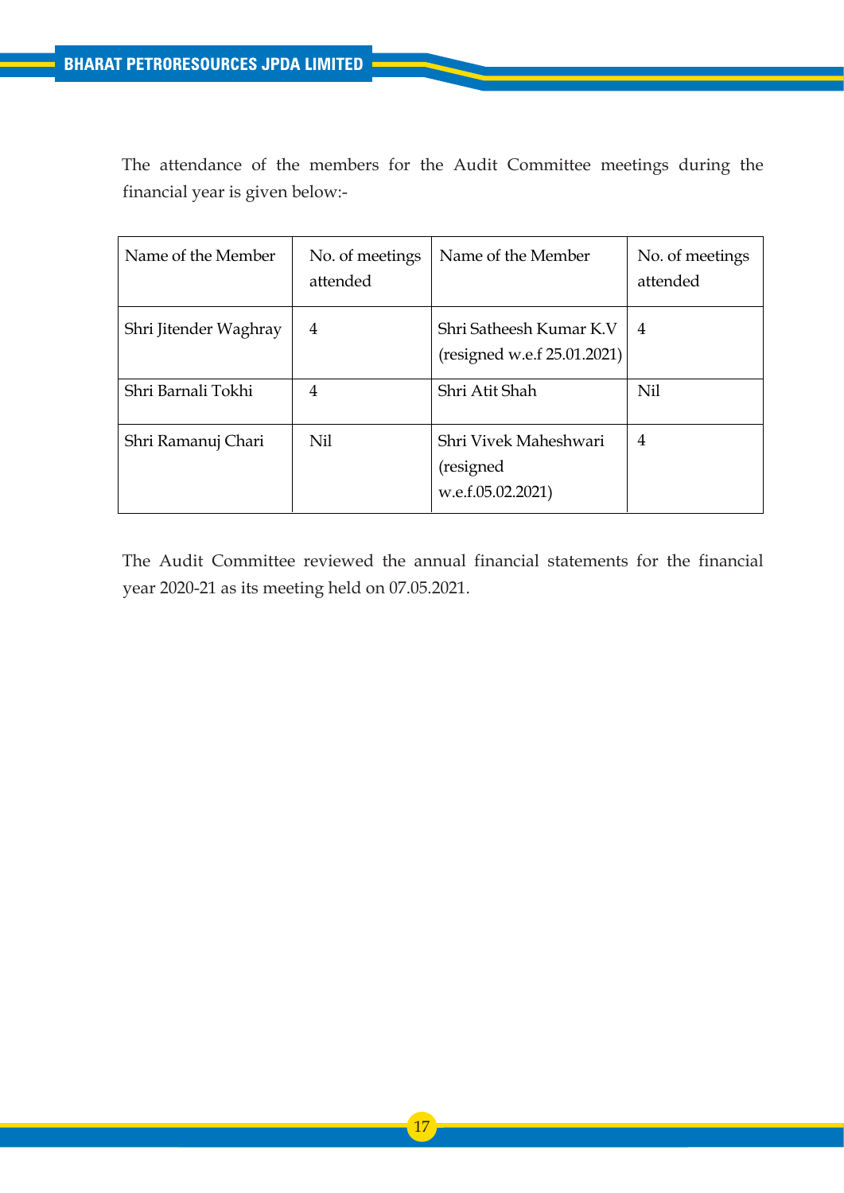The attendance of the members for the Audit Committee meetings during the financial year is given below:-

| Name of the Member | No. of meetings attended | Name of the Member | No. of meetings attended |
|---|---|---|---|
| Shri Jitender Waghray | 4 | Shri Satheesh Kumar K.V (resigned w.e.f 25.01.2021) | 4 |
| Shri Barnali Tokhi | 4 | Shri Atit Shah | Nil |
| Shri Ramanuj Chari | Nil | Shri Vivek Maheshwari (resigned w.e.f.05.02.2021) | 4 |

The Audit Committee reviewed the annual financial statements for the financial year 2020-21 as its meeting held on 07.05.2021.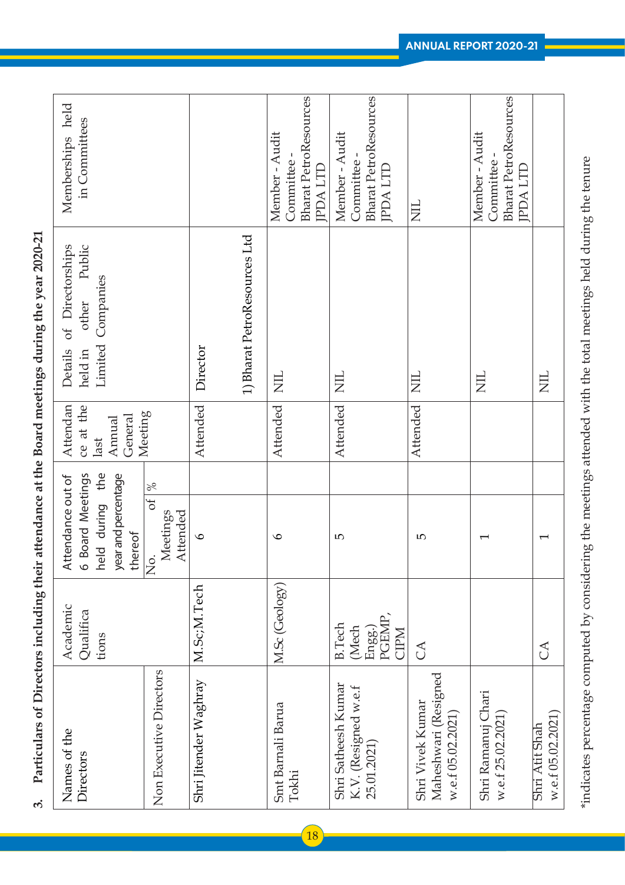## 3. Particulars of Directors including their attendance at the Board meetings during the year 2020-21

| Names of the Directors | Academic Qualifications | Attendance out of 6 Board Meetings held during the year and percentage thereof | | Attendance at the last Annual General Meeting | Details of Directorships held in other Public Limited Companies | Memberships held in Committees |
|---|---|---|---|---|---|---|
| | | No. of Meetings Attended | % | | | |
| Non Executive Directors | | | | | | |
| Shri Jitender Waghray | M.Sc;M.Tech | 6 | | Attended | Director<br>1) Bharat PetroResources Ltd | |
| Smt Barnali Barua Tokhi | M.Sc (Geology) | 6 | | Attended | NIL | Member - Audit Committee - Bharat PetroResources JPDA LTD |
| Shri Satheesh Kumar K.V. (Resigned w.e.f 25.01.2021) | B.Tech (Mech Engg.) PGEMP, CIPM | 5 | | Attended | NIL | Member - Audit Committee - Bharat PetroResources JPDA LTD |
| Shri Vivek Kumar Maheshwari (Resigned w.e.f 05.02.2021) | CA | 5 | | Attended | NIL | NIL |
| Shri Ramanuj Chari w.e.f 25.02.2021) | | 1 | | | NIL | Member - Audit Committee - Bharat PetroResources JPDA LTD |
| Shri Atit Shah w.e.f 05.02.2021) | CA | 1 | | | NIL | |

*indicates percentage computed by considering the meetings attended with the total meetings held during the tenure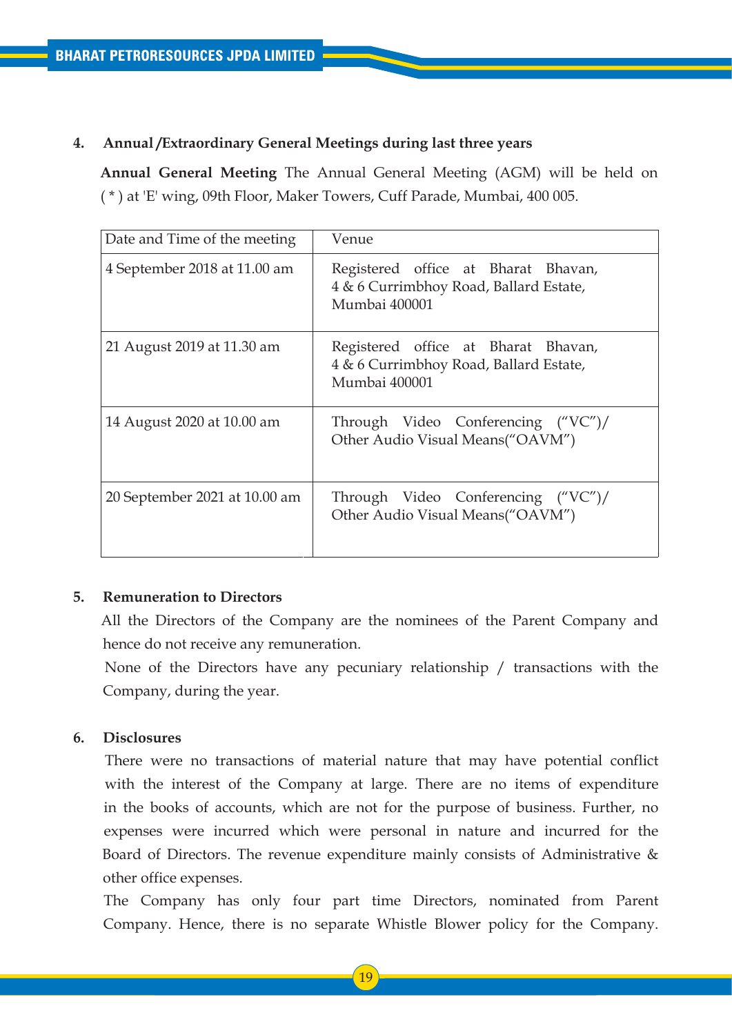### 4. Annual /Extraordinary General Meetings during last three years

**Annual General Meeting** The Annual General Meeting (AGM) will be held on ( * ) at 'E' wing, 09th Floor, Maker Towers, Cuff Parade, Mumbai, 400 005.

| Date and Time of the meeting | Venue |
|---|---|
| 4 September 2018 at 11.00 am | Registered office at Bharat Bhavan, 4 & 6 Currimbhoy Road, Ballard Estate, Mumbai 400001 |
| 21 August 2019 at 11.30 am | Registered office at Bharat Bhavan, 4 & 6 Currimbhoy Road, Ballard Estate, Mumbai 400001 |
| 14 August 2020 at 10.00 am | Through Video Conferencing ("VC")/ Other Audio Visual Means("OAVM") |
| 20 September 2021 at 10.00 am | Through Video Conferencing ("VC")/ Other Audio Visual Means("OAVM") |

### 5. Remuneration to Directors

All the Directors of the Company are the nominees of the Parent Company and hence do not receive any remuneration.

None of the Directors have any pecuniary relationship / transactions with the Company, during the year.

### 6. Disclosures

There were no transactions of material nature that may have potential conflict with the interest of the Company at large. There are no items of expenditure in the books of accounts, which are not for the purpose of business. Further, no expenses were incurred which were personal in nature and incurred for the Board of Directors. The revenue expenditure mainly consists of Administrative & other office expenses.

The Company has only four part time Directors, nominated from Parent Company. Hence, there is no separate Whistle Blower policy for the Company.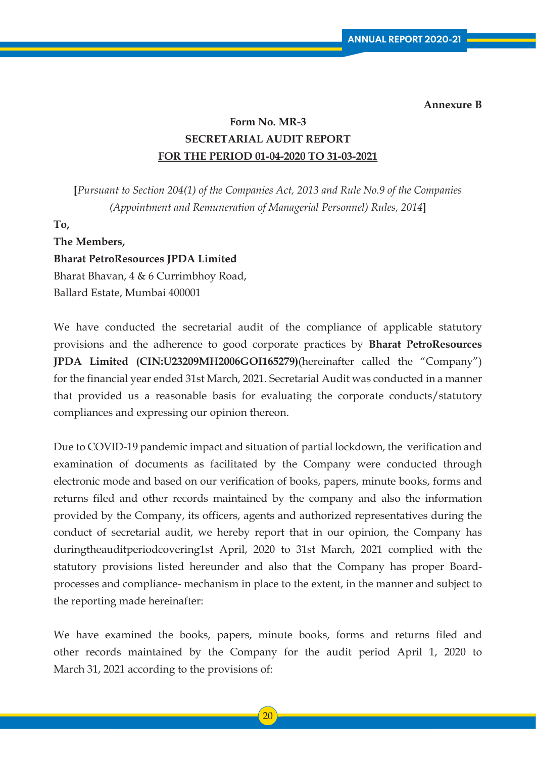**Annexure B**

**Form No. MR-3**

**SECRETARIAL AUDIT REPORT**

**FOR THE PERIOD 01-04-2020 TO 31-03-2021**

**[***Pursuant to Section 204(1) of the Companies Act, 2013 and Rule No.9 of the Companies (Appointment and Remuneration of Managerial Personnel) Rules, 2014***]**

**To,**

**The Members,**

**Bharat PetroResources JPDA Limited**

Bharat Bhavan, 4 & 6 Currimbhoy Road,

Ballard Estate, Mumbai 400001

We have conducted the secretarial audit of the compliance of applicable statutory provisions and the adherence to good corporate practices by **Bharat PetroResources JPDA Limited (CIN:U23209MH2006GOI165279)**(hereinafter called the "Company") for the financial year ended 31st March, 2021. Secretarial Audit was conducted in a manner that provided us a reasonable basis for evaluating the corporate conducts/statutory compliances and expressing our opinion thereon.

Due to COVID-19 pandemic impact and situation of partial lockdown, the verification and examination of documents as facilitated by the Company were conducted through electronic mode and based on our verification of books, papers, minute books, forms and returns filed and other records maintained by the company and also the information provided by the Company, its officers, agents and authorized representatives during the conduct of secretarial audit, we hereby report that in our opinion, the Company has duringtheauditperiodcovering1st April, 2020 to 31st March, 2021 complied with the statutory provisions listed hereunder and also that the Company has proper Board-processes and compliance- mechanism in place to the extent, in the manner and subject to the reporting made hereinafter:

We have examined the books, papers, minute books, forms and returns filed and other records maintained by the Company for the audit period April 1, 2020 to March 31, 2021 according to the provisions of: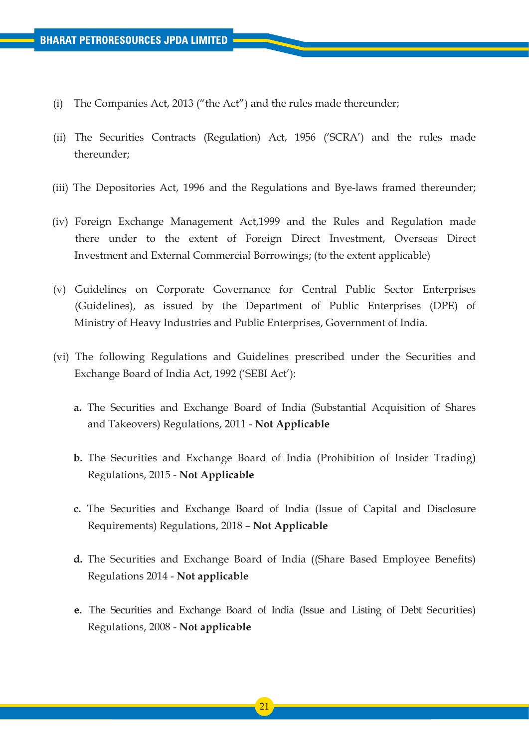(i) The Companies Act, 2013 ("the Act") and the rules made thereunder;

(ii) The Securities Contracts (Regulation) Act, 1956 ('SCRA') and the rules made thereunder;

(iii) The Depositories Act, 1996 and the Regulations and Bye-laws framed thereunder;

(iv) Foreign Exchange Management Act,1999 and the Rules and Regulation made there under to the extent of Foreign Direct Investment, Overseas Direct Investment and External Commercial Borrowings; (to the extent applicable)

(v) Guidelines on Corporate Governance for Central Public Sector Enterprises (Guidelines), as issued by the Department of Public Enterprises (DPE) of Ministry of Heavy Industries and Public Enterprises, Government of India.

(vi) The following Regulations and Guidelines prescribed under the Securities and Exchange Board of India Act, 1992 ('SEBI Act'):

   **a.** The Securities and Exchange Board of India (Substantial Acquisition of Shares and Takeovers) Regulations, 2011 - **Not Applicable**

   **b.** The Securities and Exchange Board of India (Prohibition of Insider Trading) Regulations, 2015 - **Not Applicable**

   **c.** The Securities and Exchange Board of India (Issue of Capital and Disclosure Requirements) Regulations, 2018 – **Not Applicable**

   **d.** The Securities and Exchange Board of India ((Share Based Employee Benefits) Regulations 2014 - **Not applicable**

   **e.** The Securities and Exchange Board of India (Issue and Listing of Debt Securities) Regulations, 2008 - **Not applicable**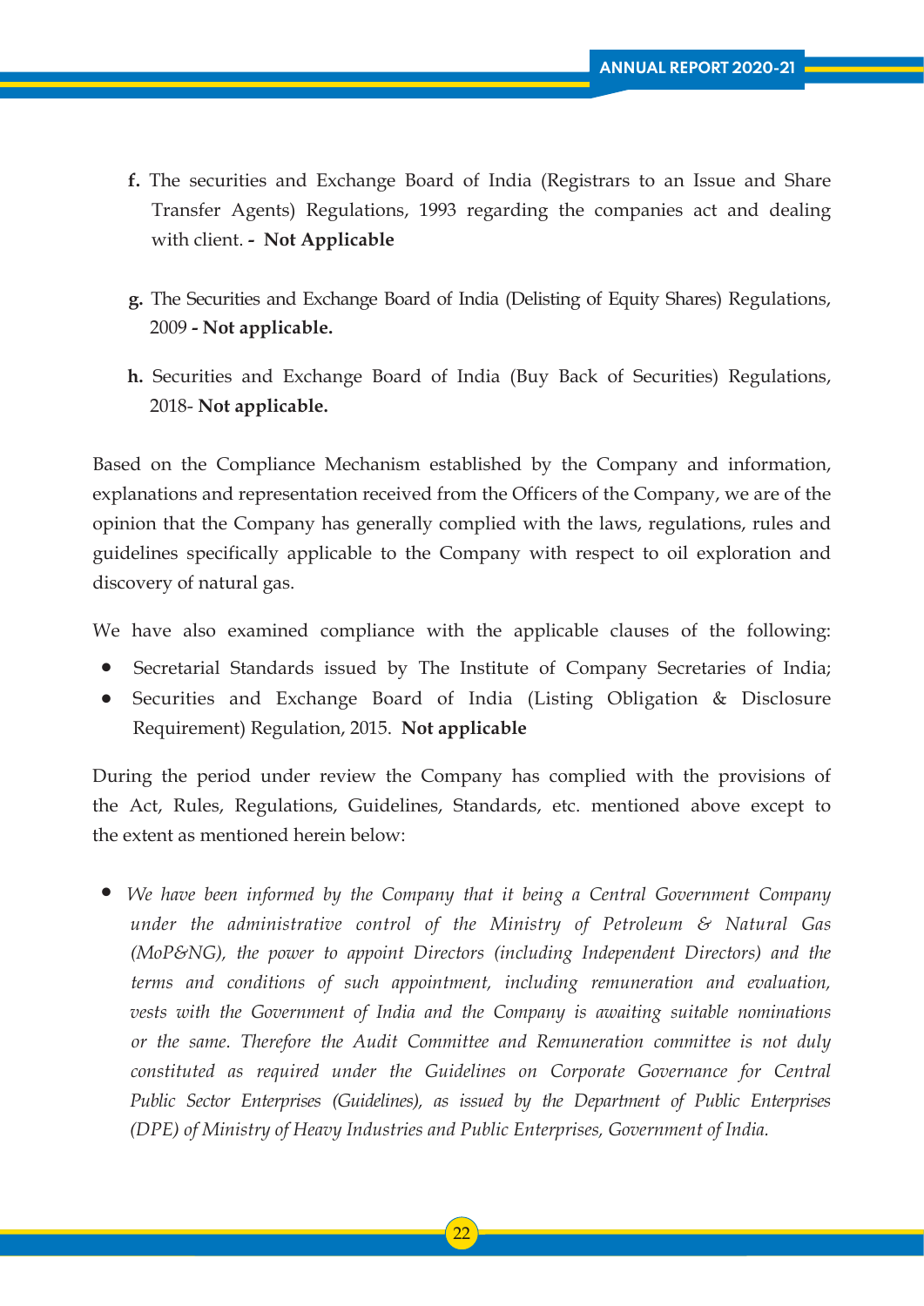**f.** The securities and Exchange Board of India (Registrars to an Issue and Share Transfer Agents) Regulations, 1993 regarding the companies act and dealing with client. **- Not Applicable**

**g.** The Securities and Exchange Board of India (Delisting of Equity Shares) Regulations, 2009 **- Not applicable.**

**h.** Securities and Exchange Board of India (Buy Back of Securities) Regulations, 2018- **Not applicable.**

Based on the Compliance Mechanism established by the Company and information, explanations and representation received from the Officers of the Company, we are of the opinion that the Company has generally complied with the laws, regulations, rules and guidelines specifically applicable to the Company with respect to oil exploration and discovery of natural gas.

We have also examined compliance with the applicable clauses of the following:

- Secretarial Standards issued by The Institute of Company Secretaries of India;
- Securities and Exchange Board of India (Listing Obligation & Disclosure Requirement) Regulation, 2015. **Not applicable**

During the period under review the Company has complied with the provisions of the Act, Rules, Regulations, Guidelines, Standards, etc. mentioned above except to the extent as mentioned herein below:

- *We have been informed by the Company that it being a Central Government Company under the administrative control of the Ministry of Petroleum & Natural Gas (MoP&NG), the power to appoint Directors (including Independent Directors) and the terms and conditions of such appointment, including remuneration and evaluation, vests with the Government of India and the Company is awaiting suitable nominations or the same. Therefore the Audit Committee and Remuneration committee is not duly constituted as required under the Guidelines on Corporate Governance for Central Public Sector Enterprises (Guidelines), as issued by the Department of Public Enterprises (DPE) of Ministry of Heavy Industries and Public Enterprises, Government of India.*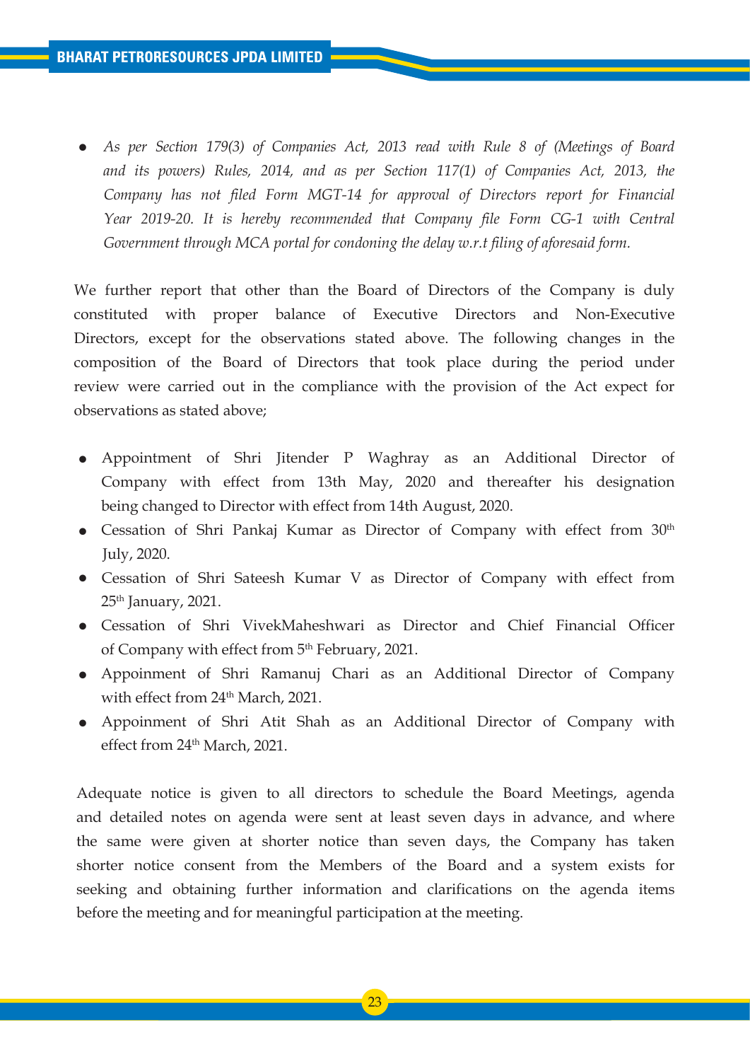- *As per Section 179(3) of Companies Act, 2013 read with Rule 8 of (Meetings of Board and its powers) Rules, 2014, and as per Section 117(1) of Companies Act, 2013, the Company has not filed Form MGT-14 for approval of Directors report for Financial Year 2019-20. It is hereby recommended that Company file Form CG-1 with Central Government through MCA portal for condoning the delay w.r.t filing of aforesaid form.*

We further report that other than the Board of Directors of the Company is duly constituted with proper balance of Executive Directors and Non-Executive Directors, except for the observations stated above. The following changes in the composition of the Board of Directors that took place during the period under review were carried out in the compliance with the provision of the Act expect for observations as stated above;

- Appointment of Shri Jitender P Waghray as an Additional Director of Company with effect from 13th May, 2020 and thereafter his designation being changed to Director with effect from 14th August, 2020.
- Cessation of Shri Pankaj Kumar as Director of Company with effect from 30th July, 2020.
- Cessation of Shri Sateesh Kumar V as Director of Company with effect from 25th January, 2021.
- Cessation of Shri VivekMaheshwari as Director and Chief Financial Officer of Company with effect from 5th February, 2021.
- Appoinment of Shri Ramanuj Chari as an Additional Director of Company with effect from 24th March, 2021.
- Appoinment of Shri Atit Shah as an Additional Director of Company with effect from 24th March, 2021.

Adequate notice is given to all directors to schedule the Board Meetings, agenda and detailed notes on agenda were sent at least seven days in advance, and where the same were given at shorter notice than seven days, the Company has taken shorter notice consent from the Members of the Board and a system exists for seeking and obtaining further information and clarifications on the agenda items before the meeting and for meaningful participation at the meeting.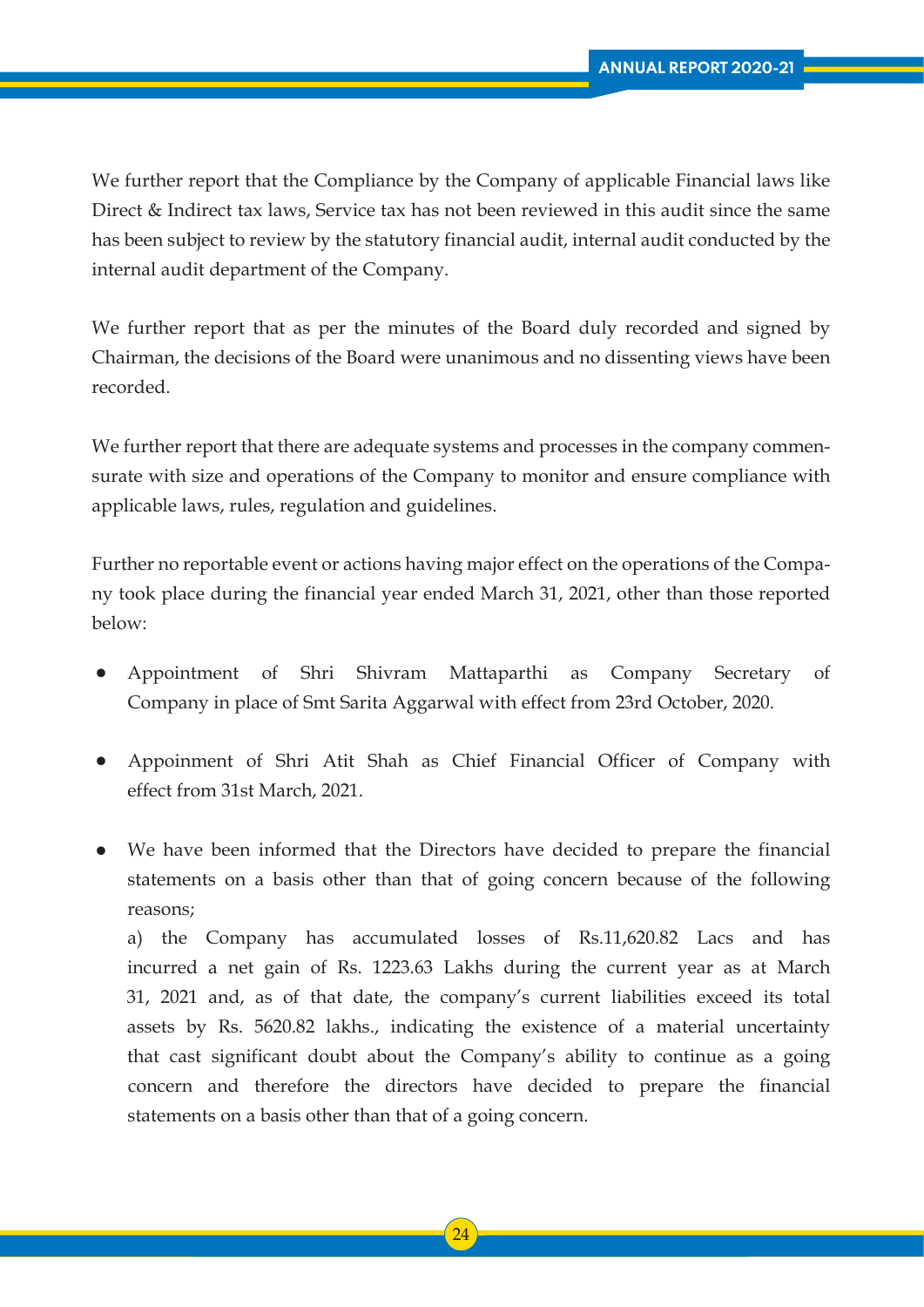We further report that the Compliance by the Company of applicable Financial laws like Direct & Indirect tax laws, Service tax has not been reviewed in this audit since the same has been subject to review by the statutory financial audit, internal audit conducted by the internal audit department of the Company.

We further report that as per the minutes of the Board duly recorded and signed by Chairman, the decisions of the Board were unanimous and no dissenting views have been recorded.

We further report that there are adequate systems and processes in the company commensurate with size and operations of the Company to monitor and ensure compliance with applicable laws, rules, regulation and guidelines.

Further no reportable event or actions having major effect on the operations of the Company took place during the financial year ended March 31, 2021, other than those reported below:

- Appointment of Shri Shivram Mattaparthi as Company Secretary of Company in place of Smt Sarita Aggarwal with effect from 23rd October, 2020.

- Appoinment of Shri Atit Shah as Chief Financial Officer of Company with effect from 31st March, 2021.

- We have been informed that the Directors have decided to prepare the financial statements on a basis other than that of going concern because of the following reasons;

  a) the Company has accumulated losses of Rs.11,620.82 Lacs and has incurred a net gain of Rs. 1223.63 Lakhs during the current year as at March 31, 2021 and, as of that date, the company's current liabilities exceed its total assets by Rs. 5620.82 lakhs., indicating the existence of a material uncertainty that cast significant doubt about the Company's ability to continue as a going concern and therefore the directors have decided to prepare the financial statements on a basis other than that of a going concern.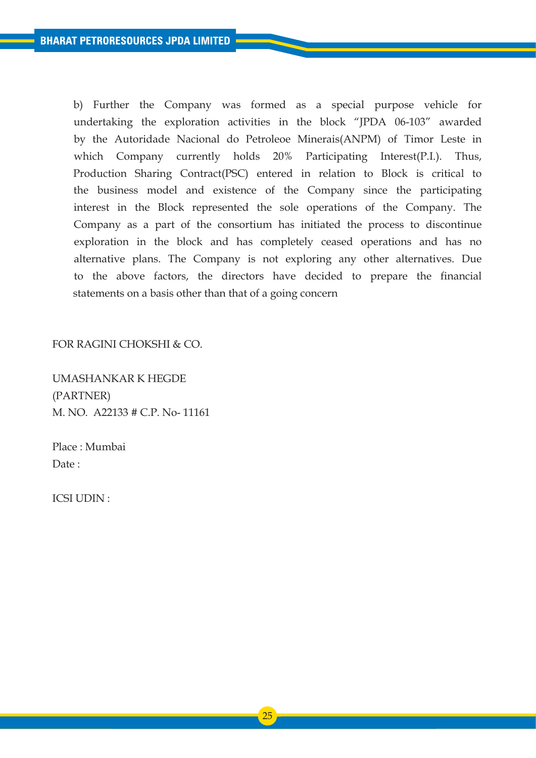b) Further the Company was formed as a special purpose vehicle for undertaking the exploration activities in the block "JPDA 06-103" awarded by the Autoridade Nacional do Petroleoe Minerais(ANPM) of Timor Leste in which Company currently holds 20% Participating Interest(P.I.). Thus, Production Sharing Contract(PSC) entered in relation to Block is critical to the business model and existence of the Company since the participating interest in the Block represented the sole operations of the Company. The Company as a part of the consortium has initiated the process to discontinue exploration in the block and has completely ceased operations and has no alternative plans. The Company is not exploring any other alternatives. Due to the above factors, the directors have decided to prepare the financial statements on a basis other than that of a going concern

FOR RAGINI CHOKSHI & CO.

UMASHANKAR K HEGDE
(PARTNER)
M. NO. A22133 # C.P. No- 11161

Place : Mumbai
Date :

ICSI UDIN :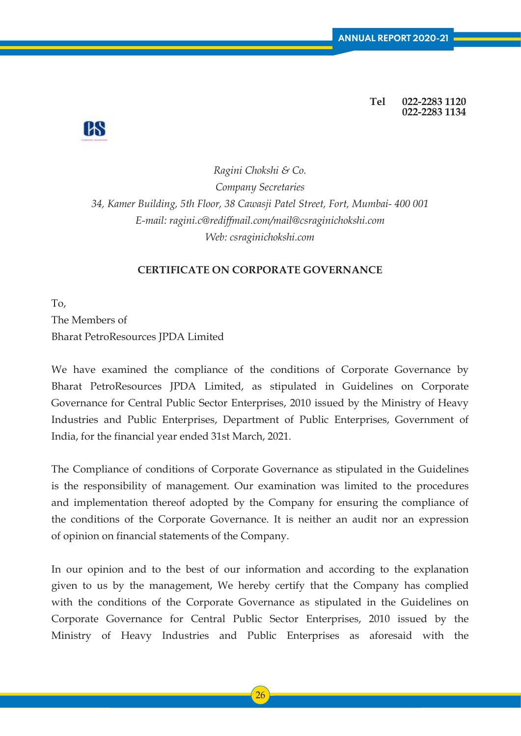**Tel 022-2283 1120**
**022-2283 1134**

*Ragini Chokshi & Co.*
*Company Secretaries*
*34, Kamer Building, 5th Floor, 38 Cawasji Patel Street, Fort, Mumbai- 400 001*
*E-mail: ragini.c@rediffmail.com/mail@csraginichokshi.com*
*Web: csraginichokshi.com*

**CERTIFICATE ON CORPORATE GOVERNANCE**

To,
The Members of
Bharat PetroResources JPDA Limited

We have examined the compliance of the conditions of Corporate Governance by Bharat PetroResources JPDA Limited, as stipulated in Guidelines on Corporate Governance for Central Public Sector Enterprises, 2010 issued by the Ministry of Heavy Industries and Public Enterprises, Department of Public Enterprises, Government of India, for the financial year ended 31st March, 2021.

The Compliance of conditions of Corporate Governance as stipulated in the Guidelines is the responsibility of management. Our examination was limited to the procedures and implementation thereof adopted by the Company for ensuring the compliance of the conditions of the Corporate Governance. It is neither an audit nor an expression of opinion on financial statements of the Company.

In our opinion and to the best of our information and according to the explanation given to us by the management, We hereby certify that the Company has complied with the conditions of the Corporate Governance as stipulated in the Guidelines on Corporate Governance for Central Public Sector Enterprises, 2010 issued by the Ministry of Heavy Industries and Public Enterprises as aforesaid with the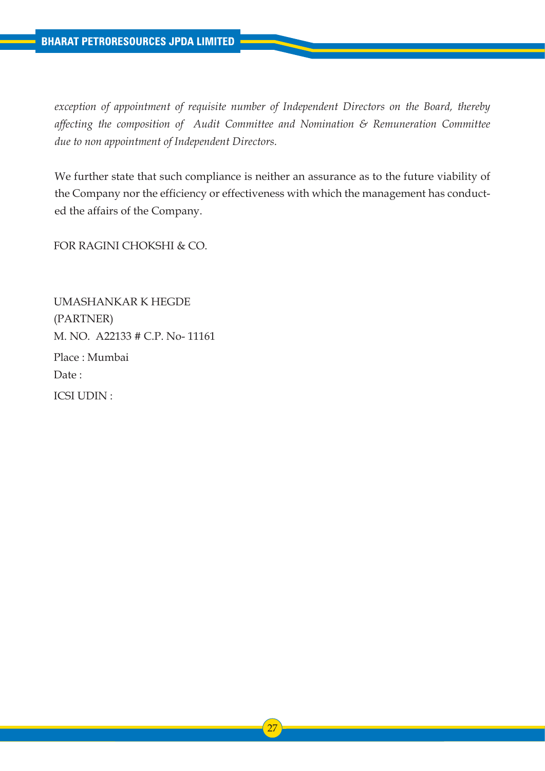*exception of appointment of requisite number of Independent Directors on the Board, thereby affecting the composition of Audit Committee and Nomination & Remuneration Committee due to non appointment of Independent Directors.*

We further state that such compliance is neither an assurance as to the future viability of the Company nor the efficiency or effectiveness with which the management has conducted the affairs of the Company.

FOR RAGINI CHOKSHI & CO.

UMASHANKAR K HEGDE  
(PARTNER)  
M. NO. A22133 # C.P. No- 11161

Place : Mumbai

Date :

ICSI UDIN :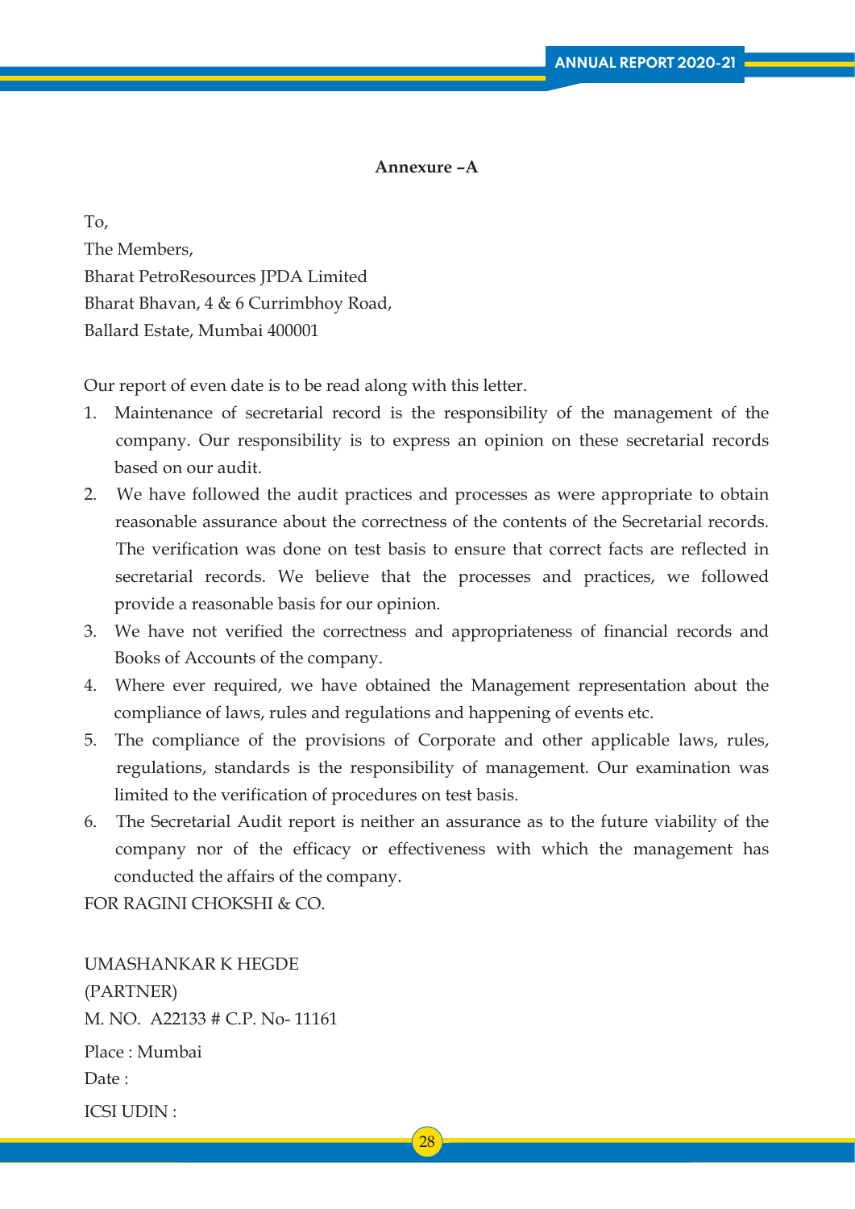**Annexure –A**

To,
The Members,
Bharat PetroResources JPDA Limited
Bharat Bhavan, 4 & 6 Currimbhoy Road,
Ballard Estate, Mumbai 400001

Our report of even date is to be read along with this letter.

1. Maintenance of secretarial record is the responsibility of the management of the company. Our responsibility is to express an opinion on these secretarial records based on our audit.
2. We have followed the audit practices and processes as were appropriate to obtain reasonable assurance about the correctness of the contents of the Secretarial records. The verification was done on test basis to ensure that correct facts are reflected in secretarial records. We believe that the processes and practices, we followed provide a reasonable basis for our opinion.
3. We have not verified the correctness and appropriateness of financial records and Books of Accounts of the company.
4. Where ever required, we have obtained the Management representation about the compliance of laws, rules and regulations and happening of events etc.
5. The compliance of the provisions of Corporate and other applicable laws, rules, regulations, standards is the responsibility of management. Our examination was limited to the verification of procedures on test basis.
6. The Secretarial Audit report is neither an assurance as to the future viability of the company nor of the efficacy or effectiveness with which the management has conducted the affairs of the company.

FOR RAGINI CHOKSHI & CO.

UMASHANKAR K HEGDE
(PARTNER)
M. NO. A22133 # C.P. No- 11161

Place : Mumbai
Date :

ICSI UDIN :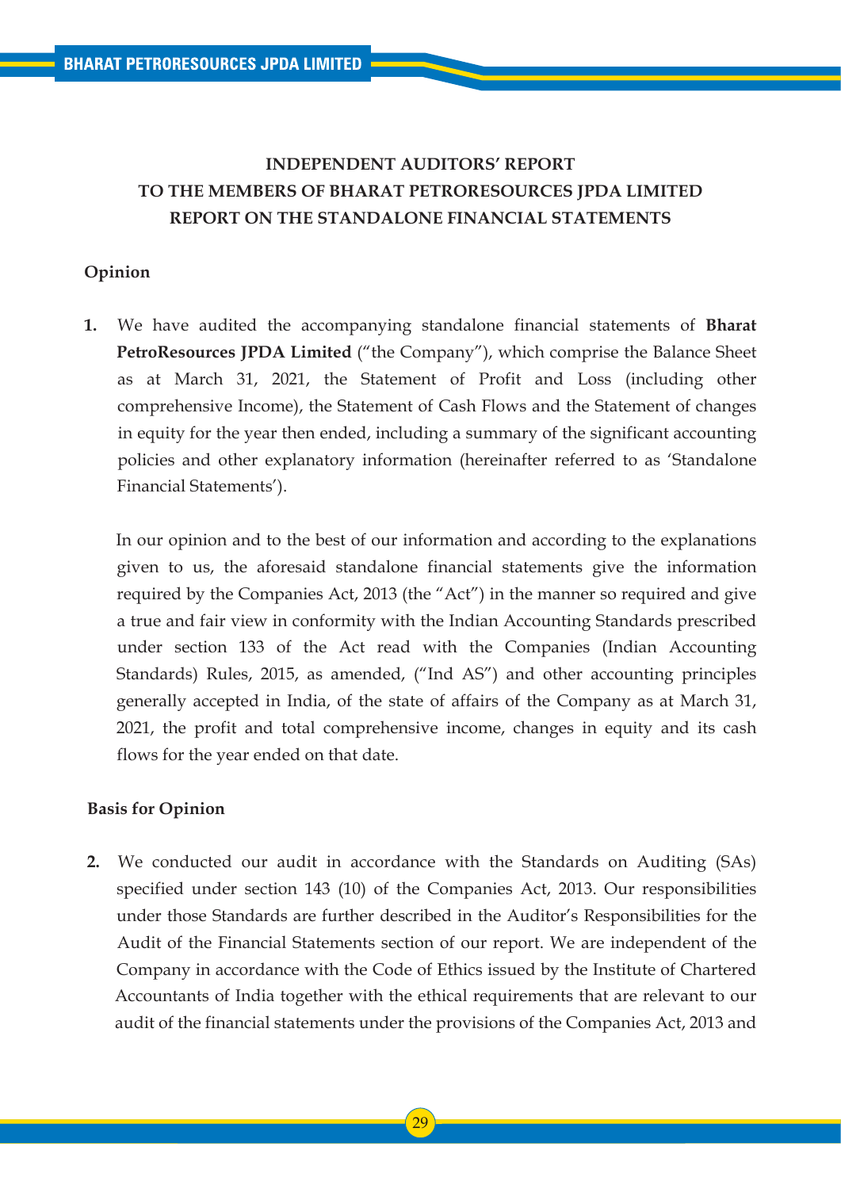# INDEPENDENT AUDITORS' REPORT
# TO THE MEMBERS OF BHARAT PETRORESOURCES JPDA LIMITED
# REPORT ON THE STANDALONE FINANCIAL STATEMENTS

## Opinion

**1.** We have audited the accompanying standalone financial statements of **Bharat PetroResources JPDA Limited** ("the Company"), which comprise the Balance Sheet as at March 31, 2021, the Statement of Profit and Loss (including other comprehensive Income), the Statement of Cash Flows and the Statement of changes in equity for the year then ended, including a summary of the significant accounting policies and other explanatory information (hereinafter referred to as 'Standalone Financial Statements').

In our opinion and to the best of our information and according to the explanations given to us, the aforesaid standalone financial statements give the information required by the Companies Act, 2013 (the "Act") in the manner so required and give a true and fair view in conformity with the Indian Accounting Standards prescribed under section 133 of the Act read with the Companies (Indian Accounting Standards) Rules, 2015, as amended, ("Ind AS") and other accounting principles generally accepted in India, of the state of affairs of the Company as at March 31, 2021, the profit and total comprehensive income, changes in equity and its cash flows for the year ended on that date.

## Basis for Opinion

**2.** We conducted our audit in accordance with the Standards on Auditing (SAs) specified under section 143 (10) of the Companies Act, 2013. Our responsibilities under those Standards are further described in the Auditor's Responsibilities for the Audit of the Financial Statements section of our report. We are independent of the Company in accordance with the Code of Ethics issued by the Institute of Chartered Accountants of India together with the ethical requirements that are relevant to our audit of the financial statements under the provisions of the Companies Act, 2013 and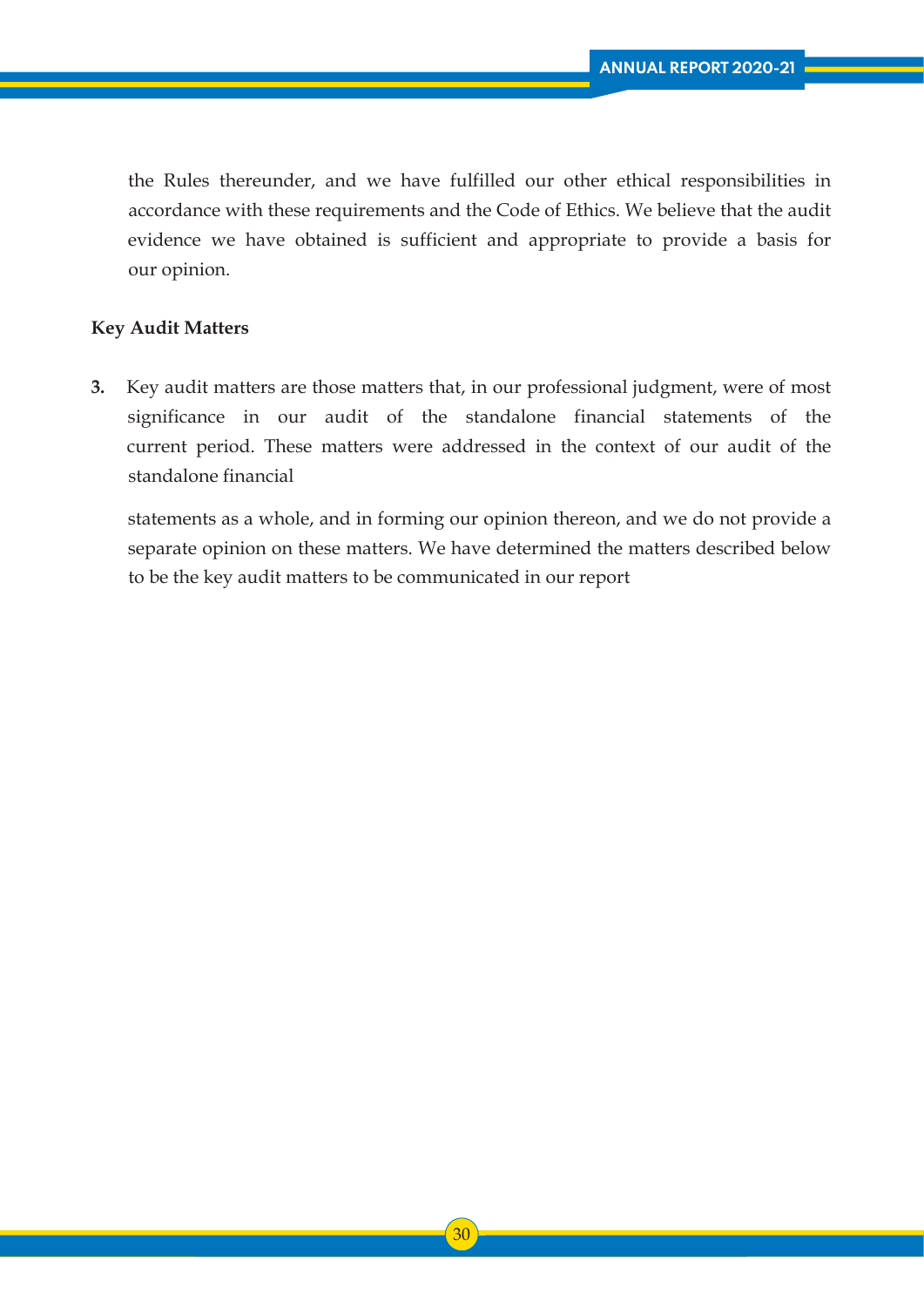the Rules thereunder, and we have fulfilled our other ethical responsibilities in accordance with these requirements and the Code of Ethics. We believe that the audit evidence we have obtained is sufficient and appropriate to provide a basis for our opinion.

**Key Audit Matters**

**3.** Key audit matters are those matters that, in our professional judgment, were of most significance in our audit of the standalone financial statements of the current period. These matters were addressed in the context of our audit of the standalone financial

statements as a whole, and in forming our opinion thereon, and we do not provide a separate opinion on these matters. We have determined the matters described below to be the key audit matters to be communicated in our report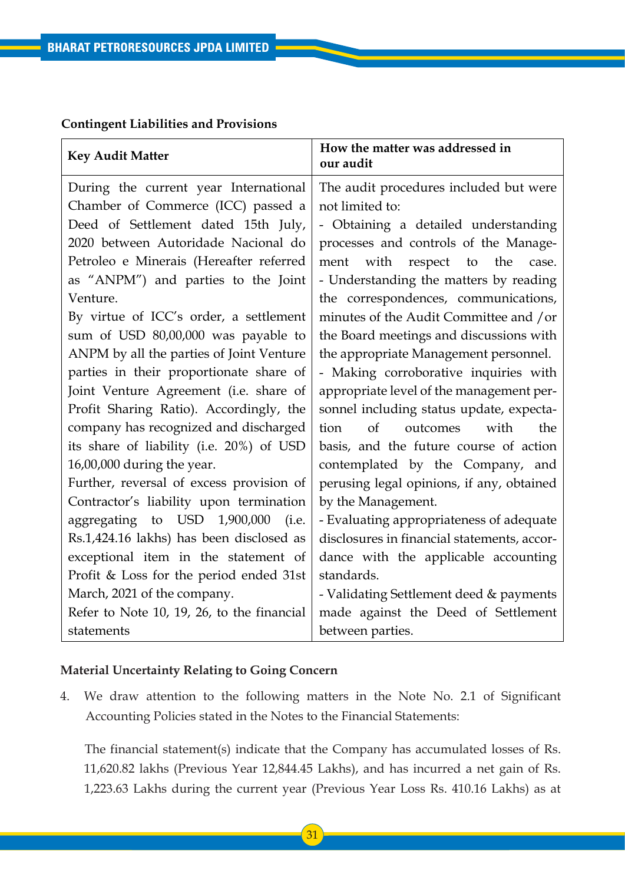**Contingent Liabilities and Provisions**

| Key Audit Matter | How the matter was addressed in our audit |
|---|---|
| During the current year International Chamber of Commerce (ICC) passed a Deed of Settlement dated 15th July, 2020 between Autoridade Nacional do Petroleo e Minerais (Hereafter referred as "ANPM") and parties to the Joint Venture.<br>By virtue of ICC's order, a settlement sum of USD 80,00,000 was payable to ANPM by all the parties of Joint Venture parties in their proportionate share of Joint Venture Agreement (i.e. share of Profit Sharing Ratio). Accordingly, the company has recognized and discharged its share of liability (i.e. 20%) of USD 16,00,000 during the year.<br>Further, reversal of excess provision of Contractor's liability upon termination aggregating to USD 1,900,000 (i.e. Rs.1,424.16 lakhs) has been disclosed as exceptional item in the statement of Profit & Loss for the period ended 31st March, 2021 of the company.<br>Refer to Note 10, 19, 26, to the financial statements | The audit procedures included but were not limited to:<br>- Obtaining a detailed understanding processes and controls of the Management with respect to the case.<br>- Understanding the matters by reading the correspondences, communications, minutes of the Audit Committee and /or the Board meetings and discussions with the appropriate Management personnel.<br>- Making corroborative inquiries with appropriate level of the management personnel including status update, expectation of outcomes with the basis, and the future course of action contemplated by the Company, and perusing legal opinions, if any, obtained by the Management.<br>- Evaluating appropriateness of adequate disclosures in financial statements, accordance with the applicable accounting standards.<br>- Validating Settlement deed & payments made against the Deed of Settlement between parties. |

**Material Uncertainty Relating to Going Concern**

4. We draw attention to the following matters in the Note No. 2.1 of Significant Accounting Policies stated in the Notes to the Financial Statements:

   The financial statement(s) indicate that the Company has accumulated losses of Rs. 11,620.82 lakhs (Previous Year 12,844.45 Lakhs), and has incurred a net gain of Rs. 1,223.63 Lakhs during the current year (Previous Year Loss Rs. 410.16 Lakhs) as at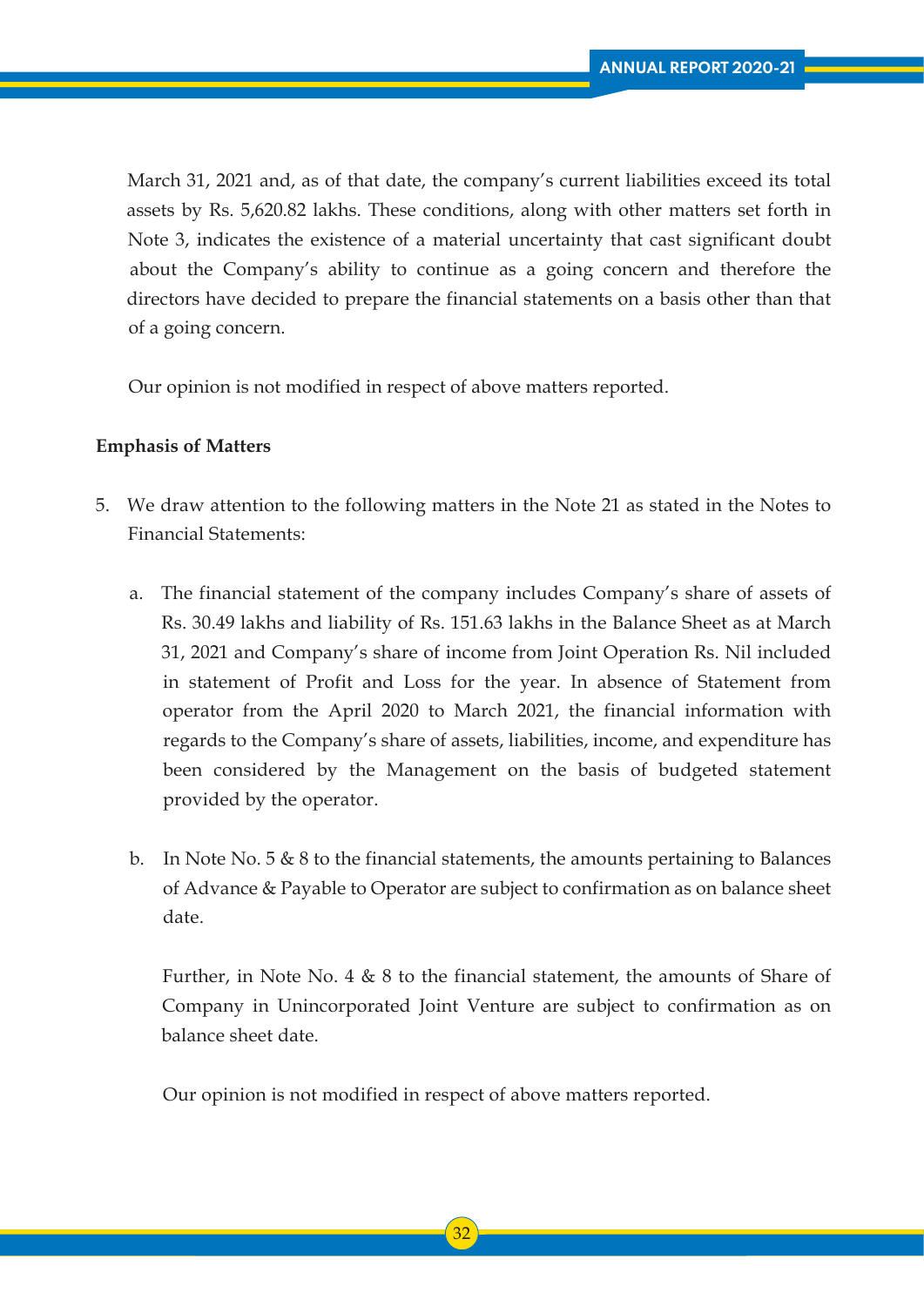March 31, 2021 and, as of that date, the company's current liabilities exceed its total assets by Rs. 5,620.82 lakhs. These conditions, along with other matters set forth in Note 3, indicates the existence of a material uncertainty that cast significant doubt about the Company's ability to continue as a going concern and therefore the directors have decided to prepare the financial statements on a basis other than that of a going concern.

Our opinion is not modified in respect of above matters reported.

**Emphasis of Matters**

5. We draw attention to the following matters in the Note 21 as stated in the Notes to Financial Statements:

   a. The financial statement of the company includes Company's share of assets of Rs. 30.49 lakhs and liability of Rs. 151.63 lakhs in the Balance Sheet as at March 31, 2021 and Company's share of income from Joint Operation Rs. Nil included in statement of Profit and Loss for the year. In absence of Statement from operator from the April 2020 to March 2021, the financial information with regards to the Company's share of assets, liabilities, income, and expenditure has been considered by the Management on the basis of budgeted statement provided by the operator.

   b. In Note No. 5 & 8 to the financial statements, the amounts pertaining to Balances of Advance & Payable to Operator are subject to confirmation as on balance sheet date.

      Further, in Note No. 4 & 8 to the financial statement, the amounts of Share of Company in Unincorporated Joint Venture are subject to confirmation as on balance sheet date.

      Our opinion is not modified in respect of above matters reported.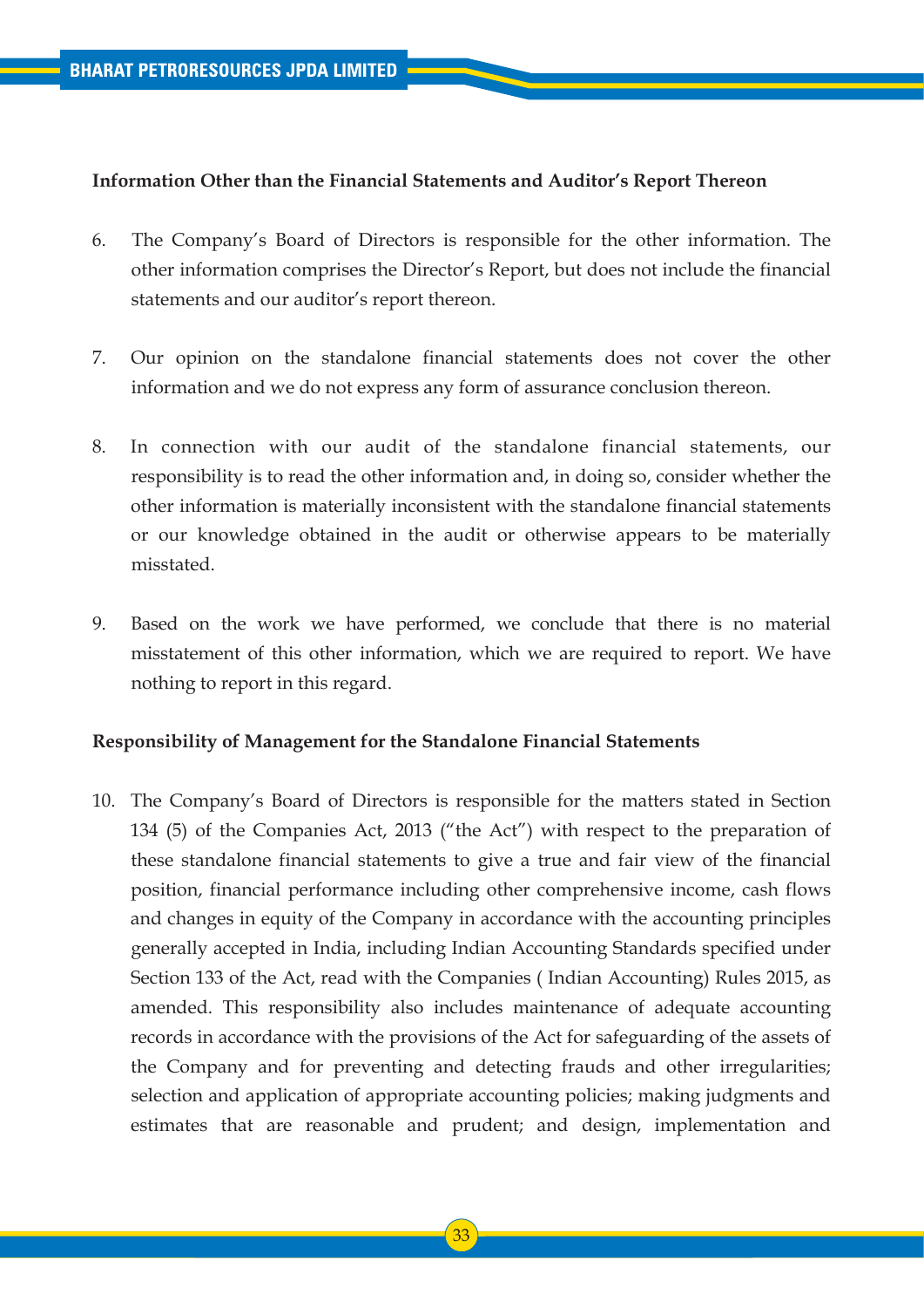**Information Other than the Financial Statements and Auditor's Report Thereon**

6. The Company's Board of Directors is responsible for the other information. The other information comprises the Director's Report, but does not include the financial statements and our auditor's report thereon.

7. Our opinion on the standalone financial statements does not cover the other information and we do not express any form of assurance conclusion thereon.

8. In connection with our audit of the standalone financial statements, our responsibility is to read the other information and, in doing so, consider whether the other information is materially inconsistent with the standalone financial statements or our knowledge obtained in the audit or otherwise appears to be materially misstated.

9. Based on the work we have performed, we conclude that there is no material misstatement of this other information, which we are required to report. We have nothing to report in this regard.

**Responsibility of Management for the Standalone Financial Statements**

10. The Company's Board of Directors is responsible for the matters stated in Section 134 (5) of the Companies Act, 2013 ("the Act") with respect to the preparation of these standalone financial statements to give a true and fair view of the financial position, financial performance including other comprehensive income, cash flows and changes in equity of the Company in accordance with the accounting principles generally accepted in India, including Indian Accounting Standards specified under Section 133 of the Act, read with the Companies ( Indian Accounting) Rules 2015, as amended. This responsibility also includes maintenance of adequate accounting records in accordance with the provisions of the Act for safeguarding of the assets of the Company and for preventing and detecting frauds and other irregularities; selection and application of appropriate accounting policies; making judgments and estimates that are reasonable and prudent; and design, implementation and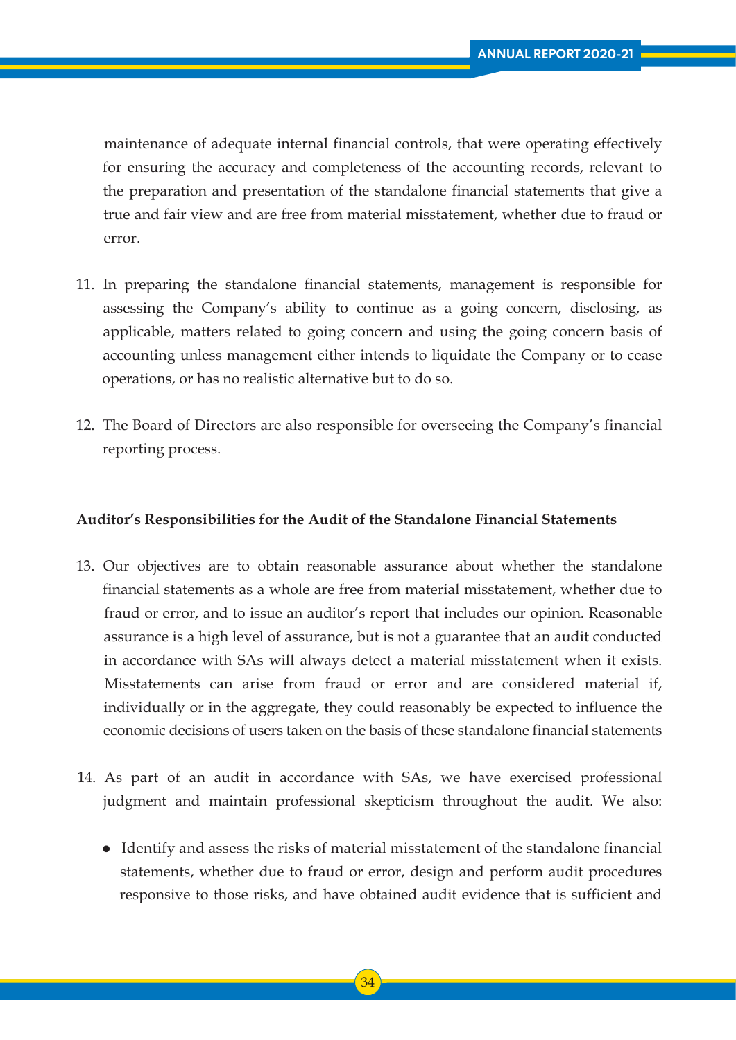maintenance of adequate internal financial controls, that were operating effectively for ensuring the accuracy and completeness of the accounting records, relevant to the preparation and presentation of the standalone financial statements that give a true and fair view and are free from material misstatement, whether due to fraud or error.

11. In preparing the standalone financial statements, management is responsible for assessing the Company's ability to continue as a going concern, disclosing, as applicable, matters related to going concern and using the going concern basis of accounting unless management either intends to liquidate the Company or to cease operations, or has no realistic alternative but to do so.

12. The Board of Directors are also responsible for overseeing the Company's financial reporting process.

**Auditor's Responsibilities for the Audit of the Standalone Financial Statements**

13. Our objectives are to obtain reasonable assurance about whether the standalone financial statements as a whole are free from material misstatement, whether due to fraud or error, and to issue an auditor's report that includes our opinion. Reasonable assurance is a high level of assurance, but is not a guarantee that an audit conducted in accordance with SAs will always detect a material misstatement when it exists. Misstatements can arise from fraud or error and are considered material if, individually or in the aggregate, they could reasonably be expected to influence the economic decisions of users taken on the basis of these standalone financial statements

14. As part of an audit in accordance with SAs, we have exercised professional judgment and maintain professional skepticism throughout the audit. We also:

    - Identify and assess the risks of material misstatement of the standalone financial statements, whether due to fraud or error, design and perform audit procedures responsive to those risks, and have obtained audit evidence that is sufficient and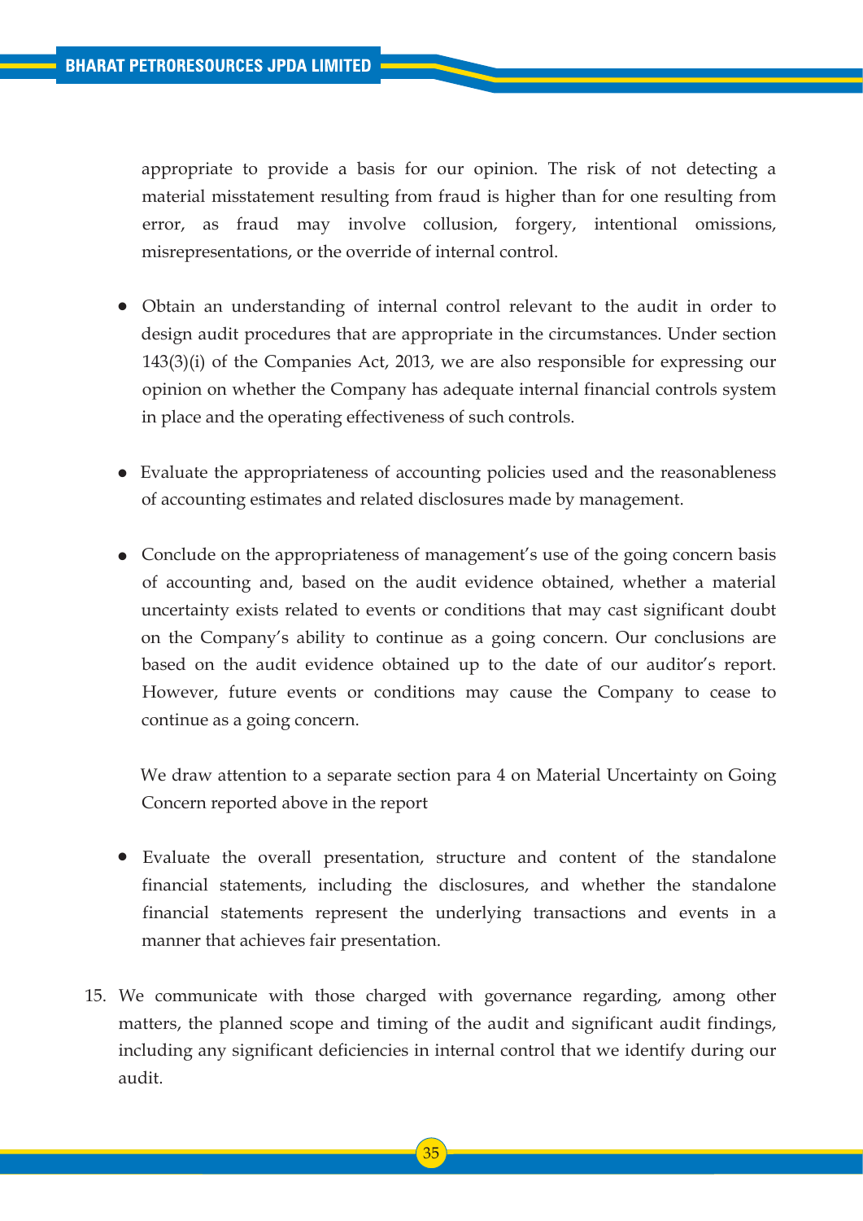appropriate to provide a basis for our opinion. The risk of not detecting a material misstatement resulting from fraud is higher than for one resulting from error, as fraud may involve collusion, forgery, intentional omissions, misrepresentations, or the override of internal control.

- Obtain an understanding of internal control relevant to the audit in order to design audit procedures that are appropriate in the circumstances. Under section 143(3)(i) of the Companies Act, 2013, we are also responsible for expressing our opinion on whether the Company has adequate internal financial controls system in place and the operating effectiveness of such controls.

- Evaluate the appropriateness of accounting policies used and the reasonableness of accounting estimates and related disclosures made by management.

- Conclude on the appropriateness of management's use of the going concern basis of accounting and, based on the audit evidence obtained, whether a material uncertainty exists related to events or conditions that may cast significant doubt on the Company's ability to continue as a going concern. Our conclusions are based on the audit evidence obtained up to the date of our auditor's report. However, future events or conditions may cause the Company to cease to continue as a going concern.

  We draw attention to a separate section para 4 on Material Uncertainty on Going Concern reported above in the report

- Evaluate the overall presentation, structure and content of the standalone financial statements, including the disclosures, and whether the standalone financial statements represent the underlying transactions and events in a manner that achieves fair presentation.

15. We communicate with those charged with governance regarding, among other matters, the planned scope and timing of the audit and significant audit findings, including any significant deficiencies in internal control that we identify during our audit.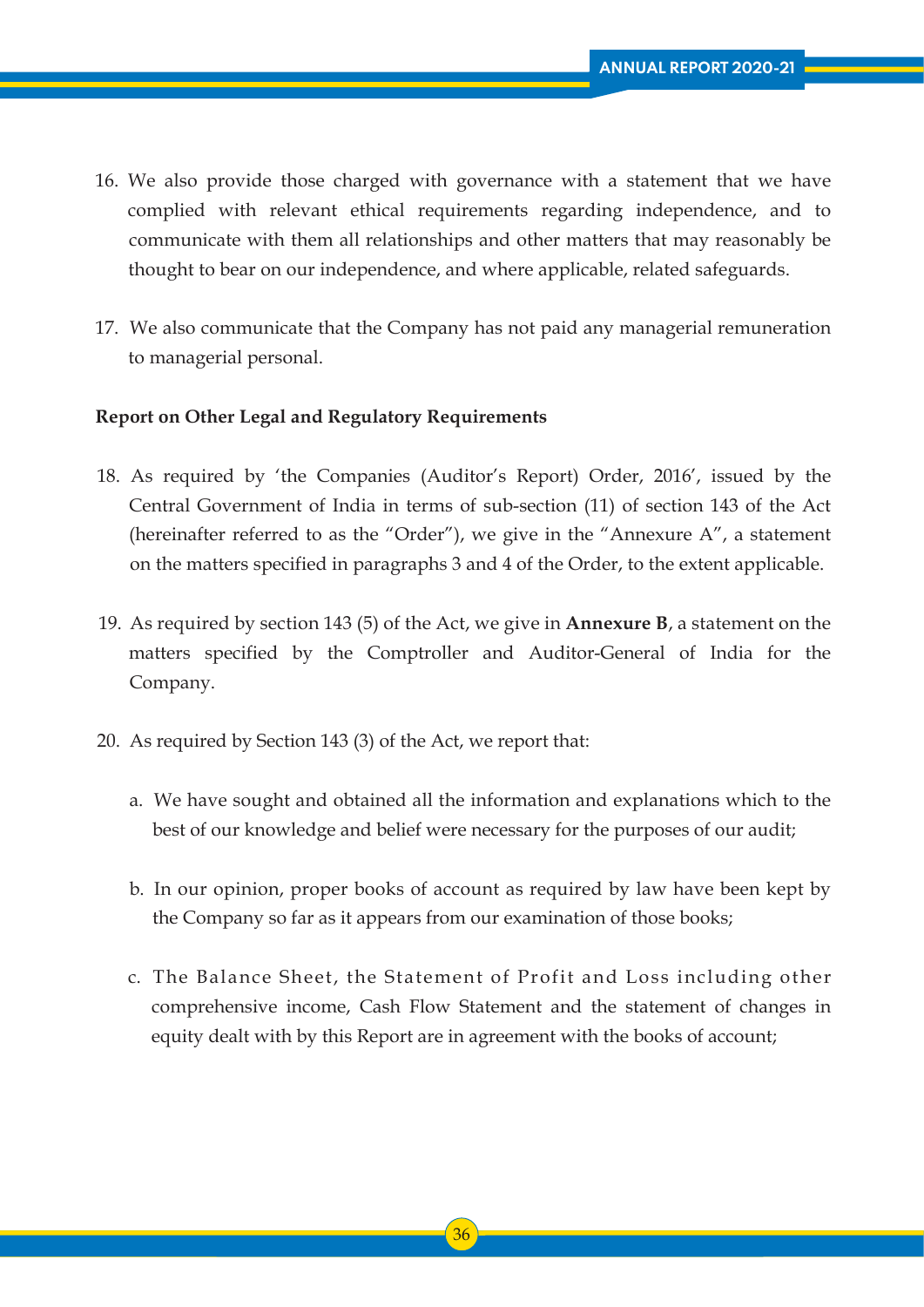16. We also provide those charged with governance with a statement that we have complied with relevant ethical requirements regarding independence, and to communicate with them all relationships and other matters that may reasonably be thought to bear on our independence, and where applicable, related safeguards.

17. We also communicate that the Company has not paid any managerial remuneration to managerial personal.

**Report on Other Legal and Regulatory Requirements**

18. As required by 'the Companies (Auditor's Report) Order, 2016', issued by the Central Government of India in terms of sub-section (11) of section 143 of the Act (hereinafter referred to as the "Order"), we give in the "Annexure A", a statement on the matters specified in paragraphs 3 and 4 of the Order, to the extent applicable.

19. As required by section 143 (5) of the Act, we give in **Annexure B**, a statement on the matters specified by the Comptroller and Auditor-General of India for the Company.

20. As required by Section 143 (3) of the Act, we report that:

    a. We have sought and obtained all the information and explanations which to the best of our knowledge and belief were necessary for the purposes of our audit;

    b. In our opinion, proper books of account as required by law have been kept by the Company so far as it appears from our examination of those books;

    c. The Balance Sheet, the Statement of Profit and Loss including other comprehensive income, Cash Flow Statement and the statement of changes in equity dealt with by this Report are in agreement with the books of account;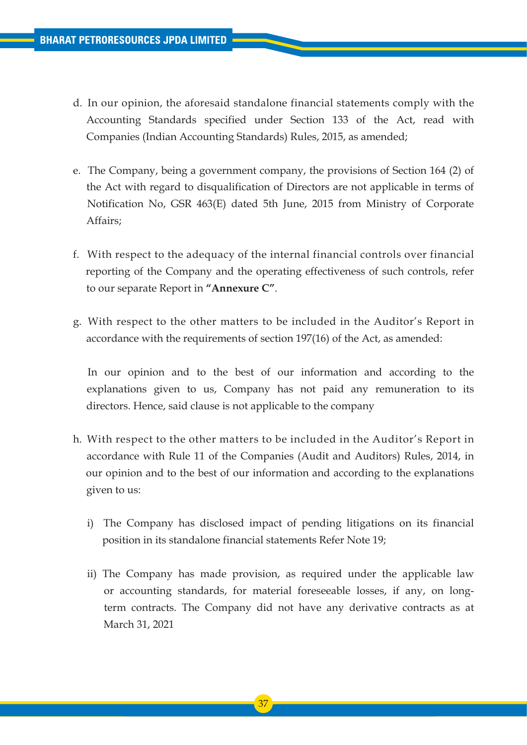d. In our opinion, the aforesaid standalone financial statements comply with the Accounting Standards specified under Section 133 of the Act, read with Companies (Indian Accounting Standards) Rules, 2015, as amended;

e. The Company, being a government company, the provisions of Section 164 (2) of the Act with regard to disqualification of Directors are not applicable in terms of Notification No, GSR 463(E) dated 5th June, 2015 from Ministry of Corporate Affairs;

f. With respect to the adequacy of the internal financial controls over financial reporting of the Company and the operating effectiveness of such controls, refer to our separate Report in **"Annexure C"**.

g. With respect to the other matters to be included in the Auditor's Report in accordance with the requirements of section 197(16) of the Act, as amended:

   In our opinion and to the best of our information and according to the explanations given to us, Company has not paid any remuneration to its directors. Hence, said clause is not applicable to the company

h. With respect to the other matters to be included in the Auditor's Report in accordance with Rule 11 of the Companies (Audit and Auditors) Rules, 2014, in our opinion and to the best of our information and according to the explanations given to us:

   i) The Company has disclosed impact of pending litigations on its financial position in its standalone financial statements Refer Note 19;

   ii) The Company has made provision, as required under the applicable law or accounting standards, for material foreseeable losses, if any, on long-term contracts. The Company did not have any derivative contracts as at March 31, 2021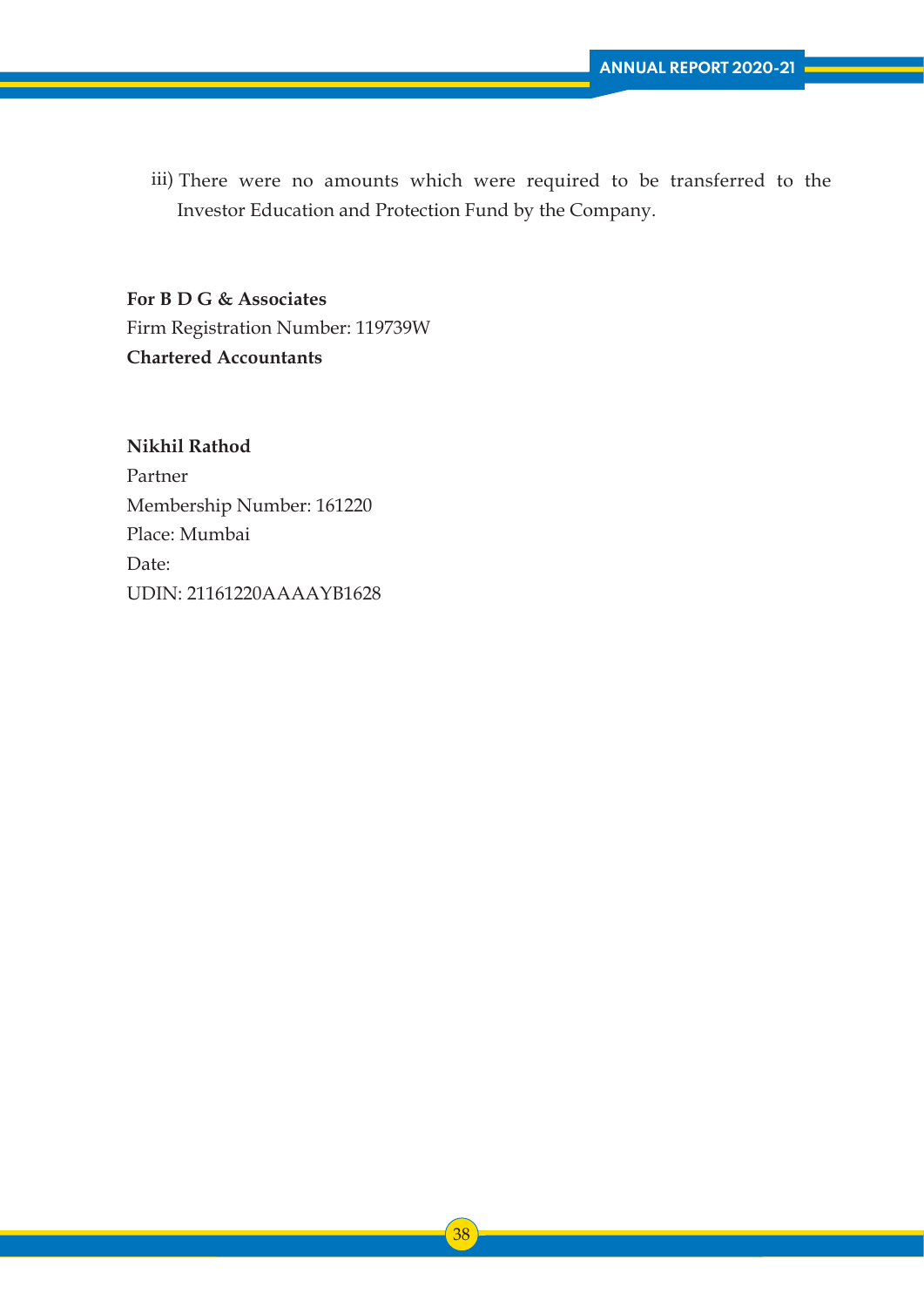iii) There were no amounts which were required to be transferred to the Investor Education and Protection Fund by the Company.

**For B D G & Associates**
Firm Registration Number: 119739W
**Chartered Accountants**

**Nikhil Rathod**
Partner
Membership Number: 161220
Place: Mumbai
Date:
UDIN: 21161220AAAAYB1628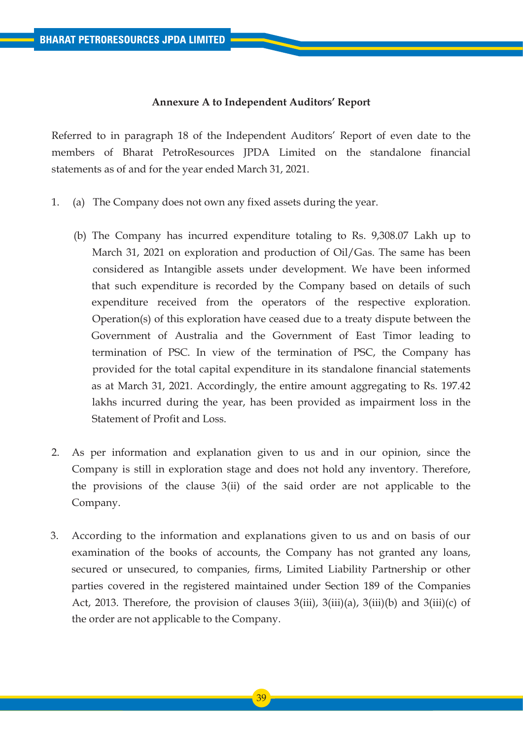**Annexure A to Independent Auditors' Report**

Referred to in paragraph 18 of the Independent Auditors' Report of even date to the members of Bharat PetroResources JPDA Limited on the standalone financial statements as of and for the year ended March 31, 2021.

1. (a) The Company does not own any fixed assets during the year.

   (b) The Company has incurred expenditure totaling to Rs. 9,308.07 Lakh up to March 31, 2021 on exploration and production of Oil/Gas. The same has been considered as Intangible assets under development. We have been informed that such expenditure is recorded by the Company based on details of such expenditure received from the operators of the respective exploration. Operation(s) of this exploration have ceased due to a treaty dispute between the Government of Australia and the Government of East Timor leading to termination of PSC. In view of the termination of PSC, the Company has provided for the total capital expenditure in its standalone financial statements as at March 31, 2021. Accordingly, the entire amount aggregating to Rs. 197.42 lakhs incurred during the year, has been provided as impairment loss in the Statement of Profit and Loss.

2. As per information and explanation given to us and in our opinion, since the Company is still in exploration stage and does not hold any inventory. Therefore, the provisions of the clause 3(ii) of the said order are not applicable to the Company.

3. According to the information and explanations given to us and on basis of our examination of the books of accounts, the Company has not granted any loans, secured or unsecured, to companies, firms, Limited Liability Partnership or other parties covered in the registered maintained under Section 189 of the Companies Act, 2013. Therefore, the provision of clauses 3(iii), 3(iii)(a), 3(iii)(b) and 3(iii)(c) of the order are not applicable to the Company.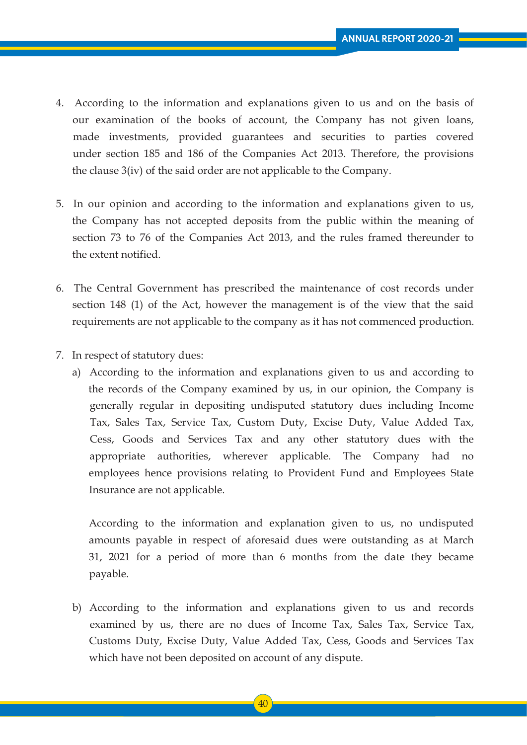4. According to the information and explanations given to us and on the basis of our examination of the books of account, the Company has not given loans, made investments, provided guarantees and securities to parties covered under section 185 and 186 of the Companies Act 2013. Therefore, the provisions the clause 3(iv) of the said order are not applicable to the Company.

5. In our opinion and according to the information and explanations given to us, the Company has not accepted deposits from the public within the meaning of section 73 to 76 of the Companies Act 2013, and the rules framed thereunder to the extent notified.

6. The Central Government has prescribed the maintenance of cost records under section 148 (1) of the Act, however the management is of the view that the said requirements are not applicable to the company as it has not commenced production.

7. In respect of statutory dues:

   a) According to the information and explanations given to us and according to the records of the Company examined by us, in our opinion, the Company is generally regular in depositing undisputed statutory dues including Income Tax, Sales Tax, Service Tax, Custom Duty, Excise Duty, Value Added Tax, Cess, Goods and Services Tax and any other statutory dues with the appropriate authorities, wherever applicable. The Company had no employees hence provisions relating to Provident Fund and Employees State Insurance are not applicable.

      According to the information and explanation given to us, no undisputed amounts payable in respect of aforesaid dues were outstanding as at March 31, 2021 for a period of more than 6 months from the date they became payable.

   b) According to the information and explanations given to us and records examined by us, there are no dues of Income Tax, Sales Tax, Service Tax, Customs Duty, Excise Duty, Value Added Tax, Cess, Goods and Services Tax which have not been deposited on account of any dispute.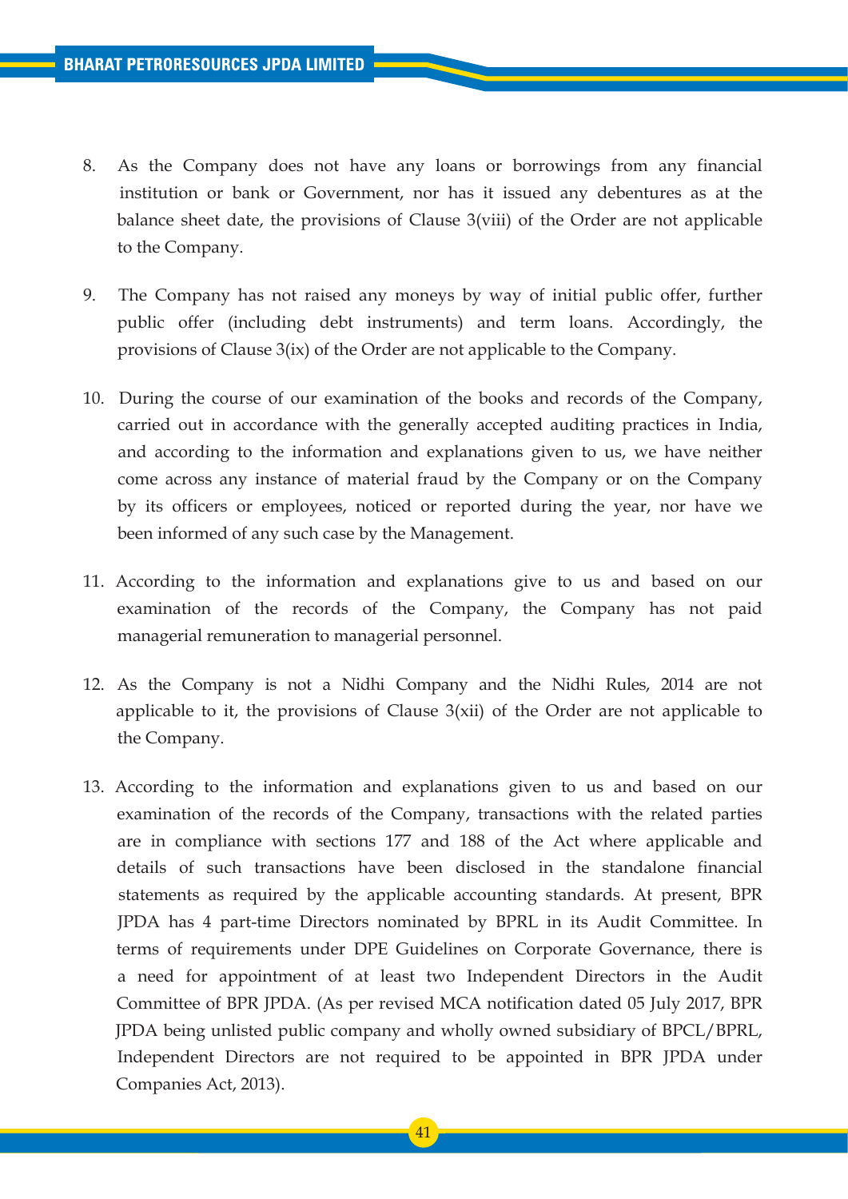8. As the Company does not have any loans or borrowings from any financial institution or bank or Government, nor has it issued any debentures as at the balance sheet date, the provisions of Clause 3(viii) of the Order are not applicable to the Company.

9. The Company has not raised any moneys by way of initial public offer, further public offer (including debt instruments) and term loans. Accordingly, the provisions of Clause 3(ix) of the Order are not applicable to the Company.

10. During the course of our examination of the books and records of the Company, carried out in accordance with the generally accepted auditing practices in India, and according to the information and explanations given to us, we have neither come across any instance of material fraud by the Company or on the Company by its officers or employees, noticed or reported during the year, nor have we been informed of any such case by the Management.

11. According to the information and explanations give to us and based on our examination of the records of the Company, the Company has not paid managerial remuneration to managerial personnel.

12. As the Company is not a Nidhi Company and the Nidhi Rules, 2014 are not applicable to it, the provisions of Clause 3(xii) of the Order are not applicable to the Company.

13. According to the information and explanations given to us and based on our examination of the records of the Company, transactions with the related parties are in compliance with sections 177 and 188 of the Act where applicable and details of such transactions have been disclosed in the standalone financial statements as required by the applicable accounting standards. At present, BPR JPDA has 4 part-time Directors nominated by BPRL in its Audit Committee. In terms of requirements under DPE Guidelines on Corporate Governance, there is a need for appointment of at least two Independent Directors in the Audit Committee of BPR JPDA. (As per revised MCA notification dated 05 July 2017, BPR JPDA being unlisted public company and wholly owned subsidiary of BPCL/BPRL, Independent Directors are not required to be appointed in BPR JPDA under Companies Act, 2013).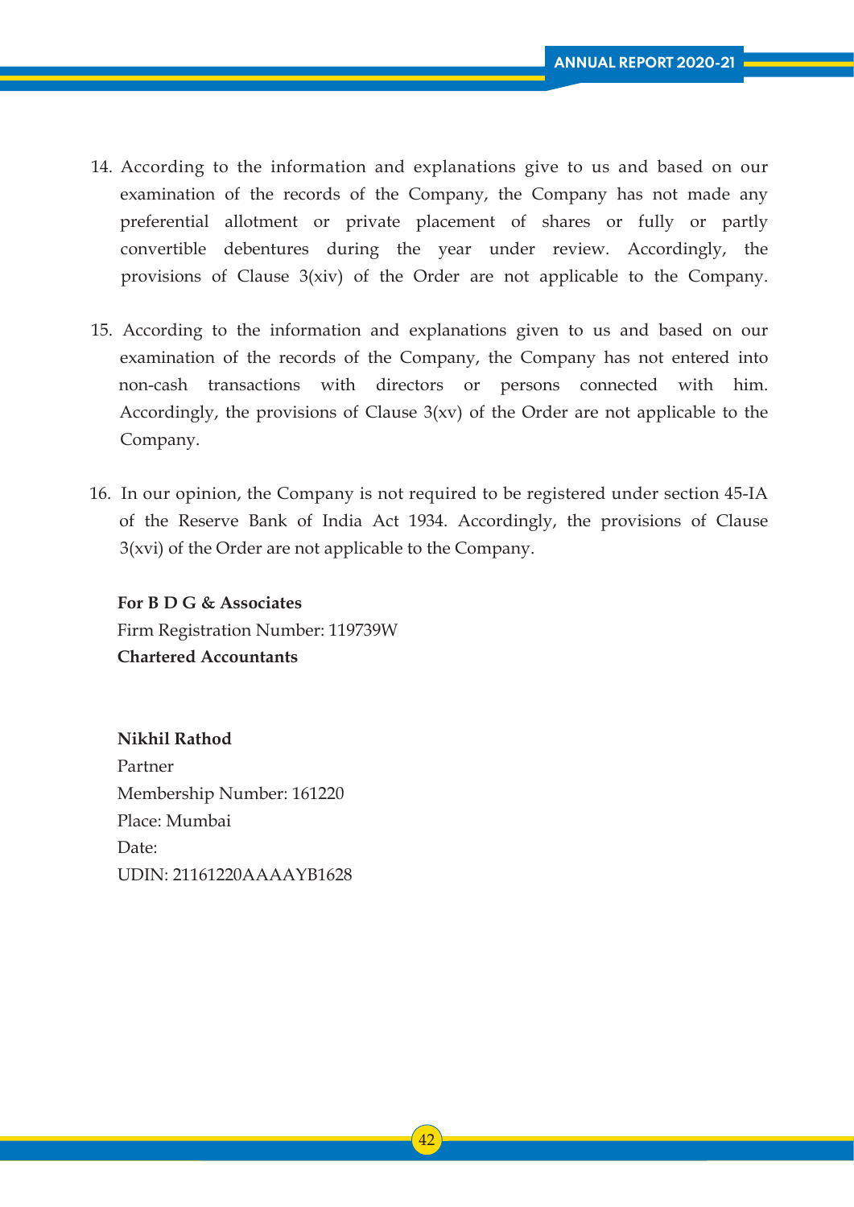14. According to the information and explanations give to us and based on our examination of the records of the Company, the Company has not made any preferential allotment or private placement of shares or fully or partly convertible debentures during the year under review. Accordingly, the provisions of Clause 3(xiv) of the Order are not applicable to the Company.

15. According to the information and explanations given to us and based on our examination of the records of the Company, the Company has not entered into non-cash transactions with directors or persons connected with him. Accordingly, the provisions of Clause 3(xv) of the Order are not applicable to the Company.

16. In our opinion, the Company is not required to be registered under section 45-IA of the Reserve Bank of India Act 1934. Accordingly, the provisions of Clause 3(xvi) of the Order are not applicable to the Company.

**For B D G & Associates**
Firm Registration Number: 119739W
**Chartered Accountants**

**Nikhil Rathod**
Partner
Membership Number: 161220
Place: Mumbai
Date:
UDIN: 21161220AAAAYB1628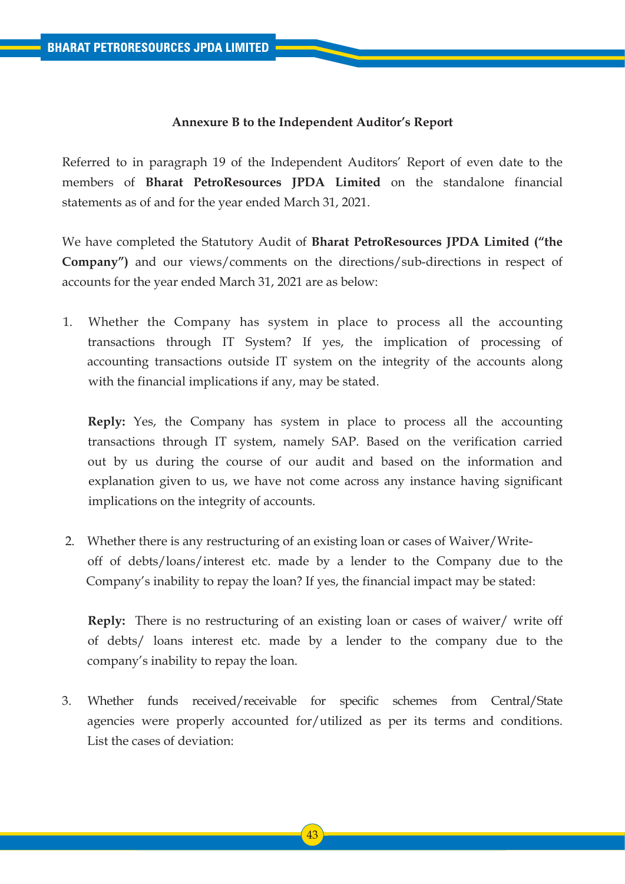**Annexure B to the Independent Auditor's Report**

Referred to in paragraph 19 of the Independent Auditors' Report of even date to the members of **Bharat PetroResources JPDA Limited** on the standalone financial statements as of and for the year ended March 31, 2021.

We have completed the Statutory Audit of **Bharat PetroResources JPDA Limited ("the Company")** and our views/comments on the directions/sub-directions in respect of accounts for the year ended March 31, 2021 are as below:

1. Whether the Company has system in place to process all the accounting transactions through IT System? If yes, the implication of processing of accounting transactions outside IT system on the integrity of the accounts along with the financial implications if any, may be stated.

   **Reply:** Yes, the Company has system in place to process all the accounting transactions through IT system, namely SAP. Based on the verification carried out by us during the course of our audit and based on the information and explanation given to us, we have not come across any instance having significant implications on the integrity of accounts.

2. Whether there is any restructuring of an existing loan or cases of Waiver/Write-off of debts/loans/interest etc. made by a lender to the Company due to the Company's inability to repay the loan? If yes, the financial impact may be stated:

   **Reply:** There is no restructuring of an existing loan or cases of waiver/ write off of debts/ loans interest etc. made by a lender to the company due to the company's inability to repay the loan.

3. Whether funds received/receivable for specific schemes from Central/State agencies were properly accounted for/utilized as per its terms and conditions. List the cases of deviation: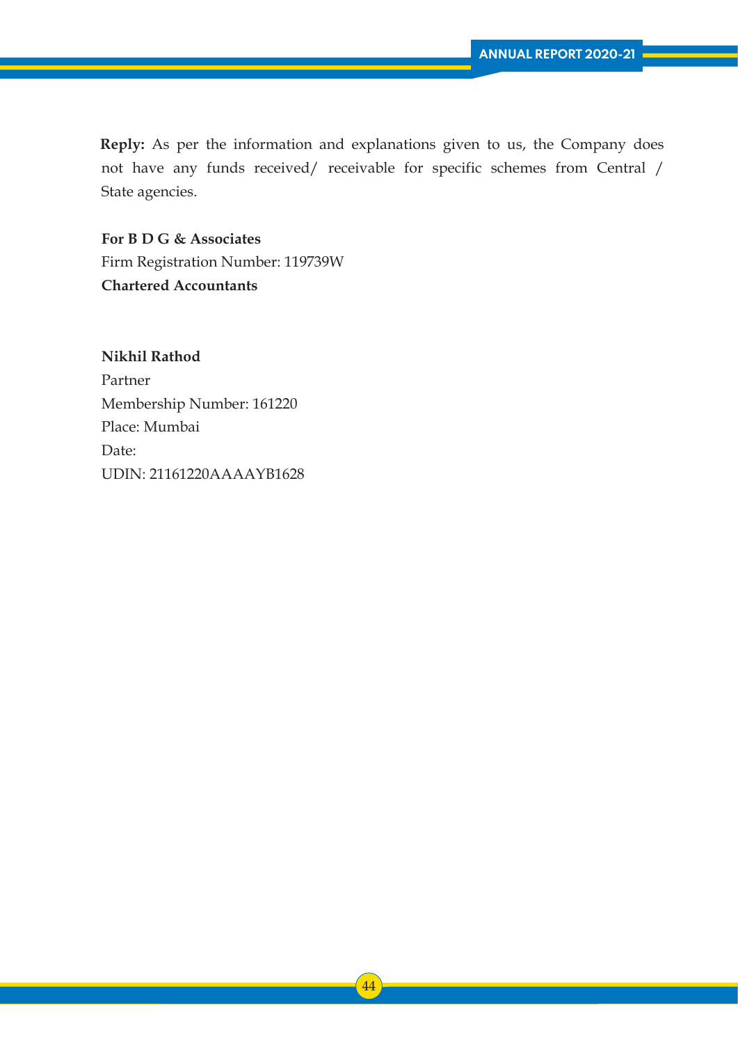**Reply:** As per the information and explanations given to us, the Company does not have any funds received/ receivable for specific schemes from Central / State agencies.

**For B D G & Associates**
Firm Registration Number: 119739W
**Chartered Accountants**

**Nikhil Rathod**
Partner
Membership Number: 161220
Place: Mumbai
Date:
UDIN: 21161220AAAAYB1628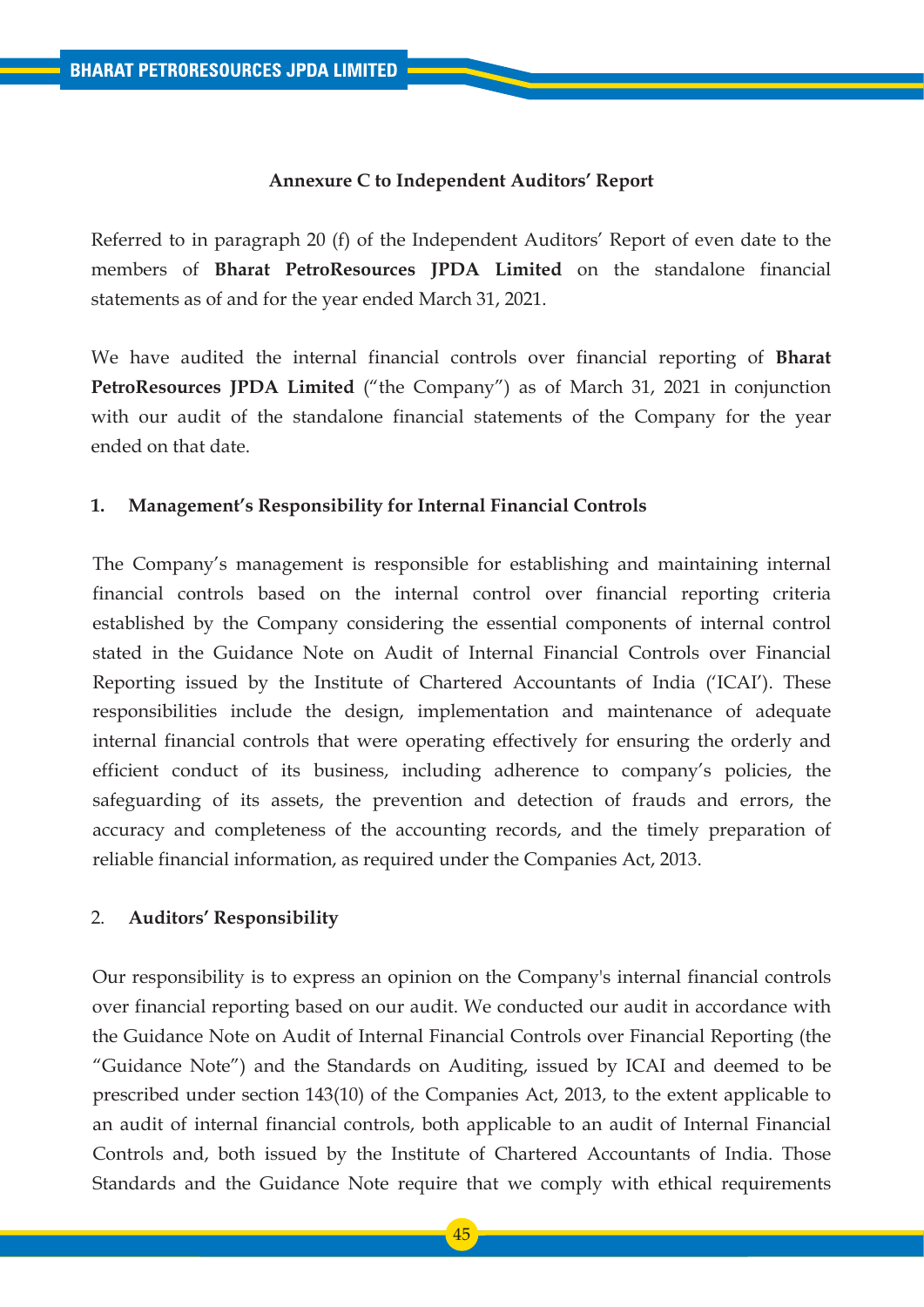**Annexure C to Independent Auditors' Report**

Referred to in paragraph 20 (f) of the Independent Auditors' Report of even date to the members of **Bharat PetroResources JPDA Limited** on the standalone financial statements as of and for the year ended March 31, 2021.

We have audited the internal financial controls over financial reporting of **Bharat PetroResources JPDA Limited** ("the Company") as of March 31, 2021 in conjunction with our audit of the standalone financial statements of the Company for the year ended on that date.

**1. Management's Responsibility for Internal Financial Controls**

The Company's management is responsible for establishing and maintaining internal financial controls based on the internal control over financial reporting criteria established by the Company considering the essential components of internal control stated in the Guidance Note on Audit of Internal Financial Controls over Financial Reporting issued by the Institute of Chartered Accountants of India ('ICAI'). These responsibilities include the design, implementation and maintenance of adequate internal financial controls that were operating effectively for ensuring the orderly and efficient conduct of its business, including adherence to company's policies, the safeguarding of its assets, the prevention and detection of frauds and errors, the accuracy and completeness of the accounting records, and the timely preparation of reliable financial information, as required under the Companies Act, 2013.

2. **Auditors' Responsibility**

Our responsibility is to express an opinion on the Company's internal financial controls over financial reporting based on our audit. We conducted our audit in accordance with the Guidance Note on Audit of Internal Financial Controls over Financial Reporting (the "Guidance Note") and the Standards on Auditing, issued by ICAI and deemed to be prescribed under section 143(10) of the Companies Act, 2013, to the extent applicable to an audit of internal financial controls, both applicable to an audit of Internal Financial Controls and, both issued by the Institute of Chartered Accountants of India. Those Standards and the Guidance Note require that we comply with ethical requirements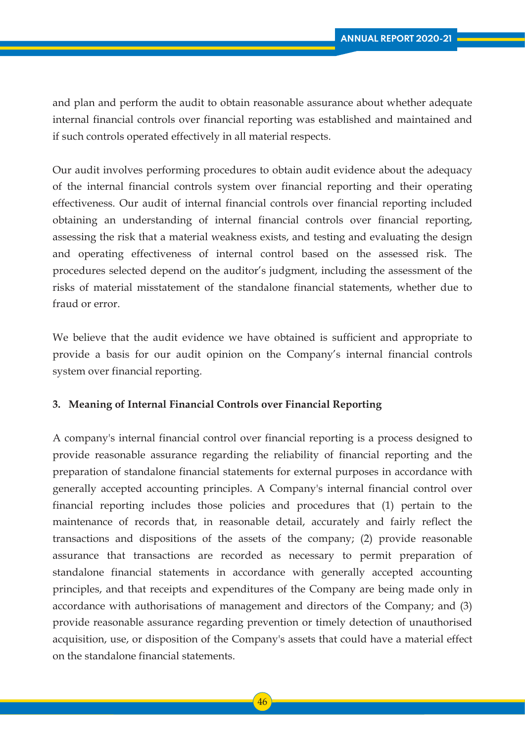and plan and perform the audit to obtain reasonable assurance about whether adequate internal financial controls over financial reporting was established and maintained and if such controls operated effectively in all material respects.

Our audit involves performing procedures to obtain audit evidence about the adequacy of the internal financial controls system over financial reporting and their operating effectiveness. Our audit of internal financial controls over financial reporting included obtaining an understanding of internal financial controls over financial reporting, assessing the risk that a material weakness exists, and testing and evaluating the design and operating effectiveness of internal control based on the assessed risk. The procedures selected depend on the auditor's judgment, including the assessment of the risks of material misstatement of the standalone financial statements, whether due to fraud or error.

We believe that the audit evidence we have obtained is sufficient and appropriate to provide a basis for our audit opinion on the Company's internal financial controls system over financial reporting.

**3. Meaning of Internal Financial Controls over Financial Reporting**

A company's internal financial control over financial reporting is a process designed to provide reasonable assurance regarding the reliability of financial reporting and the preparation of standalone financial statements for external purposes in accordance with generally accepted accounting principles. A Company's internal financial control over financial reporting includes those policies and procedures that (1) pertain to the maintenance of records that, in reasonable detail, accurately and fairly reflect the transactions and dispositions of the assets of the company; (2) provide reasonable assurance that transactions are recorded as necessary to permit preparation of standalone financial statements in accordance with generally accepted accounting principles, and that receipts and expenditures of the Company are being made only in accordance with authorisations of management and directors of the Company; and (3) provide reasonable assurance regarding prevention or timely detection of unauthorised acquisition, use, or disposition of the Company's assets that could have a material effect on the standalone financial statements.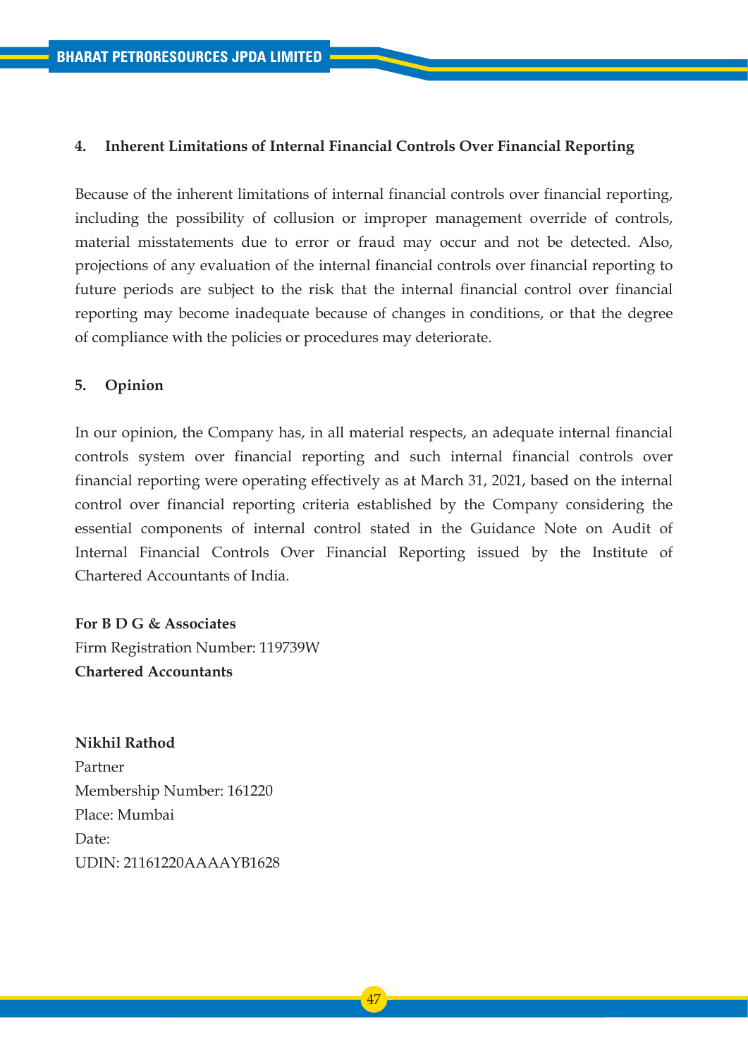## 4. Inherent Limitations of Internal Financial Controls Over Financial Reporting

Because of the inherent limitations of internal financial controls over financial reporting, including the possibility of collusion or improper management override of controls, material misstatements due to error or fraud may occur and not be detected. Also, projections of any evaluation of the internal financial controls over financial reporting to future periods are subject to the risk that the internal financial control over financial reporting may become inadequate because of changes in conditions, or that the degree of compliance with the policies or procedures may deteriorate.

## 5. Opinion

In our opinion, the Company has, in all material respects, an adequate internal financial controls system over financial reporting and such internal financial controls over financial reporting were operating effectively as at March 31, 2021, based on the internal control over financial reporting criteria established by the Company considering the essential components of internal control stated in the Guidance Note on Audit of Internal Financial Controls Over Financial Reporting issued by the Institute of Chartered Accountants of India.

**For B D G & Associates**
Firm Registration Number: 119739W
**Chartered Accountants**

**Nikhil Rathod**
Partner
Membership Number: 161220
Place: Mumbai
Date:
UDIN: 21161220AAAAYB1628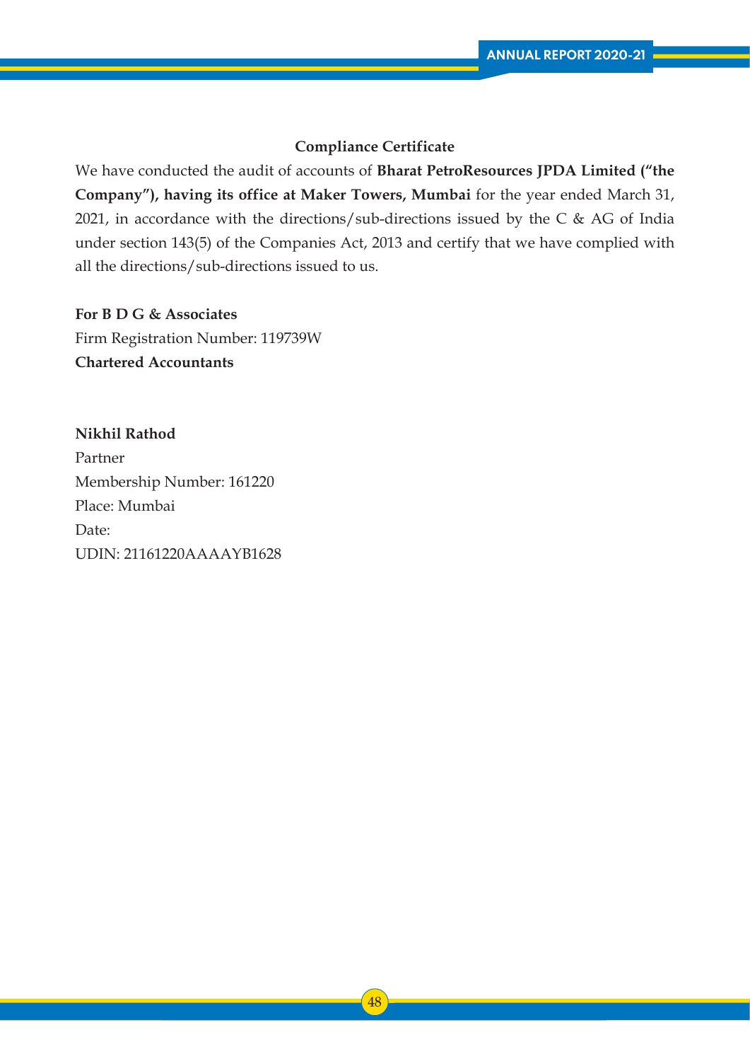## Compliance Certificate

We have conducted the audit of accounts of **Bharat PetroResources JPDA Limited ("the Company"), having its office at Maker Towers, Mumbai** for the year ended March 31, 2021, in accordance with the directions/sub-directions issued by the C & AG of India under section 143(5) of the Companies Act, 2013 and certify that we have complied with all the directions/sub-directions issued to us.

**For B D G & Associates**
Firm Registration Number: 119739W
**Chartered Accountants**

**Nikhil Rathod**
Partner
Membership Number: 161220
Place: Mumbai
Date:
UDIN: 21161220AAAAYB1628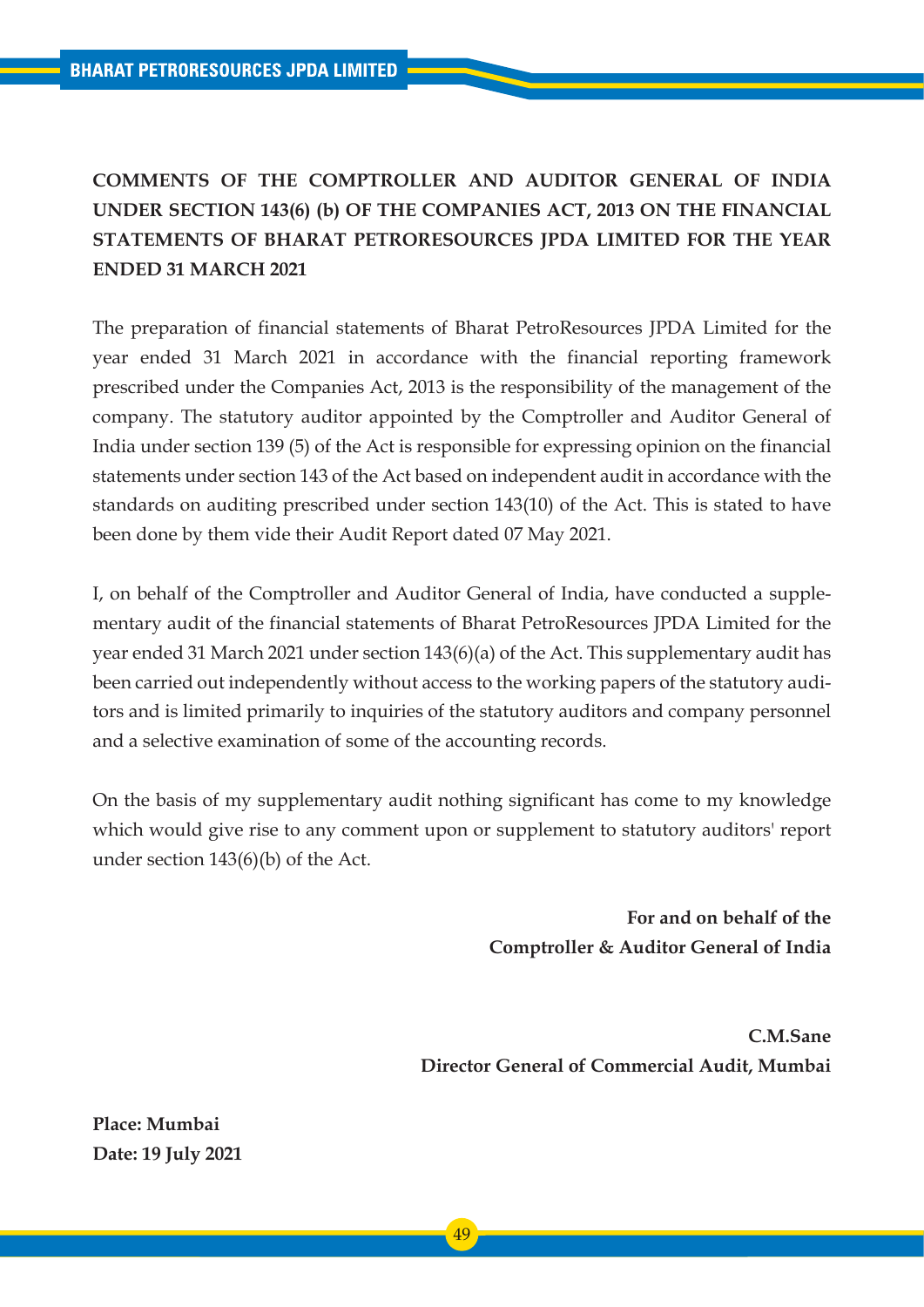## COMMENTS OF THE COMPTROLLER AND AUDITOR GENERAL OF INDIA UNDER SECTION 143(6) (b) OF THE COMPANIES ACT, 2013 ON THE FINANCIAL STATEMENTS OF BHARAT PETRORESOURCES JPDA LIMITED FOR THE YEAR ENDED 31 MARCH 2021

The preparation of financial statements of Bharat PetroResources JPDA Limited for the year ended 31 March 2021 in accordance with the financial reporting framework prescribed under the Companies Act, 2013 is the responsibility of the management of the company. The statutory auditor appointed by the Comptroller and Auditor General of India under section 139 (5) of the Act is responsible for expressing opinion on the financial statements under section 143 of the Act based on independent audit in accordance with the standards on auditing prescribed under section 143(10) of the Act. This is stated to have been done by them vide their Audit Report dated 07 May 2021.

I, on behalf of the Comptroller and Auditor General of India, have conducted a supplementary audit of the financial statements of Bharat PetroResources JPDA Limited for the year ended 31 March 2021 under section 143(6)(a) of the Act. This supplementary audit has been carried out independently without access to the working papers of the statutory auditors and is limited primarily to inquiries of the statutory auditors and company personnel and a selective examination of some of the accounting records.

On the basis of my supplementary audit nothing significant has come to my knowledge which would give rise to any comment upon or supplement to statutory auditors' report under section 143(6)(b) of the Act.

**For and on behalf of the**
**Comptroller & Auditor General of India**

**C.M.Sane**
**Director General of Commercial Audit, Mumbai**

**Place: Mumbai**
**Date: 19 July 2021**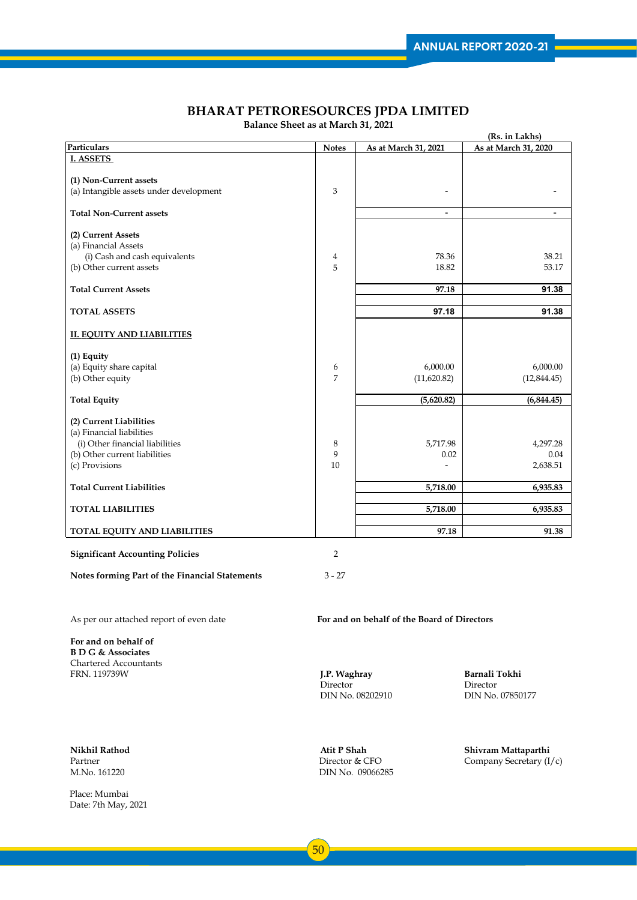# BHARAT PETRORESOURCES JPDA LIMITED

**Balance Sheet as at March 31, 2021**

(Rs. in Lakhs)

| Particulars | Notes | As at March 31, 2021 | As at March 31, 2020 |
|---|---|---|---|
| **I. ASSETS** | | | |
| **(1) Non-Current assets** | | | |
| (a) Intangible assets under development | 3 | - | - |
| **Total Non-Current assets** | | - | - |
| **(2) Current Assets** | | | |
| (a) Financial Assets | | | |
| (i) Cash and cash equivalents | 4 | 78.36 | 38.21 |
| (b) Other current assets | 5 | 18.82 | 53.17 |
| **Total Current Assets** | | **97.18** | **91.38** |
| **TOTAL ASSETS** | | **97.18** | **91.38** |
| **II. EQUITY AND LIABILITIES** | | | |
| **(1) Equity** | | | |
| (a) Equity share capital | 6 | 6,000.00 | 6,000.00 |
| (b) Other equity | 7 | (11,620.82) | (12,844.45) |
| **Total Equity** | | **(5,620.82)** | **(6,844.45)** |
| **(2) Current Liabilities** | | | |
| (a) Financial liabilities | | | |
| (i) Other financial liabilities | 8 | 5,717.98 | 4,297.28 |
| (b) Other current liabilities | 9 | 0.02 | 0.04 |
| (c) Provisions | 10 | - | 2,638.51 |
| **Total Current Liabilities** | | **5,718.00** | **6,935.83** |
| **TOTAL LIABILITIES** | | **5,718.00** | **6,935.83** |
| **TOTAL EQUITY AND LIABILITIES** | | **97.18** | **91.38** |

**Significant Accounting Policies** 2

**Notes forming Part of the Financial Statements** 3 - 27

As per our attached report of even date

**For and on behalf of the Board of Directors**

**For and on behalf of**
**B D G & Associates**
Chartered Accountants
FRN. 119739W

**J.P. Waghray**
Director
DIN No. 08202910

**Barnali Tokhi**
Director
DIN No. 07850177

**Nikhil Rathod**
Partner
M.No. 161220

**Atit P Shah**
Director & CFO
DIN No. 09066285

**Shivram Mattaparthi**
Company Secretary (I/c)

Place: Mumbai
Date: 7th May, 2021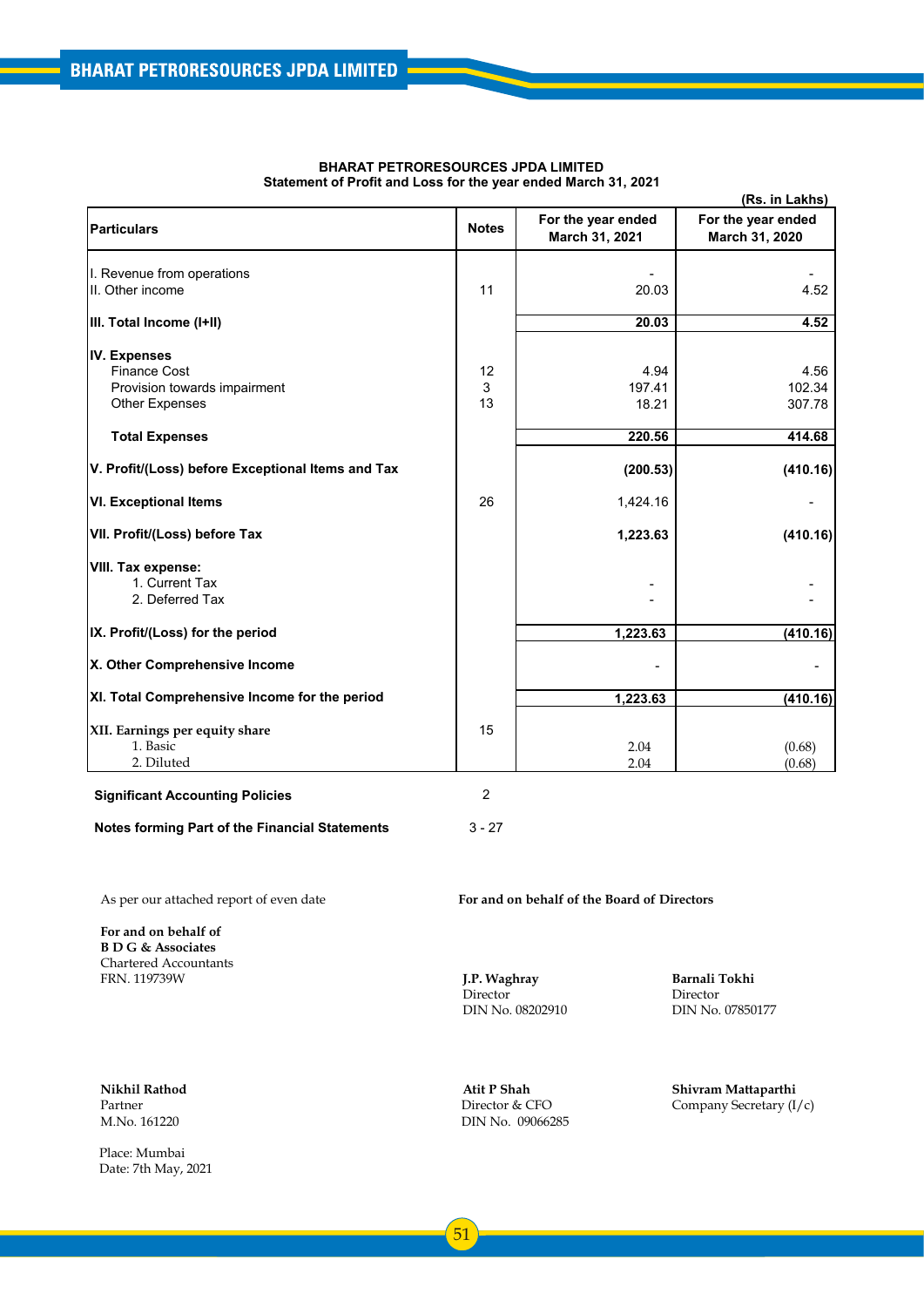**BHARAT PETRORESOURCES JPDA LIMITED**
**Statement of Profit and Loss for the year ended March 31, 2021**

(Rs. in Lakhs)

| Particulars | Notes | For the year ended March 31, 2021 | For the year ended March 31, 2020 |
|---|---|---|---|
| I. Revenue from operations | | - | - |
| II. Other income | 11 | 20.03 | 4.52 |
| **III. Total Income (I+II)** | | **20.03** | **4.52** |
| **IV. Expenses** | | | |
| Finance Cost | 12 | 4.94 | 4.56 |
| Provision towards impairment | 3 | 197.41 | 102.34 |
| Other Expenses | 13 | 18.21 | 307.78 |
| **Total Expenses** | | **220.56** | **414.68** |
| **V. Profit/(Loss) before Exceptional Items and Tax** | | **(200.53)** | **(410.16)** |
| **VI. Exceptional Items** | 26 | 1,424.16 | - |
| **VII. Profit/(Loss) before Tax** | | **1,223.63** | **(410.16)** |
| **VIII. Tax expense:** | | | |
| 1. Current Tax | | - | - |
| 2. Deferred Tax | | - | - |
| **IX. Profit/(Loss) for the period** | | **1,223.63** | **(410.16)** |
| **X. Other Comprehensive Income** | | - | - |
| **XI. Total Comprehensive Income for the period** | | **1,223.63** | **(410.16)** |
| **XII. Earnings per equity share** | 15 | | |
| 1. Basic | | 2.04 | (0.68) |
| 2. Diluted | | 2.04 | (0.68) |

**Significant Accounting Policies** 2

**Notes forming Part of the Financial Statements** 3 - 27

As per our attached report of even date

**For and on behalf of the Board of Directors**

**For and on behalf of**
**B D G & Associates**
Chartered Accountants
FRN. 119739W

**J.P. Waghray**
Director
DIN No. 08202910

**Barnali Tokhi**
Director
DIN No. 07850177

**Nikhil Rathod**
Partner
M.No. 161220

**Atit P Shah**
Director & CFO
DIN No. 09066285

**Shivram Mattaparthi**
Company Secretary (I/c)

Place: Mumbai
Date: 7th May, 2021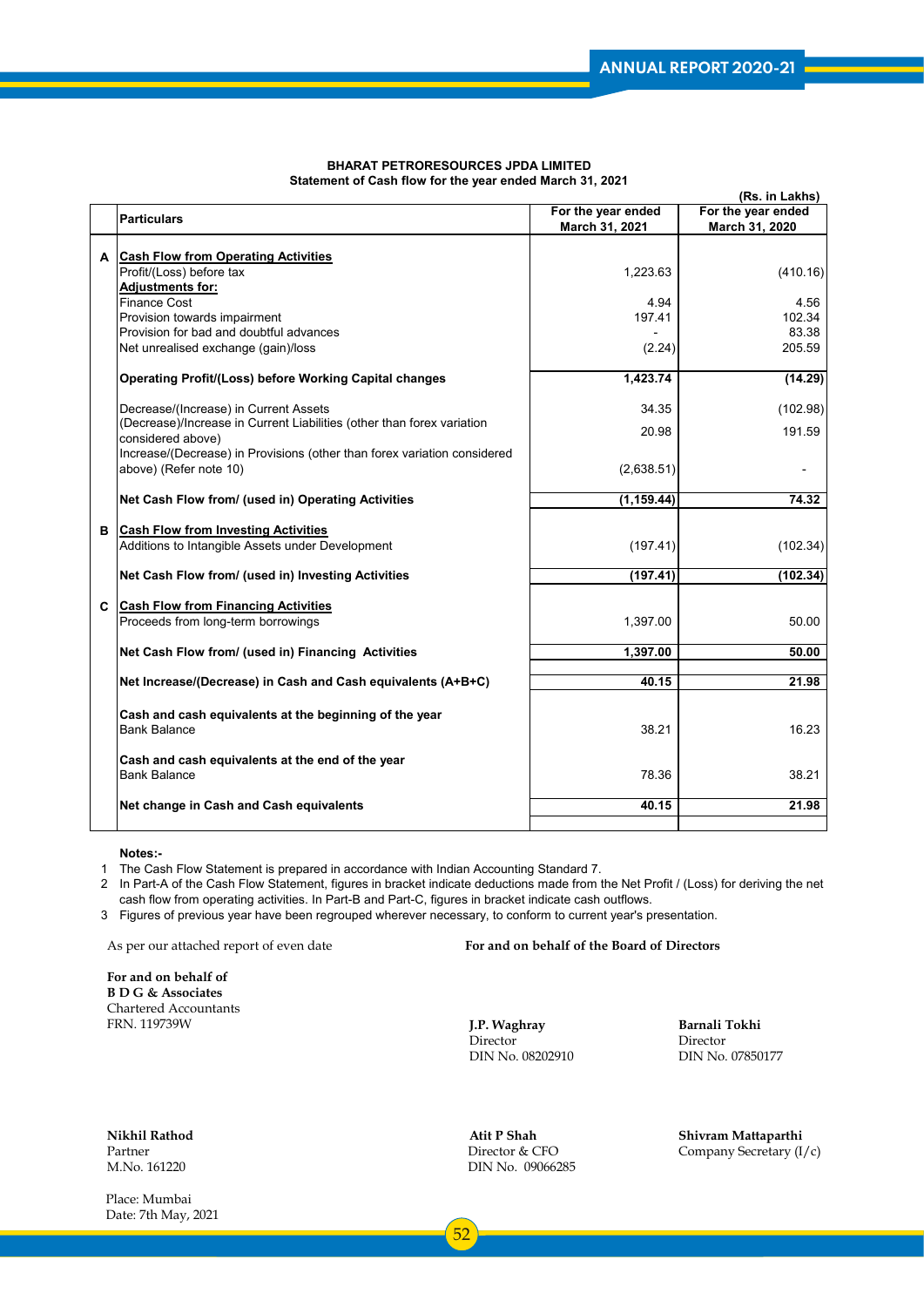**BHARAT PETRORESOURCES JPDA LIMITED**
**Statement of Cash flow for the year ended March 31, 2021**

(Rs. in Lakhs)

| | Particulars | For the year ended March 31, 2021 | For the year ended March 31, 2020 |
|---|---|---|---|
| **A** | **Cash Flow from Operating Activities** | | |
| | Profit/(Loss) before tax | 1,223.63 | (410.16) |
| | **Adjustments for:** | | |
| | Finance Cost | 4.94 | 4.56 |
| | Provision towards impairment | 197.41 | 102.34 |
| | Provision for bad and doubtful advances | - | 83.38 |
| | Net unrealised exchange (gain)/loss | (2.24) | 205.59 |
| | **Operating Profit/(Loss) before Working Capital changes** | **1,423.74** | **(14.29)** |
| | Decrease/(Increase) in Current Assets | 34.35 | (102.98) |
| | (Decrease)/Increase in Current Liabilities (other than forex variation considered above) | 20.98 | 191.59 |
| | Increase/(Decrease) in Provisions (other than forex variation considered above) (Refer note 10) | (2,638.51) | - |
| | **Net Cash Flow from/ (used in) Operating Activities** | **(1,159.44)** | **74.32** |
| **B** | **Cash Flow from Investing Activities** | | |
| | Additions to Intangible Assets under Development | (197.41) | (102.34) |
| | **Net Cash Flow from/ (used in) Investing Activities** | **(197.41)** | **(102.34)** |
| **C** | **Cash Flow from Financing Activities** | | |
| | Proceeds from long-term borrowings | 1,397.00 | 50.00 |
| | **Net Cash Flow from/ (used in) Financing Activities** | **1,397.00** | **50.00** |
| | **Net Increase/(Decrease) in Cash and Cash equivalents (A+B+C)** | **40.15** | **21.98** |
| | **Cash and cash equivalents at the beginning of the year** | | |
| | Bank Balance | 38.21 | 16.23 |
| | **Cash and cash equivalents at the end of the year** | | |
| | Bank Balance | 78.36 | 38.21 |
| | **Net change in Cash and Cash equivalents** | **40.15** | **21.98** |

**Notes:-**

1. The Cash Flow Statement is prepared in accordance with Indian Accounting Standard 7.
2. In Part-A of the Cash Flow Statement, figures in bracket indicate deductions made from the Net Profit / (Loss) for deriving the net cash flow from operating activities. In Part-B and Part-C, figures in bracket indicate cash outflows.
3. Figures of previous year have been regrouped wherever necessary, to conform to current year's presentation.

As per our attached report of even date

**For and on behalf of the Board of Directors**

**For and on behalf of**
**B D G & Associates**
Chartered Accountants
FRN. 119739W

**J.P. Waghray**
Director
DIN No. 08202910

**Barnali Tokhi**
Director
DIN No. 07850177

**Nikhil Rathod**
Partner
M.No. 161220

**Atit P Shah**
Director & CFO
DIN No. 09066285

**Shivram Mattaparthi**
Company Secretary (I/c)

Place: Mumbai
Date: 7th May, 2021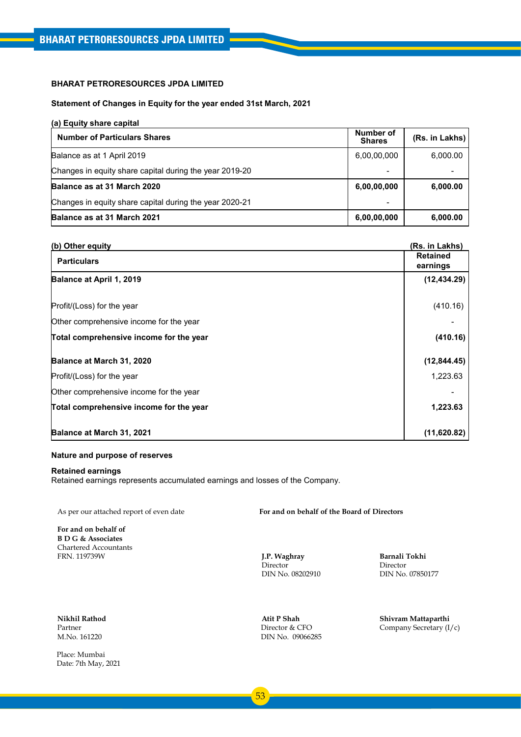## BHARAT PETRORESOURCES JPDA LIMITED

### Statement of Changes in Equity for the year ended 31st March, 2021

**(a) Equity share capital**

| Number of Particulars Shares | Number of Shares | (Rs. in Lakhs) |
|---|---|---|
| Balance as at 1 April 2019 | 6,00,00,000 | 6,000.00 |
| Changes in equity share capital during the year 2019-20 | - | - |
| **Balance as at 31 March 2020** | **6,00,00,000** | **6,000.00** |
| Changes in equity share capital during the year 2020-21 | - | |
| **Balance as at 31 March 2021** | **6,00,00,000** | **6,000.00** |

**(b) Other equity** (Rs. in Lakhs)

| Particulars | Retained earnings |
|---|---|
| **Balance at April 1, 2019** | **(12,434.29)** |
| Profit/(Loss) for the year | (410.16) |
| Other comprehensive income for the year | - |
| **Total comprehensive income for the year** | **(410.16)** |
| **Balance at March 31, 2020** | **(12,844.45)** |
| Profit/(Loss) for the year | 1,223.63 |
| Other comprehensive income for the year | - |
| **Total comprehensive income for the year** | **1,223.63** |
| **Balance at March 31, 2021** | **(11,620.82)** |

**Nature and purpose of reserves**

**Retained earnings**
Retained earnings represents accumulated earnings and losses of the Company.

As per our attached report of even date

**For and on behalf of**
**B D G & Associates**
Chartered Accountants
FRN. 119739W

**For and on behalf of the Board of Directors**

**J.P. Waghray**
Director
DIN No. 08202910

**Barnali Tokhi**
Director
DIN No. 07850177

**Nikhil Rathod**
Partner
M.No. 161220

**Atit P Shah**
Director & CFO
DIN No. 09066285

**Shivram Mattaparthi**
Company Secretary (I/c)

Place: Mumbai
Date: 7th May, 2021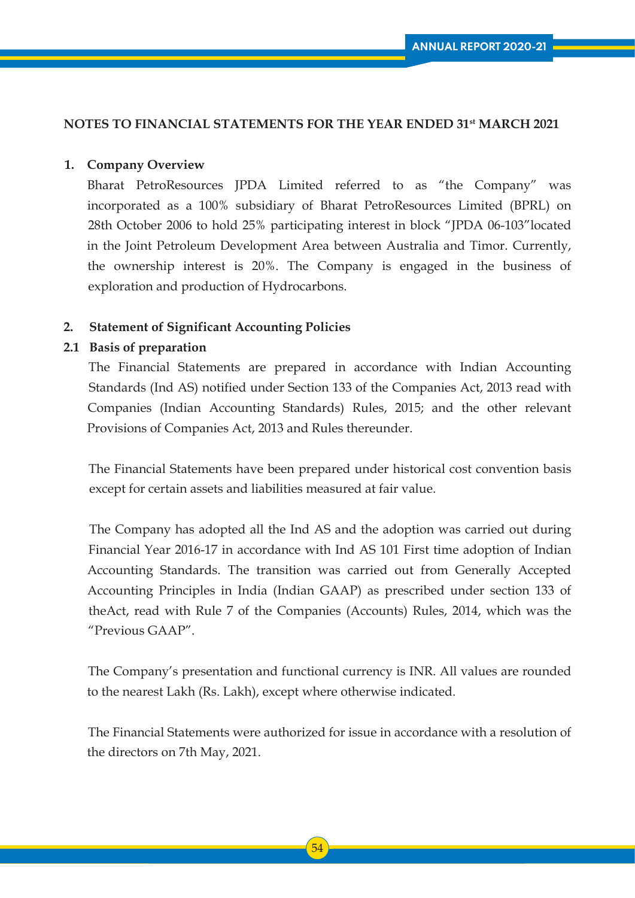## NOTES TO FINANCIAL STATEMENTS FOR THE YEAR ENDED 31st MARCH 2021

### 1. Company Overview

Bharat PetroResources JPDA Limited referred to as "the Company" was incorporated as a 100% subsidiary of Bharat PetroResources Limited (BPRL) on 28th October 2006 to hold 25% participating interest in block "JPDA 06-103"located in the Joint Petroleum Development Area between Australia and Timor. Currently, the ownership interest is 20%. The Company is engaged in the business of exploration and production of Hydrocarbons.

### 2. Statement of Significant Accounting Policies

#### 2.1 Basis of preparation

The Financial Statements are prepared in accordance with Indian Accounting Standards (Ind AS) notified under Section 133 of the Companies Act, 2013 read with Companies (Indian Accounting Standards) Rules, 2015; and the other relevant Provisions of Companies Act, 2013 and Rules thereunder.

The Financial Statements have been prepared under historical cost convention basis except for certain assets and liabilities measured at fair value.

The Company has adopted all the Ind AS and the adoption was carried out during Financial Year 2016-17 in accordance with Ind AS 101 First time adoption of Indian Accounting Standards. The transition was carried out from Generally Accepted Accounting Principles in India (Indian GAAP) as prescribed under section 133 of theAct, read with Rule 7 of the Companies (Accounts) Rules, 2014, which was the "Previous GAAP".

The Company's presentation and functional currency is INR. All values are rounded to the nearest Lakh (Rs. Lakh), except where otherwise indicated.

The Financial Statements were authorized for issue in accordance with a resolution of the directors on 7th May, 2021.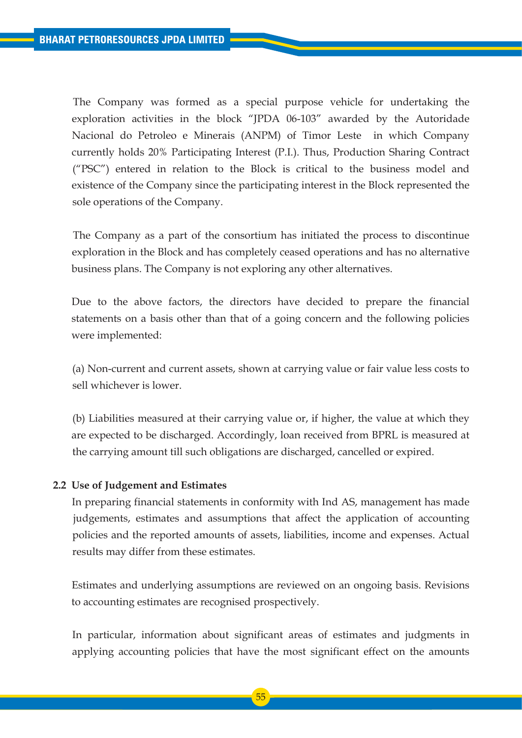The Company was formed as a special purpose vehicle for undertaking the exploration activities in the block "JPDA 06-103" awarded by the Autoridade Nacional do Petroleo e Minerais (ANPM) of Timor Leste in which Company currently holds 20% Participating Interest (P.I.). Thus, Production Sharing Contract ("PSC") entered in relation to the Block is critical to the business model and existence of the Company since the participating interest in the Block represented the sole operations of the Company.

The Company as a part of the consortium has initiated the process to discontinue exploration in the Block and has completely ceased operations and has no alternative business plans. The Company is not exploring any other alternatives.

Due to the above factors, the directors have decided to prepare the financial statements on a basis other than that of a going concern and the following policies were implemented:

(a) Non-current and current assets, shown at carrying value or fair value less costs to sell whichever is lower.

(b) Liabilities measured at their carrying value or, if higher, the value at which they are expected to be discharged. Accordingly, loan received from BPRL is measured at the carrying amount till such obligations are discharged, cancelled or expired.

**2.2 Use of Judgement and Estimates**

In preparing financial statements in conformity with Ind AS, management has made judgements, estimates and assumptions that affect the application of accounting policies and the reported amounts of assets, liabilities, income and expenses. Actual results may differ from these estimates.

Estimates and underlying assumptions are reviewed on an ongoing basis. Revisions to accounting estimates are recognised prospectively.

In particular, information about significant areas of estimates and judgments in applying accounting policies that have the most significant effect on the amounts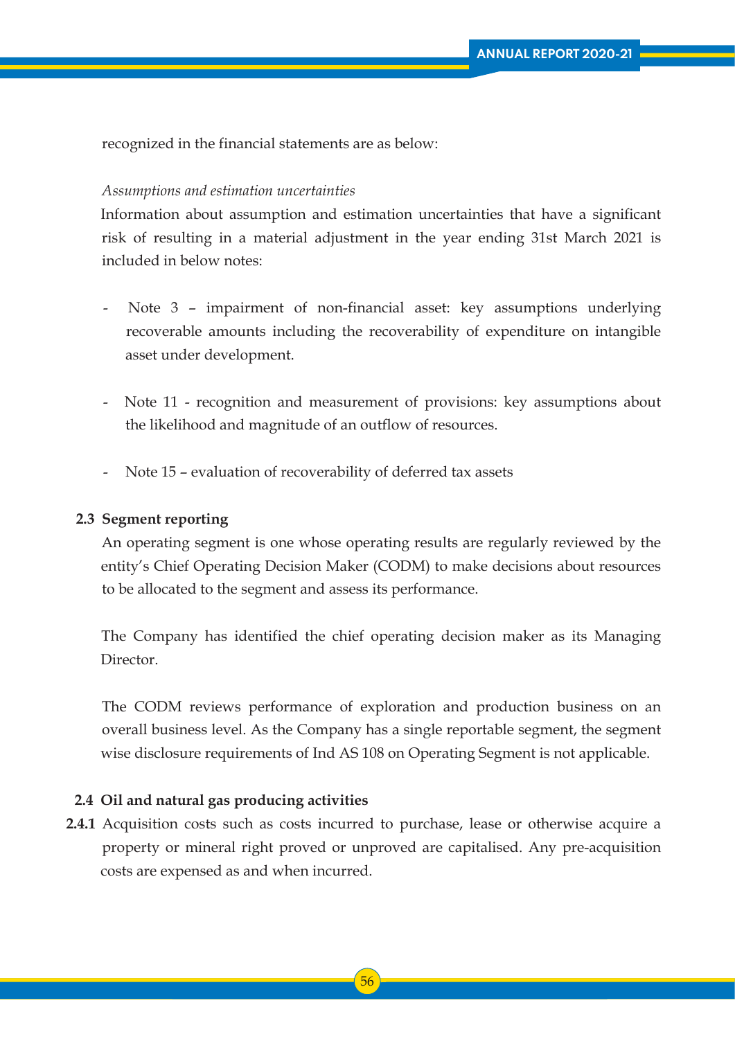recognized in the financial statements are as below:

*Assumptions and estimation uncertainties*

Information about assumption and estimation uncertainties that have a significant risk of resulting in a material adjustment in the year ending 31st March 2021 is included in below notes:

- Note 3 – impairment of non-financial asset: key assumptions underlying recoverable amounts including the recoverability of expenditure on intangible asset under development.

- Note 11 - recognition and measurement of provisions: key assumptions about the likelihood and magnitude of an outflow of resources.

- Note 15 – evaluation of recoverability of deferred tax assets

**2.3 Segment reporting**

An operating segment is one whose operating results are regularly reviewed by the entity's Chief Operating Decision Maker (CODM) to make decisions about resources to be allocated to the segment and assess its performance.

The Company has identified the chief operating decision maker as its Managing Director.

The CODM reviews performance of exploration and production business on an overall business level. As the Company has a single reportable segment, the segment wise disclosure requirements of Ind AS 108 on Operating Segment is not applicable.

**2.4 Oil and natural gas producing activities**

**2.4.1** Acquisition costs such as costs incurred to purchase, lease or otherwise acquire a property or mineral right proved or unproved are capitalised. Any pre-acquisition costs are expensed as and when incurred.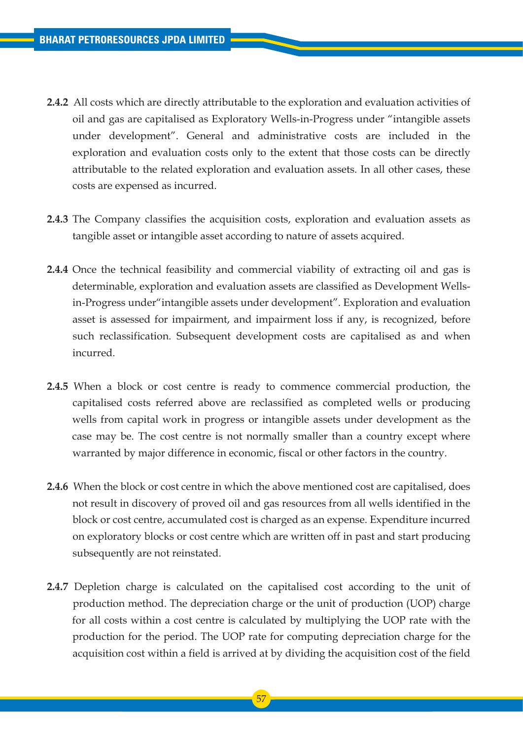**2.4.2** All costs which are directly attributable to the exploration and evaluation activities of oil and gas are capitalised as Exploratory Wells-in-Progress under "intangible assets under development". General and administrative costs are included in the exploration and evaluation costs only to the extent that those costs can be directly attributable to the related exploration and evaluation assets. In all other cases, these costs are expensed as incurred.

**2.4.3** The Company classifies the acquisition costs, exploration and evaluation assets as tangible asset or intangible asset according to nature of assets acquired.

**2.4.4** Once the technical feasibility and commercial viability of extracting oil and gas is determinable, exploration and evaluation assets are classified as Development Wells-in-Progress under"intangible assets under development". Exploration and evaluation asset is assessed for impairment, and impairment loss if any, is recognized, before such reclassification. Subsequent development costs are capitalised as and when incurred.

**2.4.5** When a block or cost centre is ready to commence commercial production, the capitalised costs referred above are reclassified as completed wells or producing wells from capital work in progress or intangible assets under development as the case may be. The cost centre is not normally smaller than a country except where warranted by major difference in economic, fiscal or other factors in the country.

**2.4.6** When the block or cost centre in which the above mentioned cost are capitalised, does not result in discovery of proved oil and gas resources from all wells identified in the block or cost centre, accumulated cost is charged as an expense. Expenditure incurred on exploratory blocks or cost centre which are written off in past and start producing subsequently are not reinstated.

**2.4.7** Depletion charge is calculated on the capitalised cost according to the unit of production method. The depreciation charge or the unit of production (UOP) charge for all costs within a cost centre is calculated by multiplying the UOP rate with the production for the period. The UOP rate for computing depreciation charge for the acquisition cost within a field is arrived at by dividing the acquisition cost of the field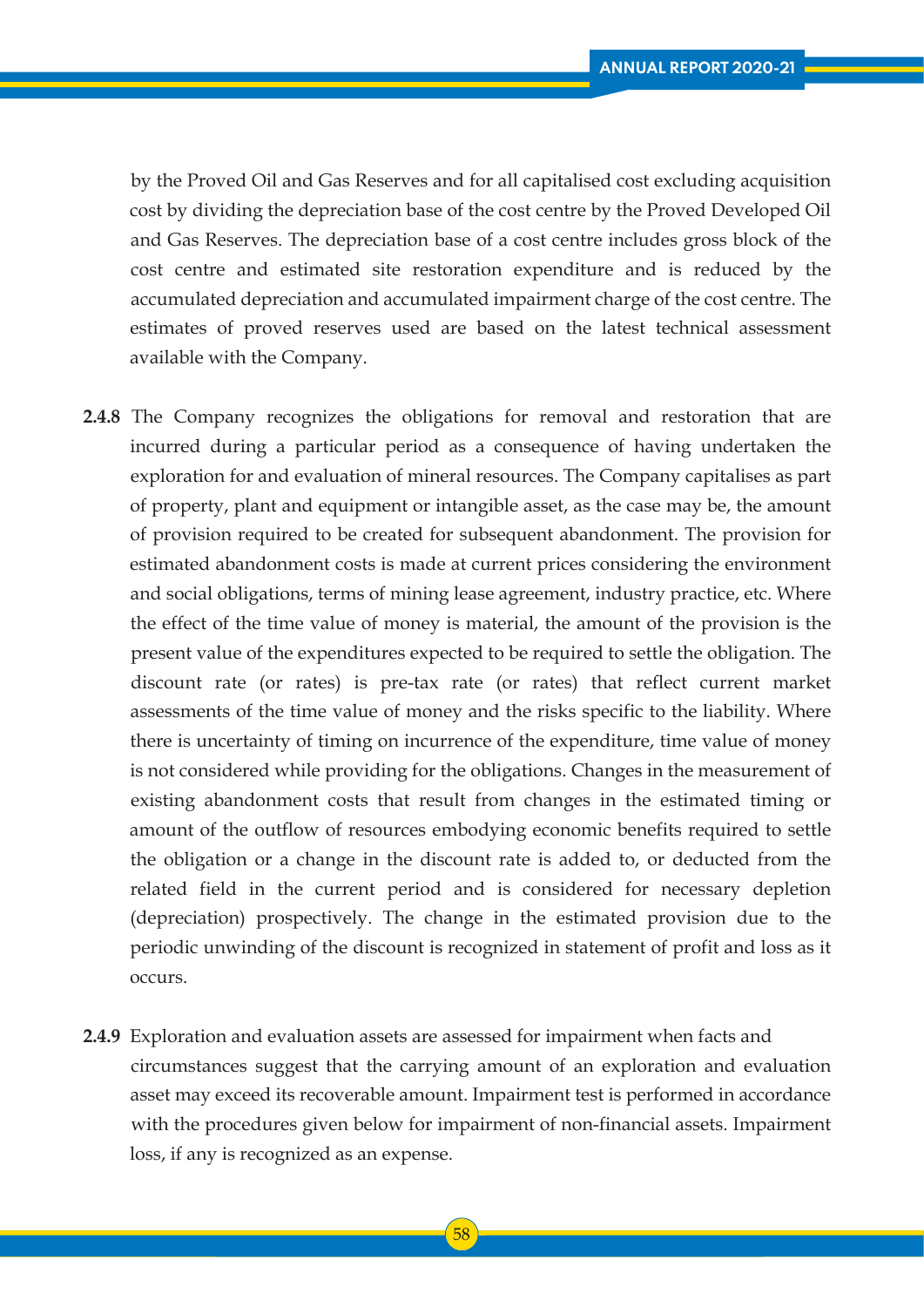by the Proved Oil and Gas Reserves and for all capitalised cost excluding acquisition cost by dividing the depreciation base of the cost centre by the Proved Developed Oil and Gas Reserves. The depreciation base of a cost centre includes gross block of the cost centre and estimated site restoration expenditure and is reduced by the accumulated depreciation and accumulated impairment charge of the cost centre. The estimates of proved reserves used are based on the latest technical assessment available with the Company.

**2.4.8** The Company recognizes the obligations for removal and restoration that are incurred during a particular period as a consequence of having undertaken the exploration for and evaluation of mineral resources. The Company capitalises as part of property, plant and equipment or intangible asset, as the case may be, the amount of provision required to be created for subsequent abandonment. The provision for estimated abandonment costs is made at current prices considering the environment and social obligations, terms of mining lease agreement, industry practice, etc. Where the effect of the time value of money is material, the amount of the provision is the present value of the expenditures expected to be required to settle the obligation. The discount rate (or rates) is pre-tax rate (or rates) that reflect current market assessments of the time value of money and the risks specific to the liability. Where there is uncertainty of timing on incurrence of the expenditure, time value of money is not considered while providing for the obligations. Changes in the measurement of existing abandonment costs that result from changes in the estimated timing or amount of the outflow of resources embodying economic benefits required to settle the obligation or a change in the discount rate is added to, or deducted from the related field in the current period and is considered for necessary depletion (depreciation) prospectively. The change in the estimated provision due to the periodic unwinding of the discount is recognized in statement of profit and loss as it occurs.

**2.4.9** Exploration and evaluation assets are assessed for impairment when facts and circumstances suggest that the carrying amount of an exploration and evaluation asset may exceed its recoverable amount. Impairment test is performed in accordance with the procedures given below for impairment of non-financial assets. Impairment loss, if any is recognized as an expense.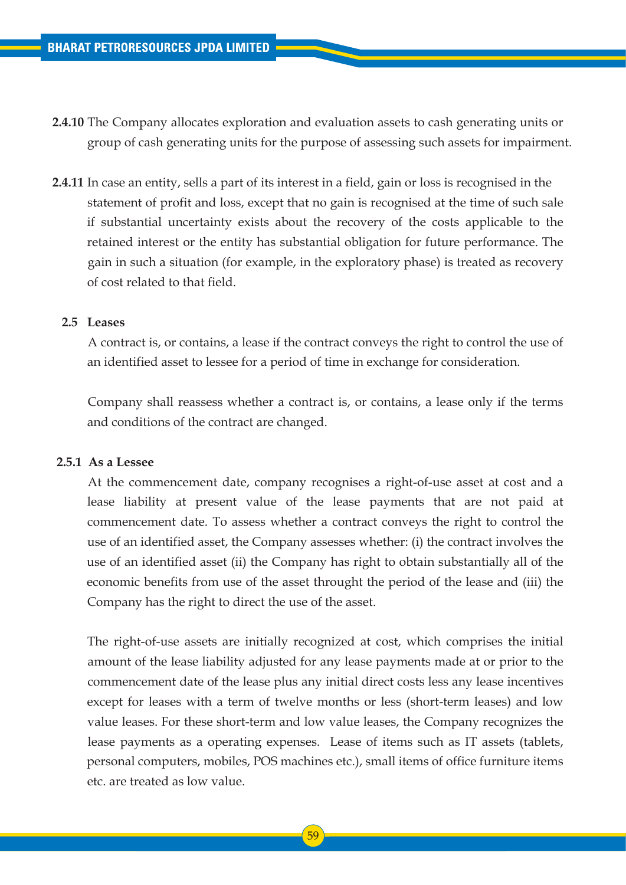**2.4.10** The Company allocates exploration and evaluation assets to cash generating units or group of cash generating units for the purpose of assessing such assets for impairment.

**2.4.11** In case an entity, sells a part of its interest in a field, gain or loss is recognised in the statement of profit and loss, except that no gain is recognised at the time of such sale if substantial uncertainty exists about the recovery of the costs applicable to the retained interest or the entity has substantial obligation for future performance. The gain in such a situation (for example, in the exploratory phase) is treated as recovery of cost related to that field.

### 2.5 Leases

A contract is, or contains, a lease if the contract conveys the right to control the use of an identified asset to lessee for a period of time in exchange for consideration.

Company shall reassess whether a contract is, or contains, a lease only if the terms and conditions of the contract are changed.

### 2.5.1 As a Lessee

At the commencement date, company recognises a right-of-use asset at cost and a lease liability at present value of the lease payments that are not paid at commencement date. To assess whether a contract conveys the right to control the use of an identified asset, the Company assesses whether: (i) the contract involves the use of an identified asset (ii) the Company has right to obtain substantially all of the economic benefits from use of the asset throught the period of the lease and (iii) the Company has the right to direct the use of the asset.

The right-of-use assets are initially recognized at cost, which comprises the initial amount of the lease liability adjusted for any lease payments made at or prior to the commencement date of the lease plus any initial direct costs less any lease incentives except for leases with a term of twelve months or less (short-term leases) and low value leases. For these short-term and low value leases, the Company recognizes the lease payments as a operating expenses. Lease of items such as IT assets (tablets, personal computers, mobiles, POS machines etc.), small items of office furniture items etc. are treated as low value.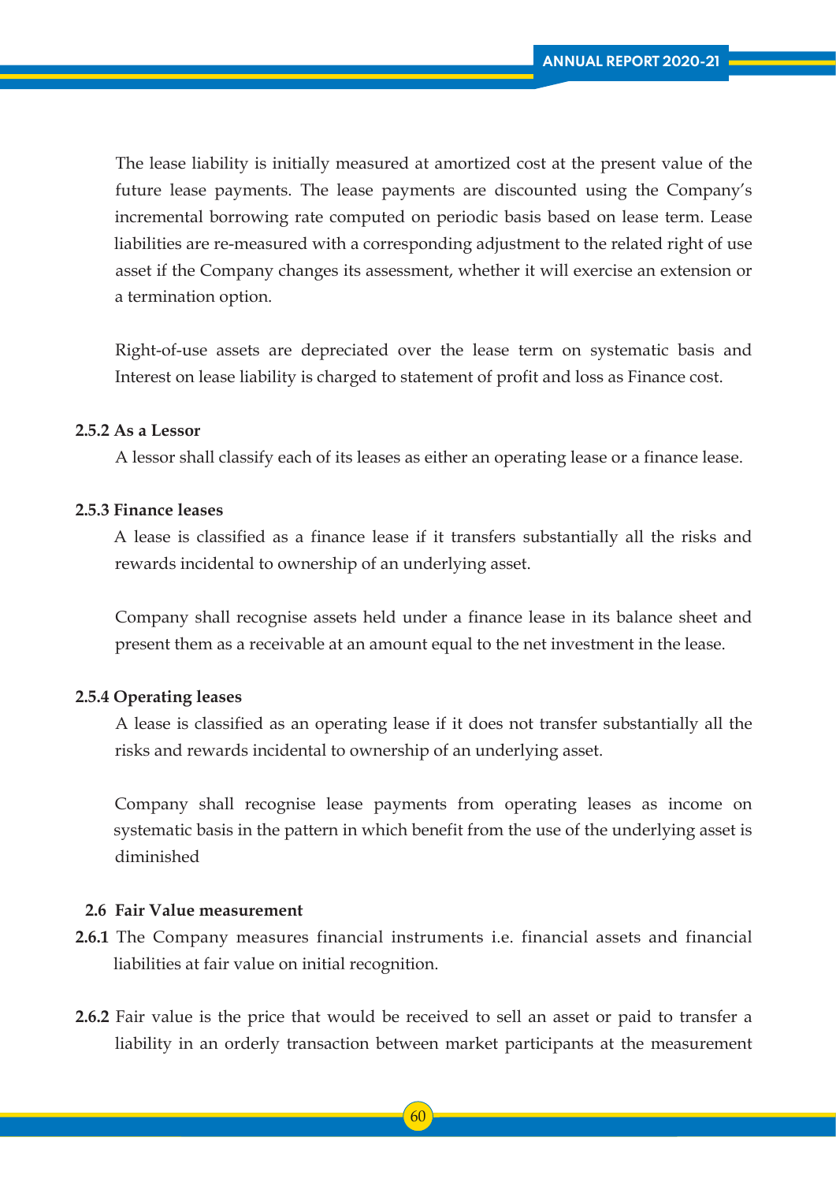The lease liability is initially measured at amortized cost at the present value of the future lease payments. The lease payments are discounted using the Company's incremental borrowing rate computed on periodic basis based on lease term. Lease liabilities are re-measured with a corresponding adjustment to the related right of use asset if the Company changes its assessment, whether it will exercise an extension or a termination option.

Right-of-use assets are depreciated over the lease term on systematic basis and Interest on lease liability is charged to statement of profit and loss as Finance cost.

**2.5.2 As a Lessor**

A lessor shall classify each of its leases as either an operating lease or a finance lease.

**2.5.3 Finance leases**

A lease is classified as a finance lease if it transfers substantially all the risks and rewards incidental to ownership of an underlying asset.

Company shall recognise assets held under a finance lease in its balance sheet and present them as a receivable at an amount equal to the net investment in the lease.

**2.5.4 Operating leases**

A lease is classified as an operating lease if it does not transfer substantially all the risks and rewards incidental to ownership of an underlying asset.

Company shall recognise lease payments from operating leases as income on systematic basis in the pattern in which benefit from the use of the underlying asset is diminished

**2.6 Fair Value measurement**

**2.6.1** The Company measures financial instruments i.e. financial assets and financial liabilities at fair value on initial recognition.

**2.6.2** Fair value is the price that would be received to sell an asset or paid to transfer a liability in an orderly transaction between market participants at the measurement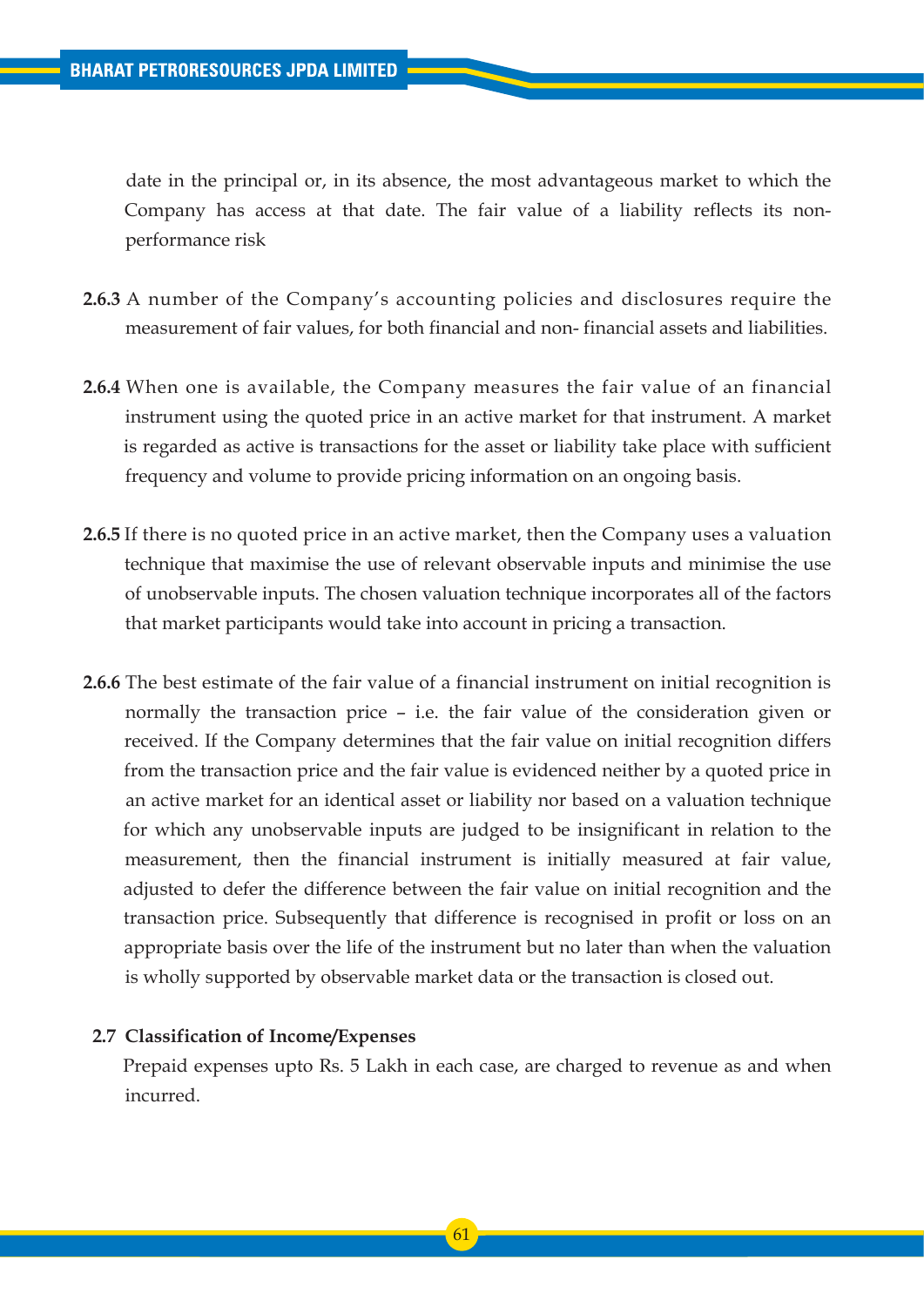date in the principal or, in its absence, the most advantageous market to which the Company has access at that date. The fair value of a liability reflects its non-performance risk

**2.6.3** A number of the Company's accounting policies and disclosures require the measurement of fair values, for both financial and non- financial assets and liabilities.

**2.6.4** When one is available, the Company measures the fair value of an financial instrument using the quoted price in an active market for that instrument. A market is regarded as active is transactions for the asset or liability take place with sufficient frequency and volume to provide pricing information on an ongoing basis.

**2.6.5** If there is no quoted price in an active market, then the Company uses a valuation technique that maximise the use of relevant observable inputs and minimise the use of unobservable inputs. The chosen valuation technique incorporates all of the factors that market participants would take into account in pricing a transaction.

**2.6.6** The best estimate of the fair value of a financial instrument on initial recognition is normally the transaction price – i.e. the fair value of the consideration given or received. If the Company determines that the fair value on initial recognition differs from the transaction price and the fair value is evidenced neither by a quoted price in an active market for an identical asset or liability nor based on a valuation technique for which any unobservable inputs are judged to be insignificant in relation to the measurement, then the financial instrument is initially measured at fair value, adjusted to defer the difference between the fair value on initial recognition and the transaction price. Subsequently that difference is recognised in profit or loss on an appropriate basis over the life of the instrument but no later than when the valuation is wholly supported by observable market data or the transaction is closed out.

**2.7 Classification of Income/Expenses**

Prepaid expenses upto Rs. 5 Lakh in each case, are charged to revenue as and when incurred.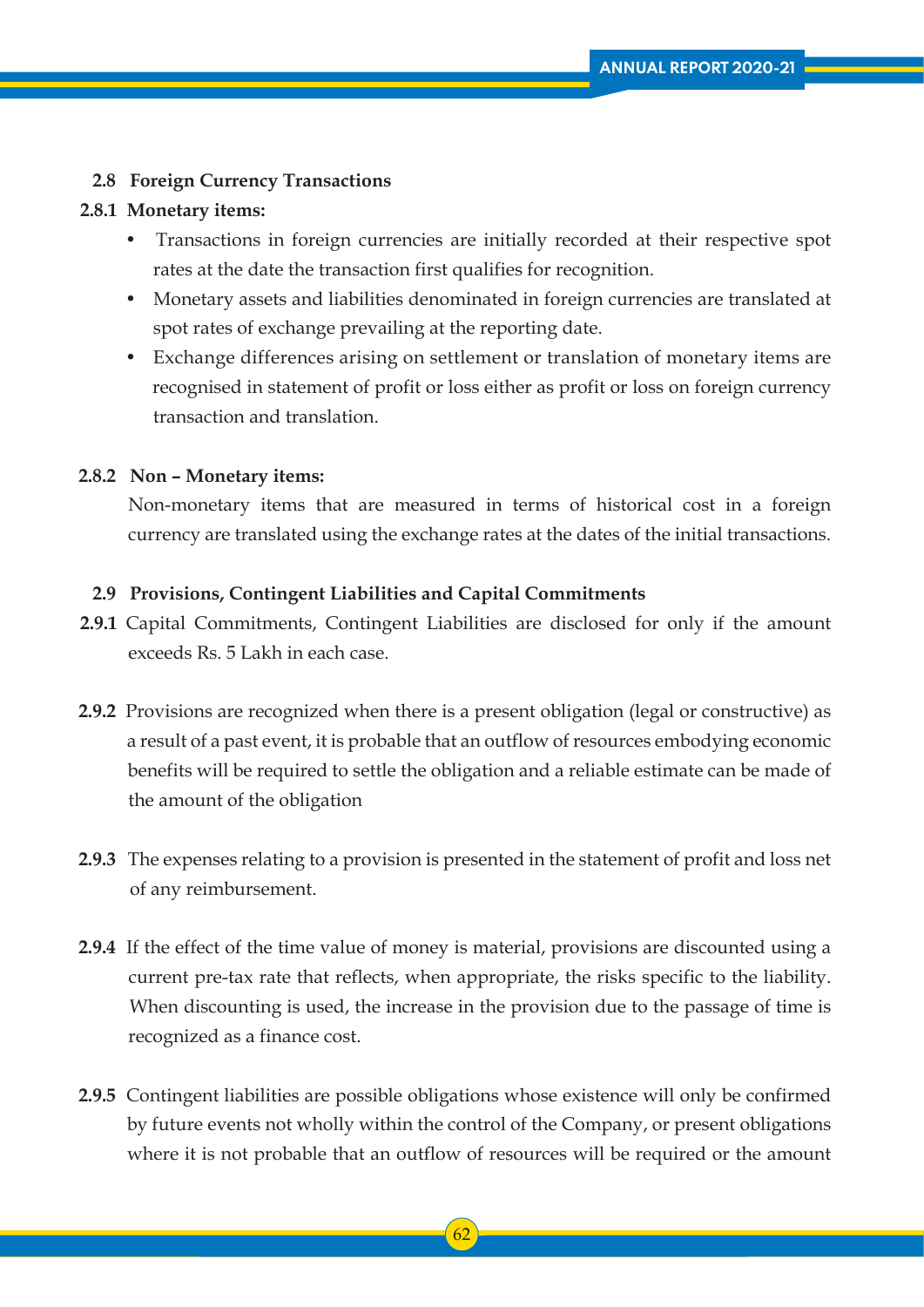### 2.8 Foreign Currency Transactions

#### 2.8.1 Monetary items:

- Transactions in foreign currencies are initially recorded at their respective spot rates at the date the transaction first qualifies for recognition.
- Monetary assets and liabilities denominated in foreign currencies are translated at spot rates of exchange prevailing at the reporting date.
- Exchange differences arising on settlement or translation of monetary items are recognised in statement of profit or loss either as profit or loss on foreign currency transaction and translation.

#### 2.8.2 Non – Monetary items:

Non-monetary items that are measured in terms of historical cost in a foreign currency are translated using the exchange rates at the dates of the initial transactions.

### 2.9 Provisions, Contingent Liabilities and Capital Commitments

**2.9.1** Capital Commitments, Contingent Liabilities are disclosed for only if the amount exceeds Rs. 5 Lakh in each case.

**2.9.2** Provisions are recognized when there is a present obligation (legal or constructive) as a result of a past event, it is probable that an outflow of resources embodying economic benefits will be required to settle the obligation and a reliable estimate can be made of the amount of the obligation

**2.9.3** The expenses relating to a provision is presented in the statement of profit and loss net of any reimbursement.

**2.9.4** If the effect of the time value of money is material, provisions are discounted using a current pre-tax rate that reflects, when appropriate, the risks specific to the liability. When discounting is used, the increase in the provision due to the passage of time is recognized as a finance cost.

**2.9.5** Contingent liabilities are possible obligations whose existence will only be confirmed by future events not wholly within the control of the Company, or present obligations where it is not probable that an outflow of resources will be required or the amount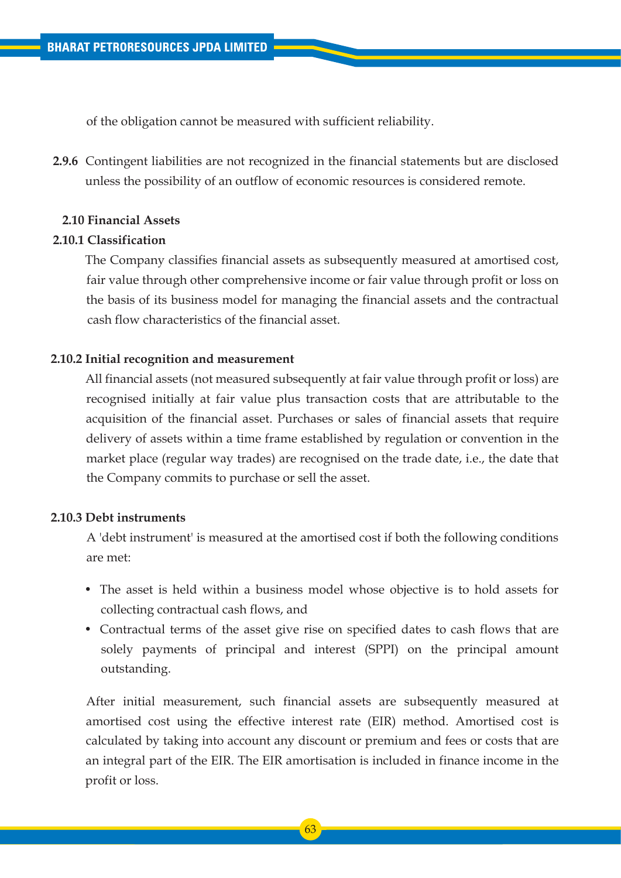of the obligation cannot be measured with sufficient reliability.

**2.9.6** Contingent liabilities are not recognized in the financial statements but are disclosed unless the possibility of an outflow of economic resources is considered remote.

### 2.10 Financial Assets

#### 2.10.1 Classification

The Company classifies financial assets as subsequently measured at amortised cost, fair value through other comprehensive income or fair value through profit or loss on the basis of its business model for managing the financial assets and the contractual cash flow characteristics of the financial asset.

#### 2.10.2 Initial recognition and measurement

All financial assets (not measured subsequently at fair value through profit or loss) are recognised initially at fair value plus transaction costs that are attributable to the acquisition of the financial asset. Purchases or sales of financial assets that require delivery of assets within a time frame established by regulation or convention in the market place (regular way trades) are recognised on the trade date, i.e., the date that the Company commits to purchase or sell the asset.

#### 2.10.3 Debt instruments

A 'debt instrument' is measured at the amortised cost if both the following conditions are met:

- The asset is held within a business model whose objective is to hold assets for collecting contractual cash flows, and
- Contractual terms of the asset give rise on specified dates to cash flows that are solely payments of principal and interest (SPPI) on the principal amount outstanding.

After initial measurement, such financial assets are subsequently measured at amortised cost using the effective interest rate (EIR) method. Amortised cost is calculated by taking into account any discount or premium and fees or costs that are an integral part of the EIR. The EIR amortisation is included in finance income in the profit or loss.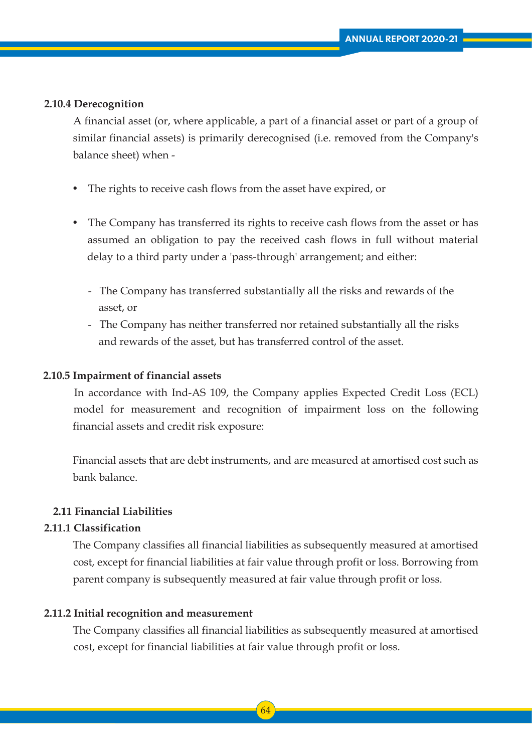### 2.10.4 Derecognition

A financial asset (or, where applicable, a part of a financial asset or part of a group of similar financial assets) is primarily derecognised (i.e. removed from the Company's balance sheet) when -

- The rights to receive cash flows from the asset have expired, or
- The Company has transferred its rights to receive cash flows from the asset or has assumed an obligation to pay the received cash flows in full without material delay to a third party under a 'pass-through' arrangement; and either:
  - The Company has transferred substantially all the risks and rewards of the asset, or
  - The Company has neither transferred nor retained substantially all the risks and rewards of the asset, but has transferred control of the asset.

### 2.10.5 Impairment of financial assets

In accordance with Ind-AS 109, the Company applies Expected Credit Loss (ECL) model for measurement and recognition of impairment loss on the following financial assets and credit risk exposure:

Financial assets that are debt instruments, and are measured at amortised cost such as bank balance.

## 2.11 Financial Liabilities

### 2.11.1 Classification

The Company classifies all financial liabilities as subsequently measured at amortised cost, except for financial liabilities at fair value through profit or loss. Borrowing from parent company is subsequently measured at fair value through profit or loss.

### 2.11.2 Initial recognition and measurement

The Company classifies all financial liabilities as subsequently measured at amortised cost, except for financial liabilities at fair value through profit or loss.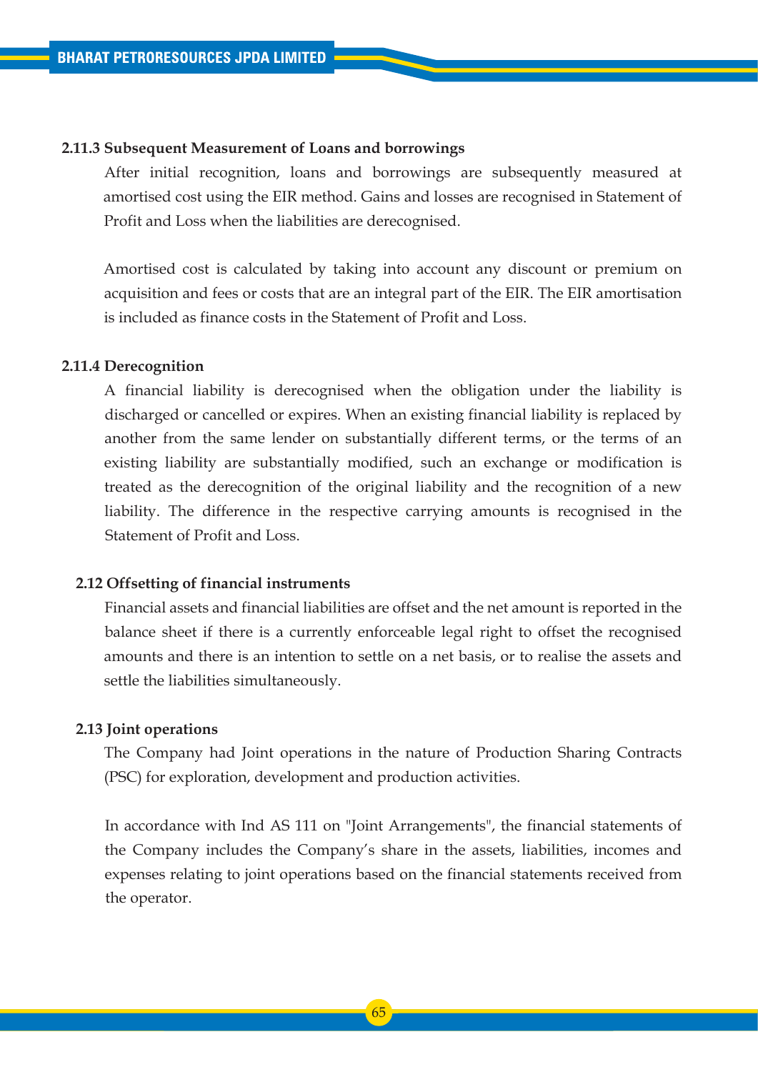### 2.11.3 Subsequent Measurement of Loans and borrowings

After initial recognition, loans and borrowings are subsequently measured at amortised cost using the EIR method. Gains and losses are recognised in Statement of Profit and Loss when the liabilities are derecognised.

Amortised cost is calculated by taking into account any discount or premium on acquisition and fees or costs that are an integral part of the EIR. The EIR amortisation is included as finance costs in the Statement of Profit and Loss.

### 2.11.4 Derecognition

A financial liability is derecognised when the obligation under the liability is discharged or cancelled or expires. When an existing financial liability is replaced by another from the same lender on substantially different terms, or the terms of an existing liability are substantially modified, such an exchange or modification is treated as the derecognition of the original liability and the recognition of a new liability. The difference in the respective carrying amounts is recognised in the Statement of Profit and Loss.

## 2.12 Offsetting of financial instruments

Financial assets and financial liabilities are offset and the net amount is reported in the balance sheet if there is a currently enforceable legal right to offset the recognised amounts and there is an intention to settle on a net basis, or to realise the assets and settle the liabilities simultaneously.

## 2.13 Joint operations

The Company had Joint operations in the nature of Production Sharing Contracts (PSC) for exploration, development and production activities.

In accordance with Ind AS 111 on "Joint Arrangements", the financial statements of the Company includes the Company's share in the assets, liabilities, incomes and expenses relating to joint operations based on the financial statements received from the operator.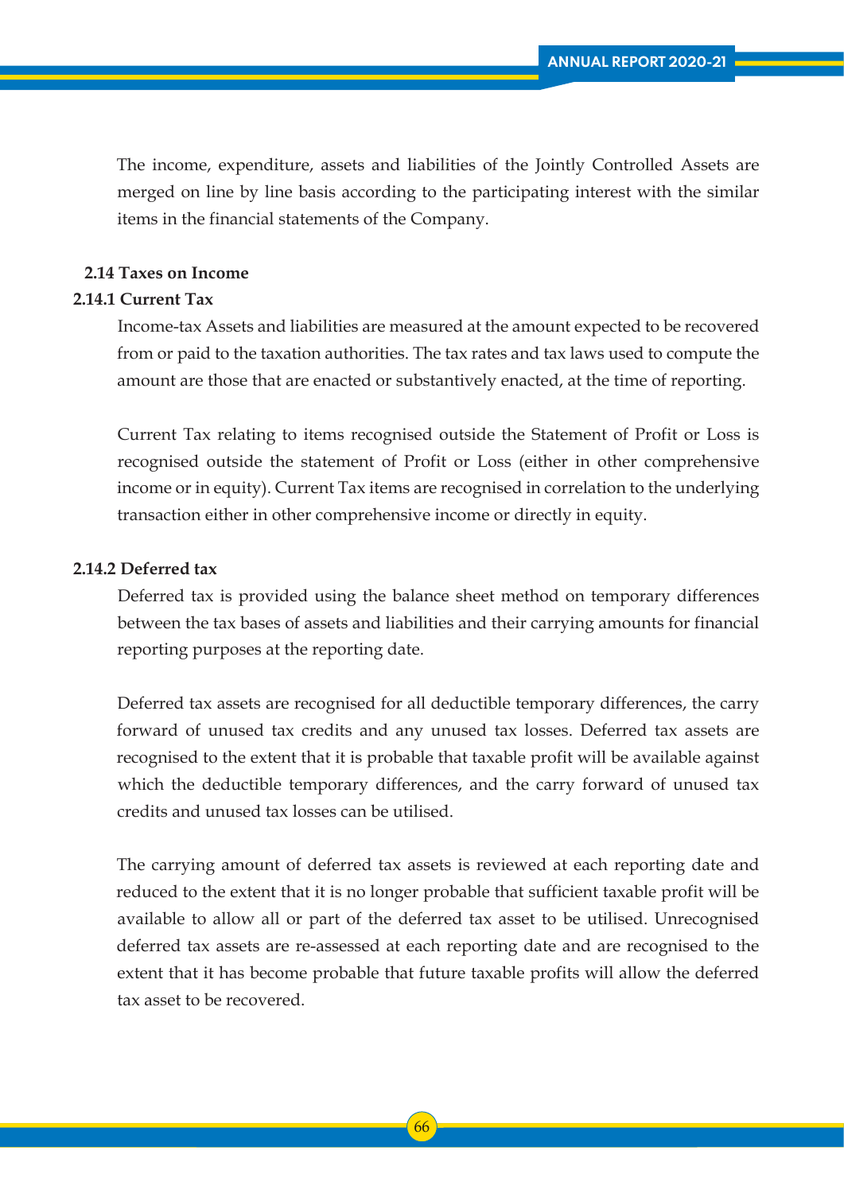The income, expenditure, assets and liabilities of the Jointly Controlled Assets are merged on line by line basis according to the participating interest with the similar items in the financial statements of the Company.

## 2.14 Taxes on Income

### 2.14.1 Current Tax

Income-tax Assets and liabilities are measured at the amount expected to be recovered from or paid to the taxation authorities. The tax rates and tax laws used to compute the amount are those that are enacted or substantively enacted, at the time of reporting.

Current Tax relating to items recognised outside the Statement of Profit or Loss is recognised outside the statement of Profit or Loss (either in other comprehensive income or in equity). Current Tax items are recognised in correlation to the underlying transaction either in other comprehensive income or directly in equity.

### 2.14.2 Deferred tax

Deferred tax is provided using the balance sheet method on temporary differences between the tax bases of assets and liabilities and their carrying amounts for financial reporting purposes at the reporting date.

Deferred tax assets are recognised for all deductible temporary differences, the carry forward of unused tax credits and any unused tax losses. Deferred tax assets are recognised to the extent that it is probable that taxable profit will be available against which the deductible temporary differences, and the carry forward of unused tax credits and unused tax losses can be utilised.

The carrying amount of deferred tax assets is reviewed at each reporting date and reduced to the extent that it is no longer probable that sufficient taxable profit will be available to allow all or part of the deferred tax asset to be utilised. Unrecognised deferred tax assets are re-assessed at each reporting date and are recognised to the extent that it has become probable that future taxable profits will allow the deferred tax asset to be recovered.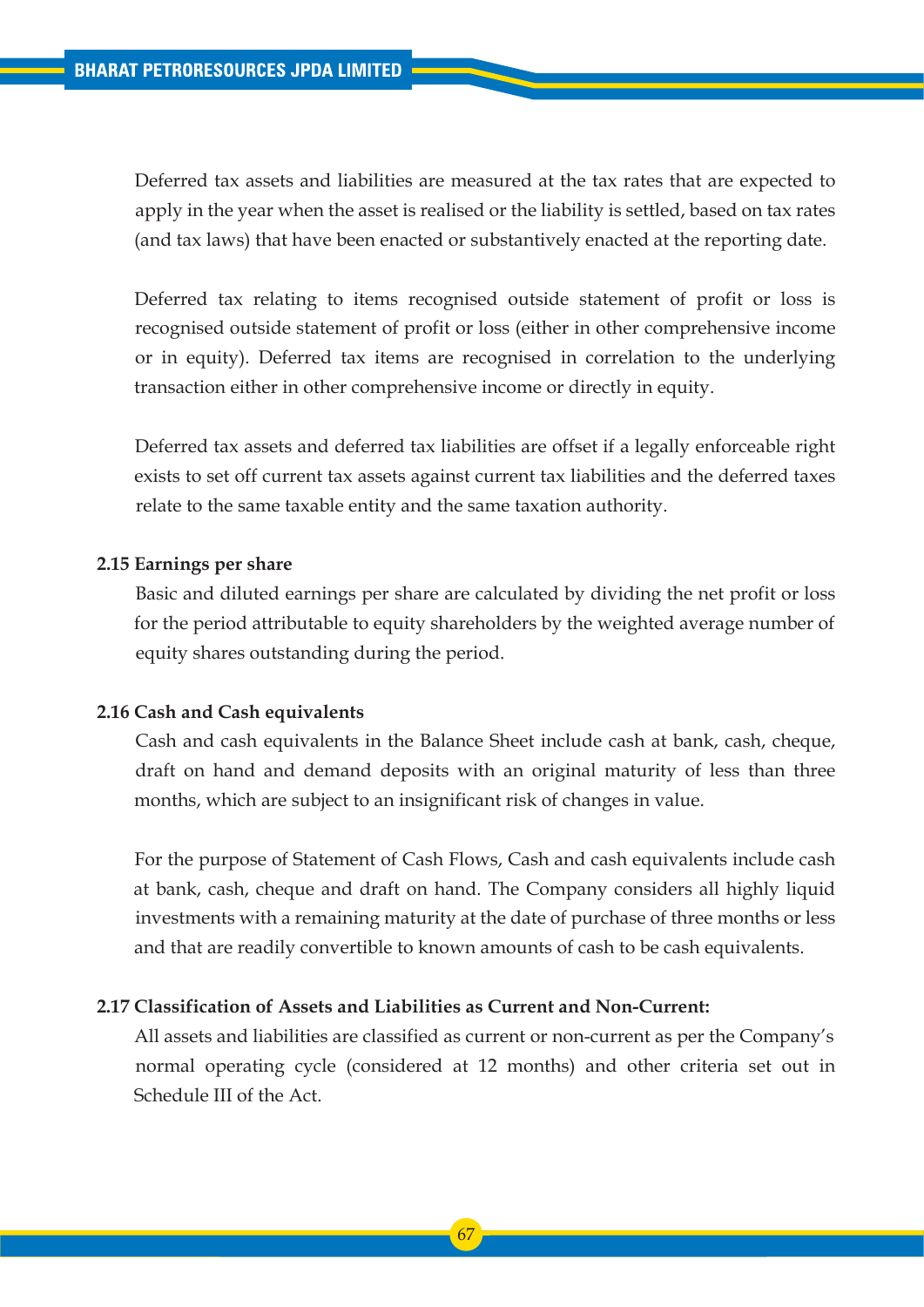Deferred tax assets and liabilities are measured at the tax rates that are expected to apply in the year when the asset is realised or the liability is settled, based on tax rates (and tax laws) that have been enacted or substantively enacted at the reporting date.

Deferred tax relating to items recognised outside statement of profit or loss is recognised outside statement of profit or loss (either in other comprehensive income or in equity). Deferred tax items are recognised in correlation to the underlying transaction either in other comprehensive income or directly in equity.

Deferred tax assets and deferred tax liabilities are offset if a legally enforceable right exists to set off current tax assets against current tax liabilities and the deferred taxes relate to the same taxable entity and the same taxation authority.

**2.15 Earnings per share**

Basic and diluted earnings per share are calculated by dividing the net profit or loss for the period attributable to equity shareholders by the weighted average number of equity shares outstanding during the period.

**2.16 Cash and Cash equivalents**

Cash and cash equivalents in the Balance Sheet include cash at bank, cash, cheque, draft on hand and demand deposits with an original maturity of less than three months, which are subject to an insignificant risk of changes in value.

For the purpose of Statement of Cash Flows, Cash and cash equivalents include cash at bank, cash, cheque and draft on hand. The Company considers all highly liquid investments with a remaining maturity at the date of purchase of three months or less and that are readily convertible to known amounts of cash to be cash equivalents.

**2.17 Classification of Assets and Liabilities as Current and Non-Current:**

All assets and liabilities are classified as current or non-current as per the Company's normal operating cycle (considered at 12 months) and other criteria set out in Schedule III of the Act.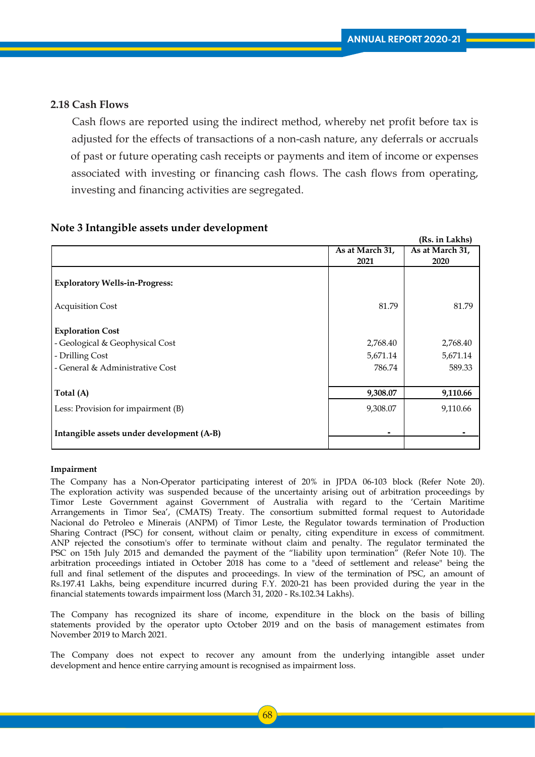### 2.18 Cash Flows

Cash flows are reported using the indirect method, whereby net profit before tax is adjusted for the effects of transactions of a non-cash nature, any deferrals or accruals of past or future operating cash receipts or payments and item of income or expenses associated with investing or financing cash flows. The cash flows from operating, investing and financing activities are segregated.

### Note 3 Intangible assets under development

(Rs. in Lakhs)

| | As at March 31, 2021 | As at March 31, 2020 |
|---|---|---|
| **Exploratory Wells-in-Progress:** | | |
| Acquisition Cost | 81.79 | 81.79 |
| **Exploration Cost** | | |
| - Geological & Geophysical Cost | 2,768.40 | 2,768.40 |
| - Drilling Cost | 5,671.14 | 5,671.14 |
| - General & Administrative Cost | 786.74 | 589.33 |
| **Total (A)** | **9,308.07** | **9,110.66** |
| Less: Provision for impairment (B) | 9,308.07 | 9,110.66 |
| **Intangible assets under development (A-B)** | **-** | **-** |

**Impairment**

The Company has a Non-Operator participating interest of 20% in JPDA 06-103 block (Refer Note 20). The exploration activity was suspended because of the uncertainty arising out of arbitration proceedings by Timor Leste Government against Government of Australia with regard to the 'Certain Maritime Arrangements in Timor Sea', (CMATS) Treaty. The consortium submitted formal request to Autoridade Nacional do Petroleo e Minerais (ANPM) of Timor Leste, the Regulator towards termination of Production Sharing Contract (PSC) for consent, without claim or penalty, citing expenditure in excess of commitment. ANP rejected the consotium's offer to terminate without claim and penalty. The regulator terminated the PSC on 15th July 2015 and demanded the payment of the "liability upon termination" (Refer Note 10). The arbitration proceedings intiated in October 2018 has come to a "deed of settlement and release" being the full and final setlement of the disputes and proceedings. In view of the termination of PSC, an amount of Rs.197.41 Lakhs, being expenditure incurred during F.Y. 2020-21 has been provided during the year in the financial statements towards impairment loss (March 31, 2020 - Rs.102.34 Lakhs).

The Company has recognized its share of income, expenditure in the block on the basis of billing statements provided by the operator upto October 2019 and on the basis of management estimates from November 2019 to March 2021.

The Company does not expect to recover any amount from the underlying intangible asset under development and hence entire carrying amount is recognised as impairment loss.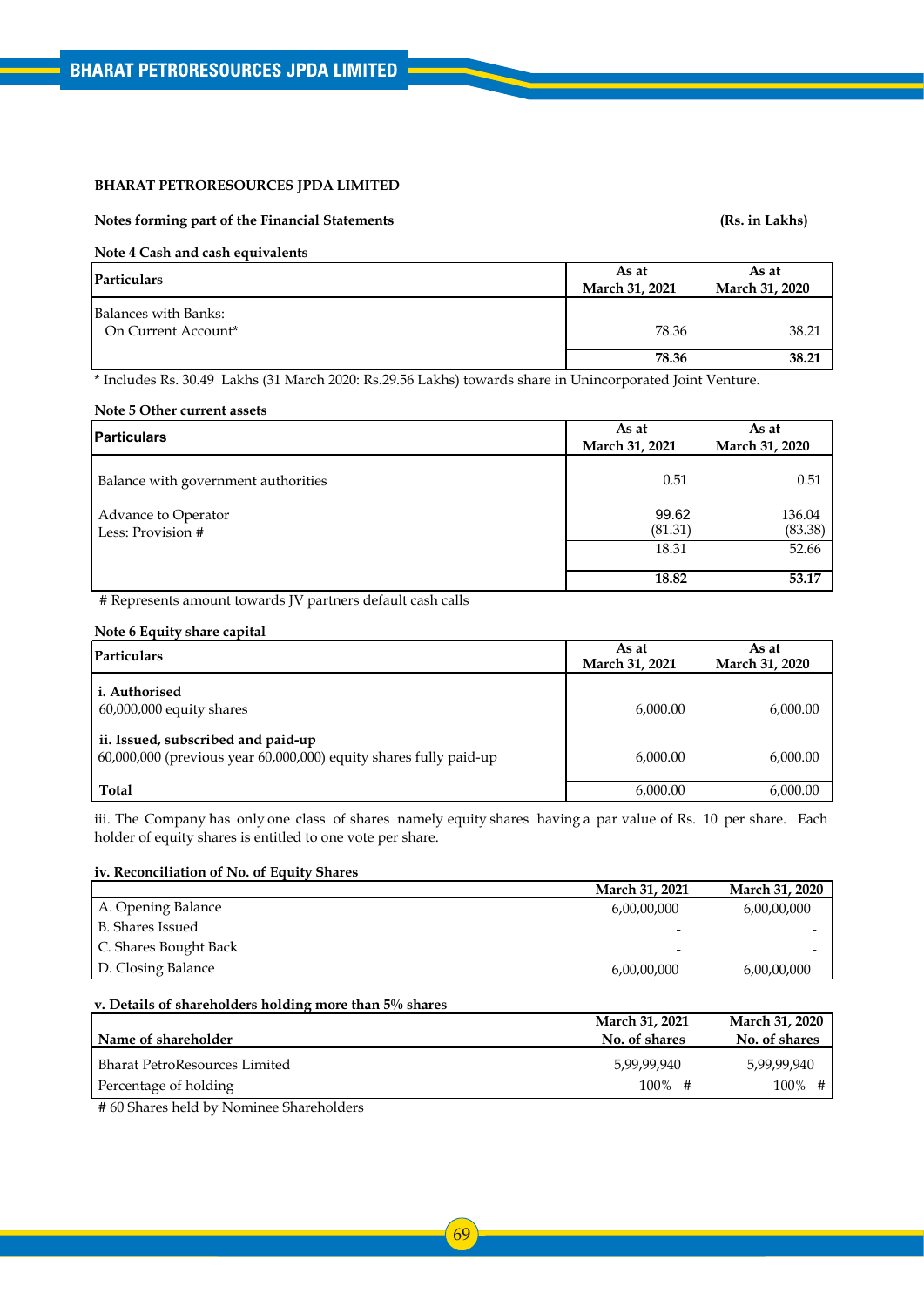**BHARAT PETRORESOURCES JPDA LIMITED**

**Notes forming part of the Financial Statements** **(Rs. in Lakhs)**

**Note 4 Cash and cash equivalents**

| Particulars | As at March 31, 2021 | As at March 31, 2020 |
|---|---|---|
| Balances with Banks: | | |
| On Current Account* | 78.36 | 38.21 |
| | **78.36** | **38.21** |

* Includes Rs. 30.49 Lakhs (31 March 2020: Rs.29.56 Lakhs) towards share in Unincorporated Joint Venture.

**Note 5 Other current assets**

| Particulars | As at March 31, 2021 | As at March 31, 2020 |
|---|---|---|
| Balance with government authorities | 0.51 | 0.51 |
| Advance to Operator | 99.62 | 136.04 |
| Less: Provision # | (81.31) | (83.38) |
| | 18.31 | 52.66 |
| | **18.82** | **53.17** |

# Represents amount towards JV partners default cash calls

**Note 6 Equity share capital**

| Particulars | As at March 31, 2021 | As at March 31, 2020 |
|---|---|---|
| **i. Authorised** | | |
| 60,000,000 equity shares | 6,000.00 | 6,000.00 |
| **ii. Issued, subscribed and paid-up** | | |
| 60,000,000 (previous year 60,000,000) equity shares fully paid-up | 6,000.00 | 6,000.00 |
| **Total** | 6,000.00 | 6,000.00 |

iii. The Company has only one class of shares namely equity shares having a par value of Rs. 10 per share. Each holder of equity shares is entitled to one vote per share.

**iv. Reconciliation of No. of Equity Shares**

| | March 31, 2021 | March 31, 2020 |
|---|---|---|
| A. Opening Balance | 6,00,00,000 | 6,00,00,000 |
| B. Shares Issued | - | - |
| C. Shares Bought Back | - | - |
| D. Closing Balance | 6,00,00,000 | 6,00,00,000 |

**v. Details of shareholders holding more than 5% shares**

| Name of shareholder | March 31, 2021 No. of shares | March 31, 2020 No. of shares |
|---|---|---|
| Bharat PetroResources Limited | 5,99,99,940 | 5,99,99,940 |
| Percentage of holding | 100% # | 100% # |

# 60 Shares held by Nominee Shareholders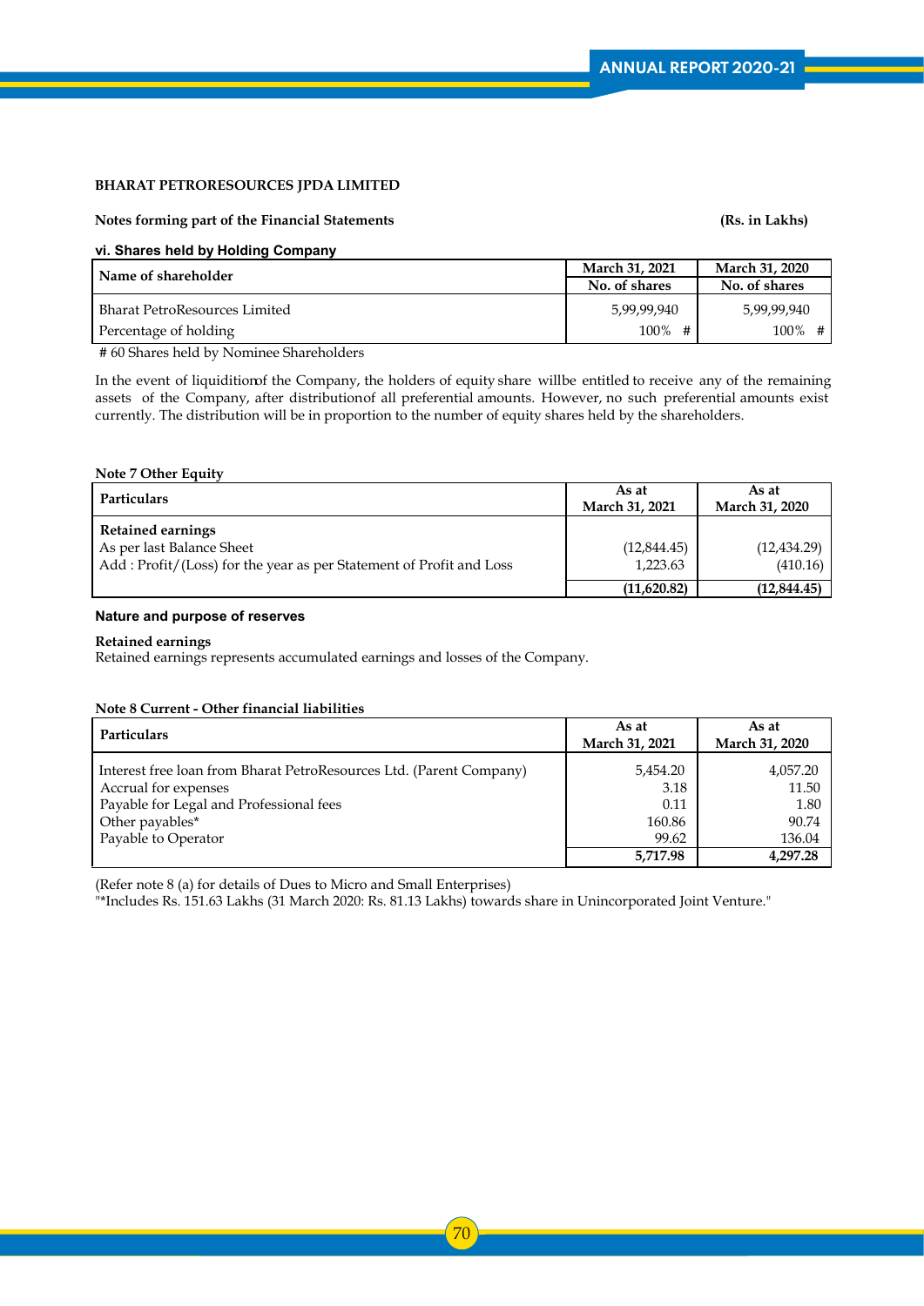**BHARAT PETRORESOURCES JPDA LIMITED**

**Notes forming part of the Financial Statements** **(Rs. in Lakhs)**

**vi. Shares held by Holding Company**

| Name of shareholder | March 31, 2021 | March 31, 2020 |
|---|---|---|
| | No. of shares | No. of shares |
| Bharat PetroResources Limited | 5,99,99,940 | 5,99,99,940 |
| Percentage of holding | 100% # | 100% # |

# 60 Shares held by Nominee Shareholders

In the event of liquiditionof the Company, the holders of equity share willbe entitled to receive any of the remaining assets of the Company, after distributionof all preferential amounts. However, no such preferential amounts exist currently. The distribution will be in proportion to the number of equity shares held by the shareholders.

**Note 7 Other Equity**

| Particulars | As at March 31, 2021 | As at March 31, 2020 |
|---|---|---|
| **Retained earnings** | | |
| As per last Balance Sheet | (12,844.45) | (12,434.29) |
| Add : Profit/(Loss) for the year as per Statement of Profit and Loss | 1,223.63 | (410.16) |
| | **(11,620.82)** | **(12,844.45)** |

**Nature and purpose of reserves**

**Retained earnings**
Retained earnings represents accumulated earnings and losses of the Company.

**Note 8 Current - Other financial liabilities**

| Particulars | As at March 31, 2021 | As at March 31, 2020 |
|---|---|---|
| Interest free loan from Bharat PetroResources Ltd. (Parent Company) | 5,454.20 | 4,057.20 |
| Accrual for expenses | 3.18 | 11.50 |
| Payable for Legal and Professional fees | 0.11 | 1.80 |
| Other payables* | 160.86 | 90.74 |
| Payable to Operator | 99.62 | 136.04 |
| | **5,717.98** | **4,297.28** |

(Refer note 8 (a) for details of Dues to Micro and Small Enterprises)
"*Includes Rs. 151.63 Lakhs (31 March 2020: Rs. 81.13 Lakhs) towards share in Unincorporated Joint Venture."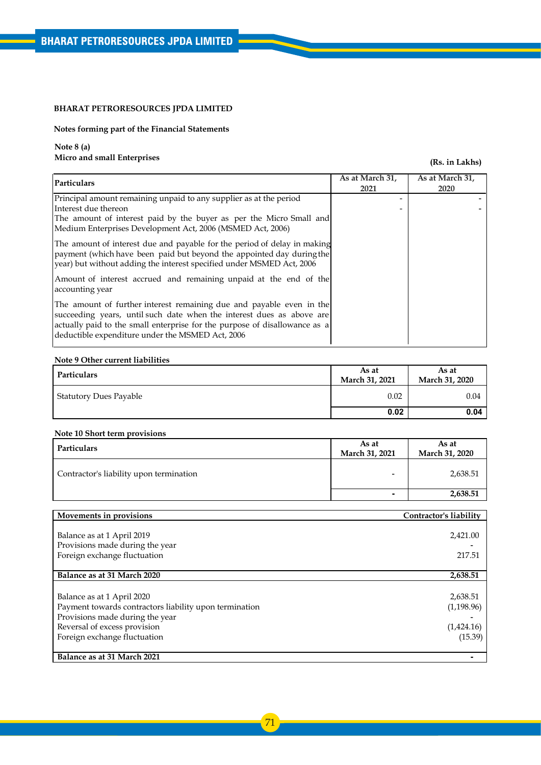**BHARAT PETRORESOURCES JPDA LIMITED**

**Notes forming part of the Financial Statements**

**Note 8 (a)**
**Micro and small Enterprises**

**(Rs. in Lakhs)**

| Particulars | As at March 31, 2021 | As at March 31, 2020 |
|---|---|---|
| Principal amount remaining unpaid to any supplier as at the period | - | - |
| Interest due thereon | - | - |
| The amount of interest paid by the buyer as per the Micro Small and Medium Enterprises Development Act, 2006 (MSMED Act, 2006) | | |
| The amount of interest due and payable for the period of delay in making payment (which have been paid but beyond the appointed day during the year) but without adding the interest specified under MSMED Act, 2006 | | |
| Amount of interest accrued and remaining unpaid at the end of the accounting year | | |
| The amount of further interest remaining due and payable even in the succeeding years, until such date when the interest dues as above are actually paid to the small enterprise for the purpose of disallowance as a deductible expenditure under the MSMED Act, 2006 | | |

**Note 9 Other current liabilities**

| Particulars | As at March 31, 2021 | As at March 31, 2020 |
|---|---|---|
| Statutory Dues Payable | 0.02 | 0.04 |
| | **0.02** | **0.04** |

**Note 10 Short term provisions**

| Particulars | As at March 31, 2021 | As at March 31, 2020 |
|---|---|---|
| Contractor's liability upon termination | - | 2,638.51 |
| | **-** | **2,638.51** |

| **Movements in provisions** | **Contractor's liability** |
|---|---|
| Balance as at 1 April 2019 | 2,421.00 |
| Provisions made during the year | - |
| Foreign exchange fluctuation | 217.51 |
| **Balance as at 31 March 2020** | **2,638.51** |
| Balance as at 1 April 2020 | 2,638.51 |
| Payment towards contractors liability upon termination | (1,198.96) |
| Provisions made during the year | - |
| Reversal of excess provision | (1,424.16) |
| Foreign exchange fluctuation | (15.39) |
| **Balance as at 31 March 2021** | **-** |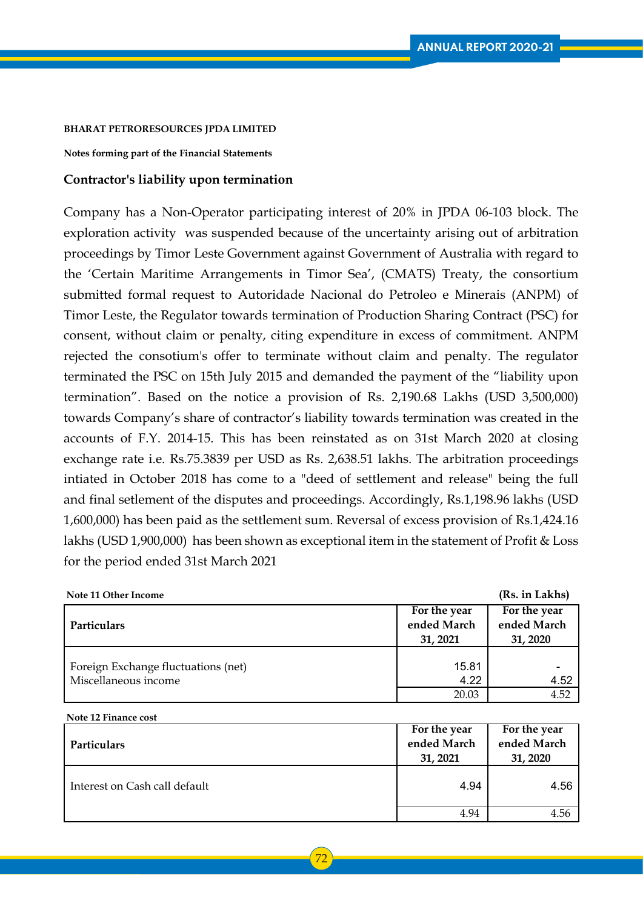**BHARAT PETRORESOURCES JPDA LIMITED**

**Notes forming part of the Financial Statements**

### Contractor's liability upon termination

Company has a Non-Operator participating interest of 20% in JPDA 06-103 block. The exploration activity was suspended because of the uncertainty arising out of arbitration proceedings by Timor Leste Government against Government of Australia with regard to the 'Certain Maritime Arrangements in Timor Sea', (CMATS) Treaty, the consortium submitted formal request to Autoridade Nacional do Petroleo e Minerais (ANPM) of Timor Leste, the Regulator towards termination of Production Sharing Contract (PSC) for consent, without claim or penalty, citing expenditure in excess of commitment. ANPM rejected the consotium's offer to terminate without claim and penalty. The regulator terminated the PSC on 15th July 2015 and demanded the payment of the "liability upon termination". Based on the notice a provision of Rs. 2,190.68 Lakhs (USD 3,500,000) towards Company's share of contractor's liability towards termination was created in the accounts of F.Y. 2014-15. This has been reinstated as on 31st March 2020 at closing exchange rate i.e. Rs.75.3839 per USD as Rs. 2,638.51 lakhs. The arbitration proceedings intiated in October 2018 has come to a "deed of settlement and release" being the full and final setlement of the disputes and proceedings. Accordingly, Rs.1,198.96 lakhs (USD 1,600,000) has been paid as the settlement sum. Reversal of excess provision of Rs.1,424.16 lakhs (USD 1,900,000) has been shown as exceptional item in the statement of Profit & Loss for the period ended 31st March 2021

**Note 11 Other Income** **(Rs. in Lakhs)**

| Particulars | For the year ended March 31, 2021 | For the year ended March 31, 2020 |
|---|---|---|
| Foreign Exchange fluctuations (net) | 15.81 | - |
| Miscellaneous income | 4.22 | 4.52 |
| | 20.03 | 4.52 |

**Note 12 Finance cost**

| Particulars | For the year ended March 31, 2021 | For the year ended March 31, 2020 |
|---|---|---|
| Interest on Cash call default | 4.94 | 4.56 |
| | 4.94 | 4.56 |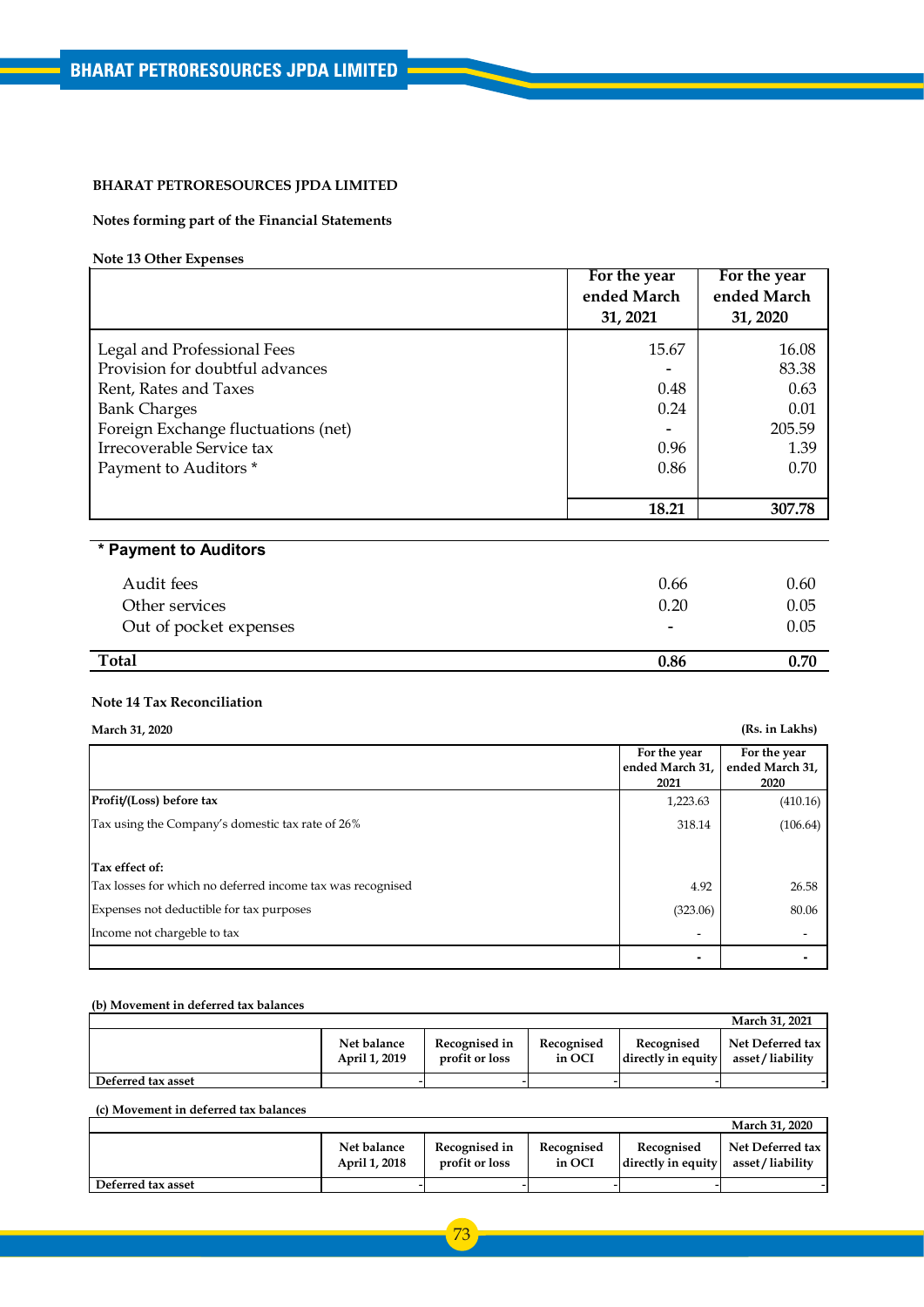**BHARAT PETRORESOURCES JPDA LIMITED**

**Notes forming part of the Financial Statements**

**Note 13 Other Expenses**

| | For the year ended March 31, 2021 | For the year ended March 31, 2020 |
|---|---|---|
| Legal and Professional Fees | 15.67 | 16.08 |
| Provision for doubtful advances | - | 83.38 |
| Rent, Rates and Taxes | 0.48 | 0.63 |
| Bank Charges | 0.24 | 0.01 |
| Foreign Exchange fluctuations (net) | - | 205.59 |
| Irrecoverable Service tax | 0.96 | 1.39 |
| Payment to Auditors * | 0.86 | 0.70 |
| | **18.21** | **307.78** |

**\* Payment to Auditors**

| | | |
|---|---|---|
| Audit fees | 0.66 | 0.60 |
| Other services | 0.20 | 0.05 |
| Out of pocket expenses | - | 0.05 |
| **Total** | **0.86** | **0.70** |

**Note 14 Tax Reconciliation**

**March 31, 2020** **(Rs. in Lakhs)**

| | For the year ended March 31, 2021 | For the year ended March 31, 2020 |
|---|---|---|
| **Profit/(Loss) before tax** | 1,223.63 | (410.16) |
| Tax using the Company's domestic tax rate of 26% | 318.14 | (106.64) |
| **Tax effect of:** | | |
| Tax losses for which no deferred income tax was recognised | 4.92 | 26.58 |
| Expenses not deductible for tax purposes | (323.06) | 80.06 |
| Income not chargeble to tax | - | - |
| | **-** | **-** |

**(b) Movement in deferred tax balances**

**March 31, 2021**

| | Net balance April 1, 2019 | Recognised in profit or loss | Recognised in OCI | Recognised directly in equity | Net Deferred tax asset / liability |
|---|---|---|---|---|---|
| **Deferred tax asset** | - | - | - | - | - |

**(c) Movement in deferred tax balances**

**March 31, 2020**

| | Net balance April 1, 2018 | Recognised in profit or loss | Recognised in OCI | Recognised directly in equity | Net Deferred tax asset / liability |
|---|---|---|---|---|---|
| **Deferred tax asset** | - | - | - | - | - |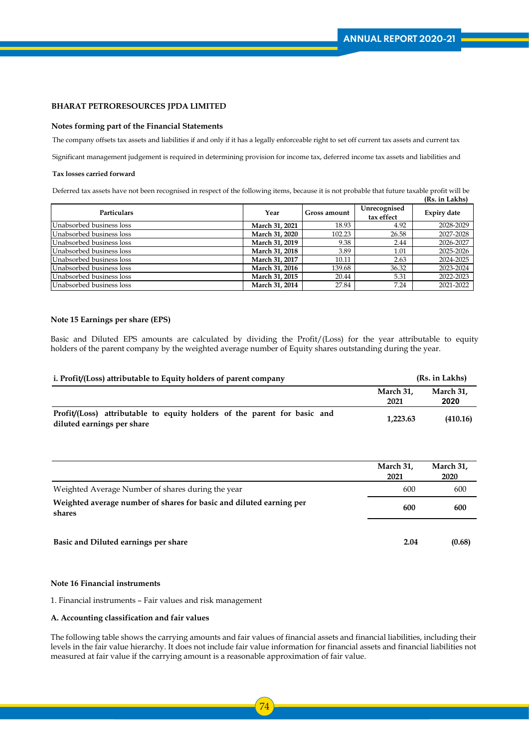**BHARAT PETRORESOURCES JPDA LIMITED**

**Notes forming part of the Financial Statements**

The company offsets tax assets and liabilities if and only if it has a legally enforceable right to set off current tax assets and current tax

Significant management judgement is required in determining provision for income tax, deferred income tax assets and liabilities and

**Tax losses carried forward**

Deferred tax assets have not been recognised in respect of the following items, because it is not probable that future taxable profit will be

**(Rs. in Lakhs)**

| Particulars | Year | Gross amount | Unrecognised tax effect | Expiry date |
|---|---|---|---|---|
| Unabsorbed business loss | **March 31, 2021** | 18.93 | 4.92 | 2028-2029 |
| Unabsorbed business loss | **March 31, 2020** | 102.23 | 26.58 | 2027-2028 |
| Unabsorbed business loss | **March 31, 2019** | 9.38 | 2.44 | 2026-2027 |
| Unabsorbed business loss | **March 31, 2018** | 3.89 | 1.01 | 2025-2026 |
| Unabsorbed business loss | **March 31, 2017** | 10.11 | 2.63 | 2024-2025 |
| Unabsorbed business loss | **March 31, 2016** | 139.68 | 36.32 | 2023-2024 |
| Unabsorbed business loss | **March 31, 2015** | 20.44 | 5.31 | 2022-2023 |
| Unabsorbed business loss | **March 31, 2014** | 27.84 | 7.24 | 2021-2022 |

**Note 15 Earnings per share (EPS)**

Basic and Diluted EPS amounts are calculated by dividing the Profit/(Loss) for the year attributable to equity holders of the parent company by the weighted average number of Equity shares outstanding during the year.

**i. Profit/(Loss) attributable to Equity holders of parent company** **(Rs. in Lakhs)**

| | March 31, 2021 | March 31, 2020 |
|---|---|---|
| **Profit/(Loss) attributable to equity holders of the parent for basic and diluted earnings per share** | **1,223.63** | **(410.16)** |

| | March 31, 2021 | March 31, 2020 |
|---|---|---|
| Weighted Average Number of shares during the year | 600 | 600 |
| **Weighted average number of shares for basic and diluted earning per shares** | **600** | **600** |
| **Basic and Diluted earnings per share** | **2.04** | **(0.68)** |

**Note 16 Financial instruments**

1. Financial instruments – Fair values and risk management

**A. Accounting classification and fair values**

The following table shows the carrying amounts and fair values of financial assets and financial liabilities, including their levels in the fair value hierarchy. It does not include fair value information for financial assets and financial liabilities not measured at fair value if the carrying amount is a reasonable approximation of fair value.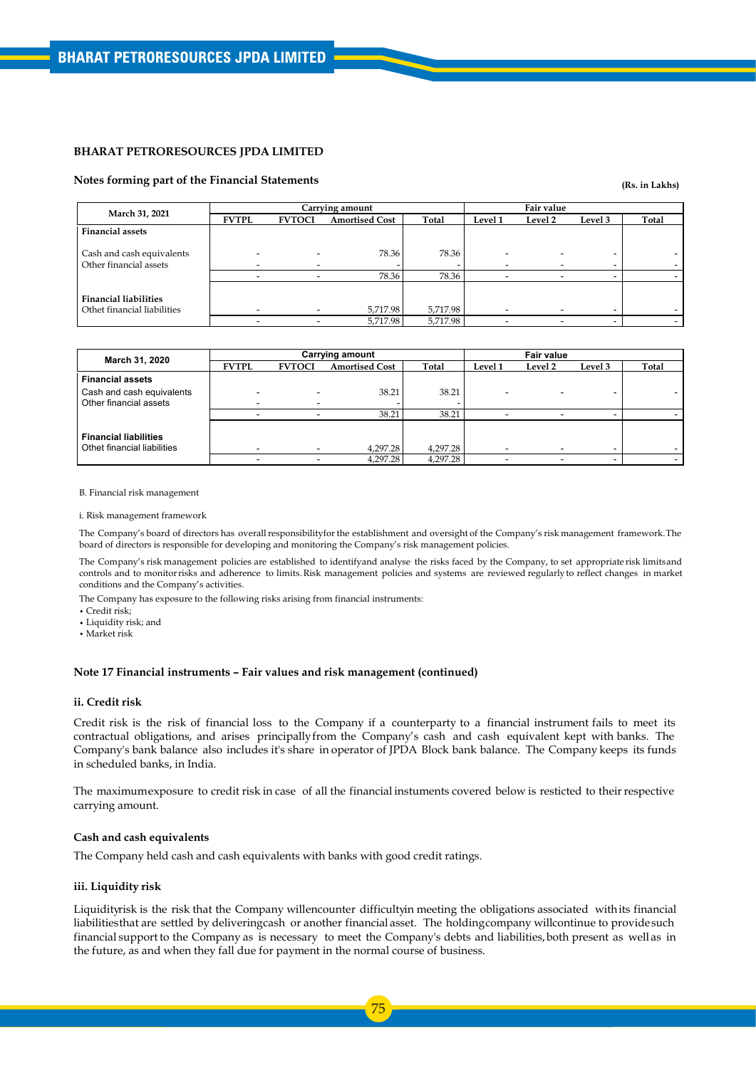**BHARAT PETRORESOURCES JPDA LIMITED**

**Notes forming part of the Financial Statements**

**(Rs. in Lakhs)**

| March 31, 2021 | Carrying amount | | | | Fair value | | | |
|---|---|---|---|---|---|---|---|---|
| | FVTPL | FVTOCI | Amortised Cost | Total | Level 1 | Level 2 | Level 3 | Total |
| **Financial assets** | | | | | | | | |
| Cash and cash equivalents | - | - | 78.36 | 78.36 | - | - | - | - |
| Other financial assets | - | - | - | - | - | - | - | - |
| | - | - | 78.36 | 78.36 | - | - | - | - |
| **Financial liabilities** | | | | | | | | |
| Othet financial liabilities | - | - | 5,717.98 | 5,717.98 | - | - | - | - |
| | - | - | 5,717.98 | 5,717.98 | - | - | - | - |

| March 31, 2020 | Carrying amount | | | | Fair value | | | |
|---|---|---|---|---|---|---|---|---|
| | FVTPL | FVTOCI | Amortised Cost | Total | Level 1 | Level 2 | Level 3 | Total |
| **Financial assets** | | | | | | | | |
| Cash and cash equivalents | - | - | 38.21 | 38.21 | - | - | - | - |
| Other financial assets | - | - | - | - | | | | |
| | - | - | 38.21 | 38.21 | - | - | - | - |
| **Financial liabilities** | | | | | | | | |
| Othet financial liabilities | - | - | 4,297.28 | 4,297.28 | - | - | - | - |
| | - | - | 4,297.28 | 4,297.28 | - | - | - | - |

B. Financial risk management

i. Risk management framework

The Company's board of directors has overall responsibility for the establishment and oversight of the Company's risk management framework. The board of directors is responsible for developing and monitoring the Company's risk management policies.

The Company's risk management policies are established to identify and analyse the risks faced by the Company, to set appropriate risk limits and controls and to monitor risks and adherence to limits. Risk management policies and systems are reviewed regularly to reflect changes in market conditions and the Company's activities.

The Company has exposure to the following risks arising from financial instruments:

- Credit risk;
- Liquidity risk; and
- Market risk

**Note 17 Financial instruments – Fair values and risk management (continued)**

**ii. Credit risk**

Credit risk is the risk of financial loss to the Company if a counterparty to a financial instrument fails to meet its contractual obligations, and arises principally from the Company's cash and cash equivalent kept with banks. The Company's bank balance also includes it's share in operator of JPDA Block bank balance. The Company keeps its funds in scheduled banks, in India.

The maximum exposure to credit risk in case of all the financial instuments covered below is resticted to their respective carrying amount.

**Cash and cash equivalents**

The Company held cash and cash equivalents with banks with good credit ratings.

**iii. Liquidity risk**

Liquidity risk is the risk that the Company will encounter difficulty in meeting the obligations associated with its financial liabilities that are settled by delivering cash or another financial asset. The holding company will continue to provide such financial support to the Company as is necessary to meet the Company's debts and liabilities, both present as well as in the future, as and when they fall due for payment in the normal course of business.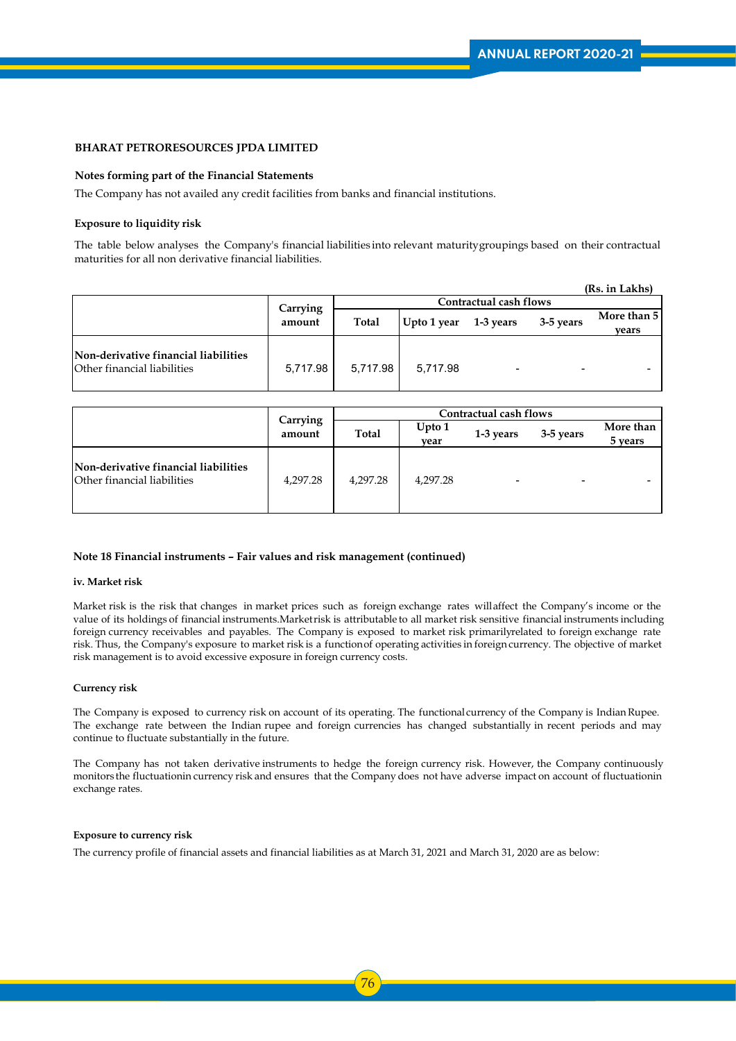**BHARAT PETRORESOURCES JPDA LIMITED**

**Notes forming part of the Financial Statements**

The Company has not availed any credit facilities from banks and financial institutions.

**Exposure to liquidity risk**

The table below analyses the Company's financial liabilities into relevant maturity groupings based on their contractual maturities for all non derivative financial liabilities.

(Rs. in Lakhs)

| | Carrying amount | Contractual cash flows | | | | |
|---|---|---|---|---|---|---|
| | | Total | Upto 1 year | 1-3 years | 3-5 years | More than 5 years |
| **Non-derivative financial liabilities** | | | | | | |
| Other financial liabilities | 5,717.98 | 5,717.98 | 5,717.98 | - | - | - |

| | Carrying amount | Contractual cash flows | | | | |
|---|---|---|---|---|---|---|
| | | Total | Upto 1 year | 1-3 years | 3-5 years | More than 5 years |
| **Non-derivative financial liabilities** | | | | | | |
| Other financial liabilities | 4,297.28 | 4,297.28 | 4,297.28 | - | - | - |

**Note 18 Financial instruments – Fair values and risk management (continued)**

**iv. Market risk**

Market risk is the risk that changes in market prices such as foreign exchange rates will affect the Company's income or the value of its holdings of financial instruments. Market risk is attributable to all market risk sensitive financial instruments including foreign currency receivables and payables. The Company is exposed to market risk primarily related to foreign exchange rate risk. Thus, the Company's exposure to market risk is a function of operating activities in foreign currency. The objective of market risk management is to avoid excessive exposure in foreign currency costs.

**Currency risk**

The Company is exposed to currency risk on account of its operating. The functional currency of the Company is Indian Rupee. The exchange rate between the Indian rupee and foreign currencies has changed substantially in recent periods and may continue to fluctuate substantially in the future.

The Company has not taken derivative instruments to hedge the foreign currency risk. However, the Company continuously monitors the fluctuation in currency risk and ensures that the Company does not have adverse impact on account of fluctuation in exchange rates.

**Exposure to currency risk**

The currency profile of financial assets and financial liabilities as at March 31, 2021 and March 31, 2020 are as below: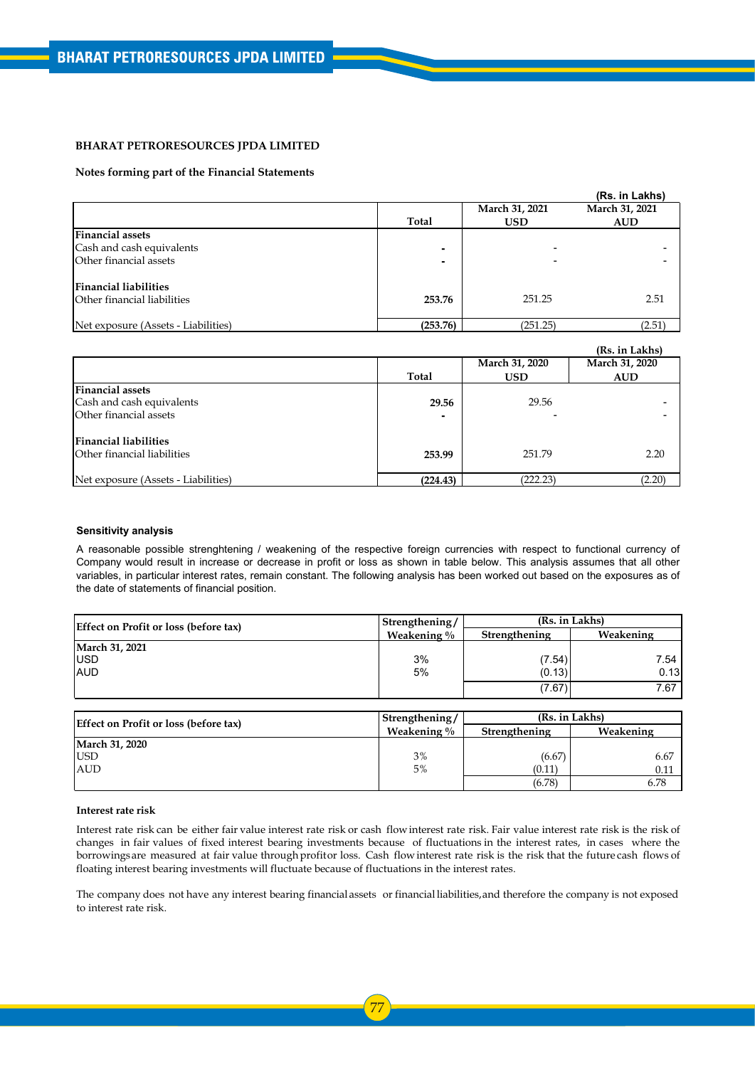**BHARAT PETRORESOURCES JPDA LIMITED**

**Notes forming part of the Financial Statements**

(Rs. in Lakhs)

| | Total | March 31, 2021 USD | March 31, 2021 AUD |
|---|---|---|---|
| **Financial assets** | | | |
| Cash and cash equivalents | - | - | - |
| Other financial assets | - | - | - |
| **Financial liabilities** | | | |
| Other financial liabilities | 253.76 | 251.25 | 2.51 |
| Net exposure (Assets - Liabilities) | (253.76) | (251.25) | (2.51) |

(Rs. in Lakhs)

| | Total | March 31, 2020 USD | March 31, 2020 AUD |
|---|---|---|---|
| **Financial assets** | | | |
| Cash and cash equivalents | 29.56 | 29.56 | - |
| Other financial assets | - | - | - |
| **Financial liabilities** | | | |
| Other financial liabilities | 253.99 | 251.79 | 2.20 |
| Net exposure (Assets - Liabilities) | (224.43) | (222.23) | (2.20) |

**Sensitivity analysis**

A reasonable possible strenghtening / weakening of the respective foreign currencies with respect to functional currency of Company would result in increase or decrease in profit or loss as shown in table below. This analysis assumes that all other variables, in particular interest rates, remain constant. The following analysis has been worked out based on the exposures as of the date of statements of financial position.

| Effect on Profit or loss (before tax) | Strengthening/ Weakening % | (Rs. in Lakhs) | |
|---|---|---|---|
| | | Strengthening | Weakening |
| **March 31, 2021** | | | |
| USD | 3% | (7.54) | 7.54 |
| AUD | 5% | (0.13) | 0.13 |
| | | (7.67) | 7.67 |

| Effect on Profit or loss (before tax) | Strengthening/ Weakening % | (Rs. in Lakhs) | |
|---|---|---|---|
| | | Strengthening | Weakening |
| **March 31, 2020** | | | |
| USD | 3% | (6.67) | 6.67 |
| AUD | 5% | (0.11) | 0.11 |
| | | (6.78) | 6.78 |

**Interest rate risk**

Interest rate risk can be either fair value interest rate risk or cash flow interest rate risk. Fair value interest rate risk is the risk of changes in fair values of fixed interest bearing investments because of fluctuations in the interest rates, in cases where the borrowings are measured at fair value through profit or loss. Cash flow interest rate risk is the risk that the future cash flows of floating interest bearing investments will fluctuate because of fluctuations in the interest rates.

The company does not have any interest bearing financial assets or financial liabilities, and therefore the company is not exposed to interest rate risk.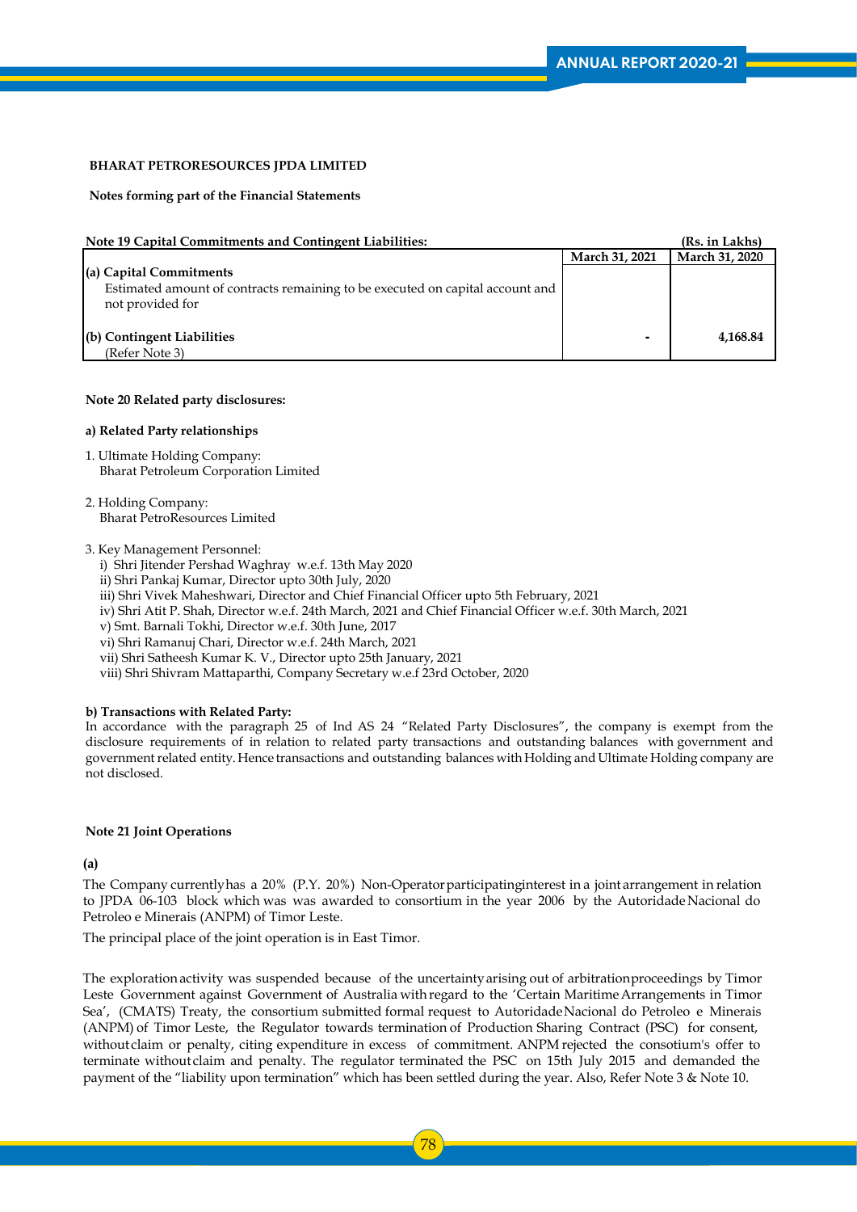**BHARAT PETRORESOURCES JPDA LIMITED**

**Notes forming part of the Financial Statements**

**Note 19 Capital Commitments and Contingent Liabilities:** **(Rs. in Lakhs)**

| | March 31, 2021 | March 31, 2020 |
|---|---|---|
| **(a) Capital Commitments** | | |
| Estimated amount of contracts remaining to be executed on capital account and not provided for | | |
| **(b) Contingent Liabilities** (Refer Note 3) | - | 4,168.84 |

**Note 20 Related party disclosures:**

**a) Related Party relationships**

1. Ultimate Holding Company:
   Bharat Petroleum Corporation Limited

2. Holding Company:
   Bharat PetroResources Limited

3. Key Management Personnel:
   i) Shri Jitender Pershad Waghray w.e.f. 13th May 2020
   ii) Shri Pankaj Kumar, Director upto 30th July, 2020
   iii) Shri Vivek Maheshwari, Director and Chief Financial Officer upto 5th February, 2021
   iv) Shri Atit P. Shah, Director w.e.f. 24th March, 2021 and Chief Financial Officer w.e.f. 30th March, 2021
   v) Smt. Barnali Tokhi, Director w.e.f. 30th June, 2017
   vi) Shri Ramanuj Chari, Director w.e.f. 24th March, 2021
   vii) Shri Satheesh Kumar K. V., Director upto 25th January, 2021
   viii) Shri Shivram Mattaparthi, Company Secretary w.e.f 23rd October, 2020

**b) Transactions with Related Party:**
In accordance with the paragraph 25 of Ind AS 24 "Related Party Disclosures", the company is exempt from the disclosure requirements of in relation to related party transactions and outstanding balances with government and government related entity. Hence transactions and outstanding balances with Holding and Ultimate Holding company are not disclosed.

**Note 21 Joint Operations**

**(a)**

The Company currently has a 20% (P.Y. 20%) Non-Operator participating interest in a joint arrangement in relation to JPDA 06-103 block which was was awarded to consortium in the year 2006 by the Autoridade Nacional do Petroleo e Minerais (ANPM) of Timor Leste.

The principal place of the joint operation is in East Timor.

The exploration activity was suspended because of the uncertainty arising out of arbitration proceedings by Timor Leste Government against Government of Australia with regard to the 'Certain Maritime Arrangements in Timor Sea', (CMATS) Treaty, the consortium submitted formal request to Autoridade Nacional do Petroleo e Minerais (ANPM) of Timor Leste, the Regulator towards termination of Production Sharing Contract (PSC) for consent, without claim or penalty, citing expenditure in excess of commitment. ANPM rejected the consotium's offer to terminate without claim and penalty. The regulator terminated the PSC on 15th July 2015 and demanded the payment of the "liability upon termination" which has been settled during the year. Also, Refer Note 3 & Note 10.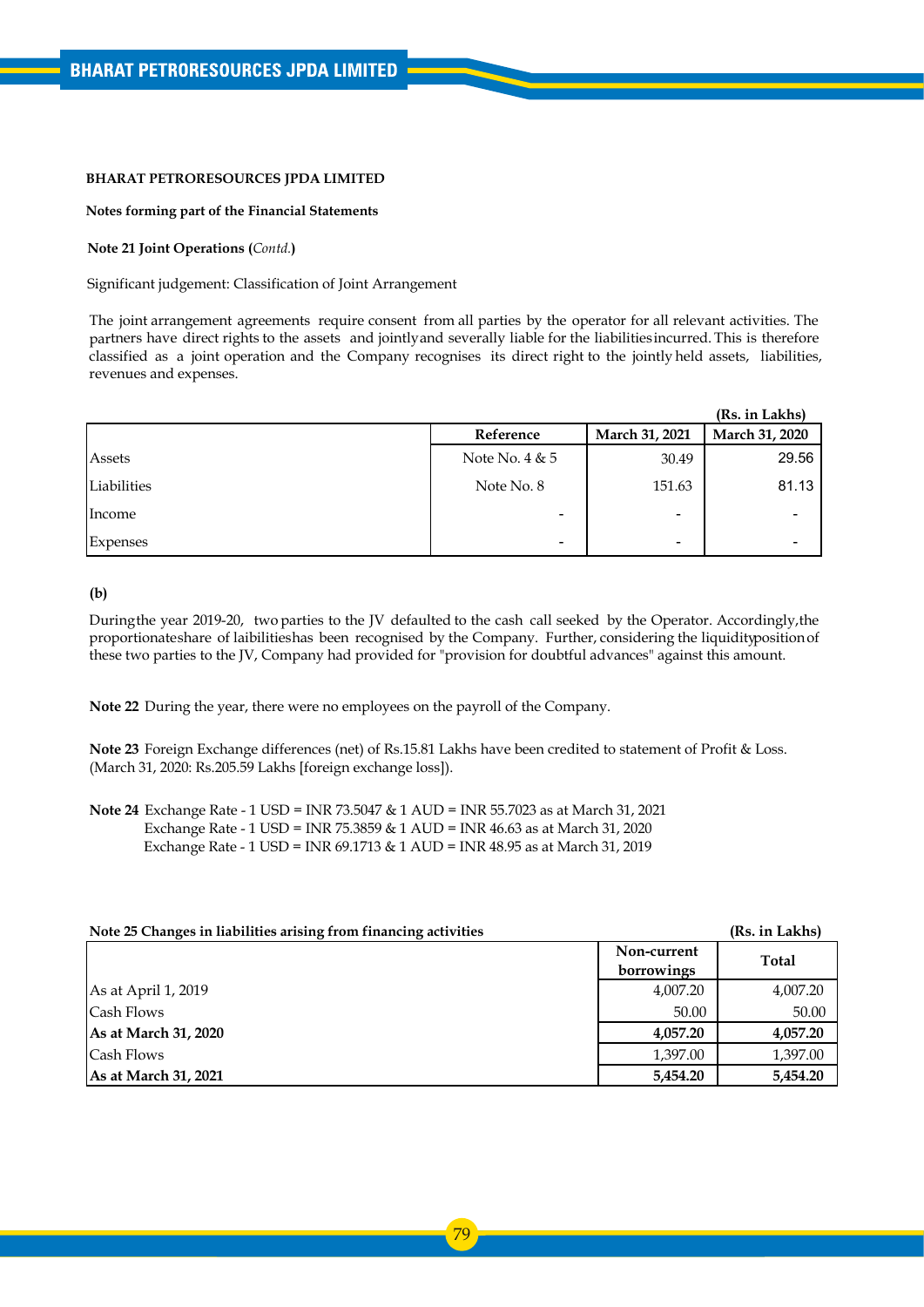**BHARAT PETRORESOURCES JPDA LIMITED**

**Notes forming part of the Financial Statements**

**Note 21 Joint Operations (*Contd.*)**

Significant judgement: Classification of Joint Arrangement

The joint arrangement agreements require consent from all parties by the operator for all relevant activities. The partners have direct rights to the assets and jointly and severally liable for the liabilities incurred. This is therefore classified as a joint operation and the Company recognises its direct right to the jointly held assets, liabilities, revenues and expenses.

**(Rs. in Lakhs)**

| | Reference | March 31, 2021 | March 31, 2020 |
|---|---|---|---|
| Assets | Note No. 4 & 5 | 30.49 | 29.56 |
| Liabilities | Note No. 8 | 151.63 | 81.13 |
| Income | - | - | - |
| Expenses | - | - | - |

**(b)**

During the year 2019-20, two parties to the JV defaulted to the cash call seeked by the Operator. Accordingly, the proportionate share of laibilities has been recognised by the Company. Further, considering the liquidity position of these two parties to the JV, Company had provided for "provision for doubtful advances" against this amount.

**Note 22** During the year, there were no employees on the payroll of the Company.

**Note 23** Foreign Exchange differences (net) of Rs.15.81 Lakhs have been credited to statement of Profit & Loss. (March 31, 2020: Rs.205.59 Lakhs [foreign exchange loss]).

**Note 24** Exchange Rate - 1 USD = INR 73.5047 & 1 AUD = INR 55.7023 as at March 31, 2021
Exchange Rate - 1 USD = INR 75.3859 & 1 AUD = INR 46.63 as at March 31, 2020
Exchange Rate - 1 USD = INR 69.1713 & 1 AUD = INR 48.95 as at March 31, 2019

**Note 25 Changes in liabilities arising from financing activities** **(Rs. in Lakhs)**

| | Non-current borrowings | Total |
|---|---|---|
| As at April 1, 2019 | 4,007.20 | 4,007.20 |
| Cash Flows | 50.00 | 50.00 |
| **As at March 31, 2020** | **4,057.20** | **4,057.20** |
| Cash Flows | 1,397.00 | 1,397.00 |
| **As at March 31, 2021** | **5,454.20** | **5,454.20** |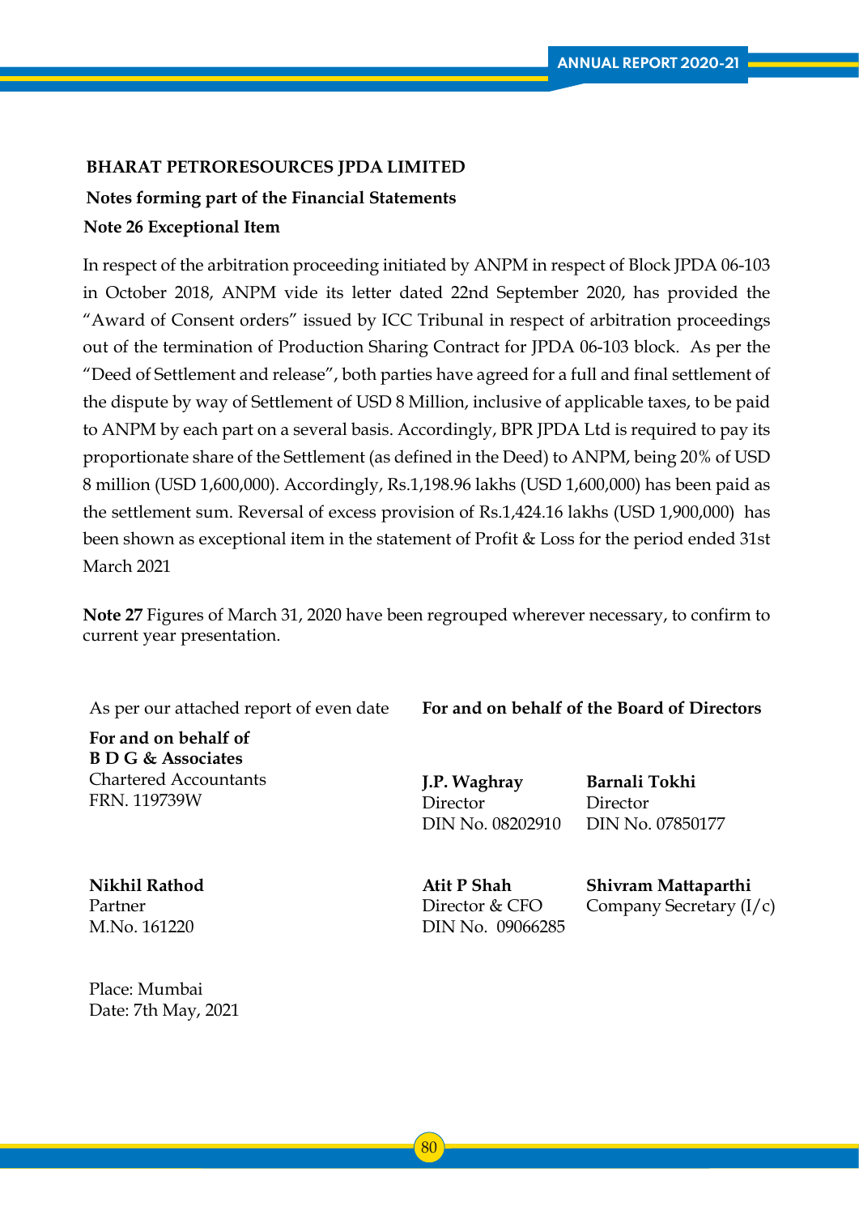**BHARAT PETRORESOURCES JPDA LIMITED**

**Notes forming part of the Financial Statements**

**Note 26 Exceptional Item**

In respect of the arbitration proceeding initiated by ANPM in respect of Block JPDA 06-103 in October 2018, ANPM vide its letter dated 22nd September 2020, has provided the "Award of Consent orders" issued by ICC Tribunal in respect of arbitration proceedings out of the termination of Production Sharing Contract for JPDA 06-103 block. As per the "Deed of Settlement and release", both parties have agreed for a full and final settlement of the dispute by way of Settlement of USD 8 Million, inclusive of applicable taxes, to be paid to ANPM by each part on a several basis. Accordingly, BPR JPDA Ltd is required to pay its proportionate share of the Settlement (as defined in the Deed) to ANPM, being 20% of USD 8 million (USD 1,600,000). Accordingly, Rs.1,198.96 lakhs (USD 1,600,000) has been paid as the settlement sum. Reversal of excess provision of Rs.1,424.16 lakhs (USD 1,900,000) has been shown as exceptional item in the statement of Profit & Loss for the period ended 31st March 2021

**Note 27** Figures of March 31, 2020 have been regrouped wherever necessary, to confirm to current year presentation.

As per our attached report of even date

**For and on behalf of**
**B D G & Associates**
Chartered Accountants
FRN. 119739W

**Nikhil Rathod**
Partner
M.No. 161220

Place: Mumbai
Date: 7th May, 2021

**For and on behalf of the Board of Directors**

**J.P. Waghray**
Director
DIN No. 08202910

**Barnali Tokhi**
Director
DIN No. 07850177

**Atit P Shah**
Director & CFO
DIN No. 09066285

**Shivram Mattaparthi**
Company Secretary (I/c)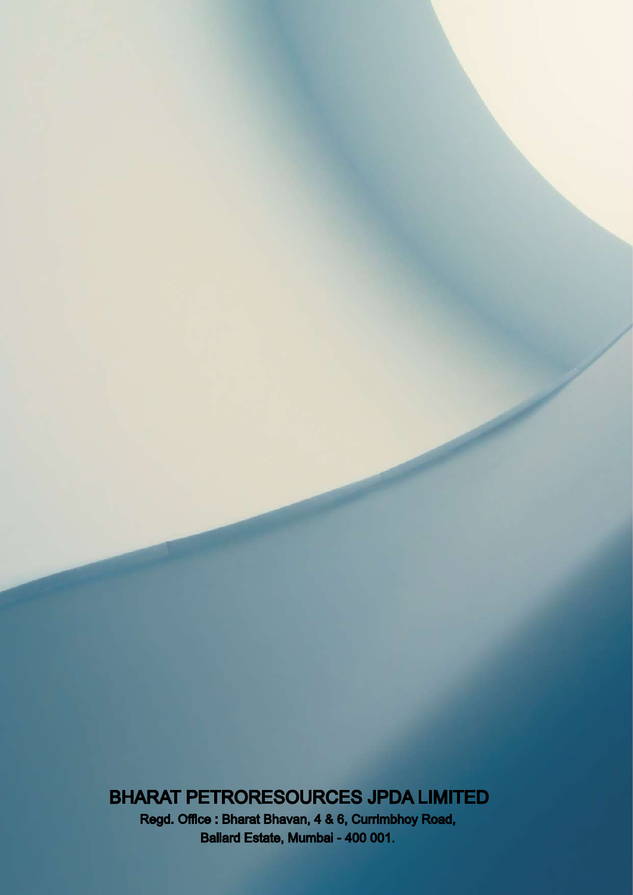**BHARAT PETRORESOURCES JPDA LIMITED**

Regd. Office : Bharat Bhavan, 4 & 6, Currimbhoy Road,
Ballard Estate, Mumbai - 400 001.